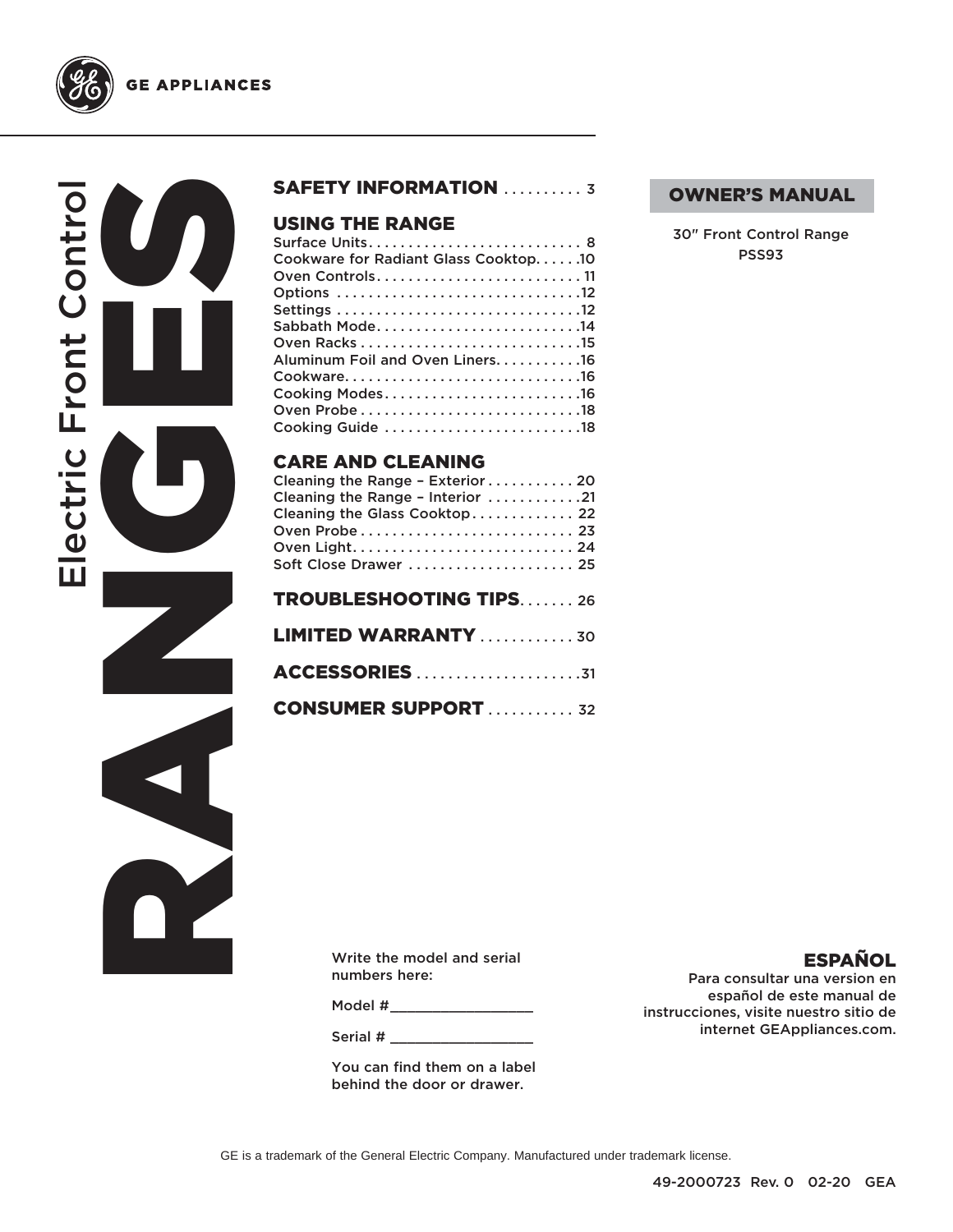GE APPLIANCES

# Electric Front Control RANGES

## SAFETY INFORMATION .......... 3

## USING THE RANGE

Surface Units. . . . . . . . . . . . . . . . . . . . . . . . . . 8
Cookware for Radiant Glass Cooktop. . . . . .10
Oven Controls. . . . . . . . . . . . . . . . . . . . . . . . . 11
Options . . . . . . . . . . . . . . . . . . . . . . . . . . . . . .12
Settings . . . . . . . . . . . . . . . . . . . . . . . . . . . . . .12
Sabbath Mode. . . . . . . . . . . . . . . . . . . . . . . . .14
Oven Racks . . . . . . . . . . . . . . . . . . . . . . . . . . .15
Aluminum Foil and Oven Liners. . . . . . . . . . .16
Cookware. . . . . . . . . . . . . . . . . . . . . . . . . . . . .16
Cooking Modes. . . . . . . . . . . . . . . . . . . . . . . .16
Oven Probe . . . . . . . . . . . . . . . . . . . . . . . . . . .18
Cooking Guide . . . . . . . . . . . . . . . . . . . . . . . .18

## CARE AND CLEANING

Cleaning the Range – Exterior . . . . . . . . . . . 20
Cleaning the Range – Interior . . . . . . . . . . . .21
Cleaning the Glass Cooktop. . . . . . . . . . . . . 22
Oven Probe . . . . . . . . . . . . . . . . . . . . . . . . . . 23
Oven Light. . . . . . . . . . . . . . . . . . . . . . . . . . . 24
Soft Close Drawer . . . . . . . . . . . . . . . . . . . . 25

## TROUBLESHOOTING TIPS....... 26

## LIMITED WARRANTY ............ 30

## ACCESSORIES .....................31

## CONSUMER SUPPORT ........... 32

**OWNER'S MANUAL**

30" Front Control Range
PSS93

Write the model and serial numbers here:

Model #_________________

Serial # _________________

You can find them on a label behind the door or drawer.

**ESPAÑOL**

Para consultar una version en español de este manual de instrucciones, visite nuestro sitio de internet GEAppliances.com.

GE is a trademark of the General Electric Company. Manufactured under trademark license.

49-2000723 Rev. 0 02-20 GEA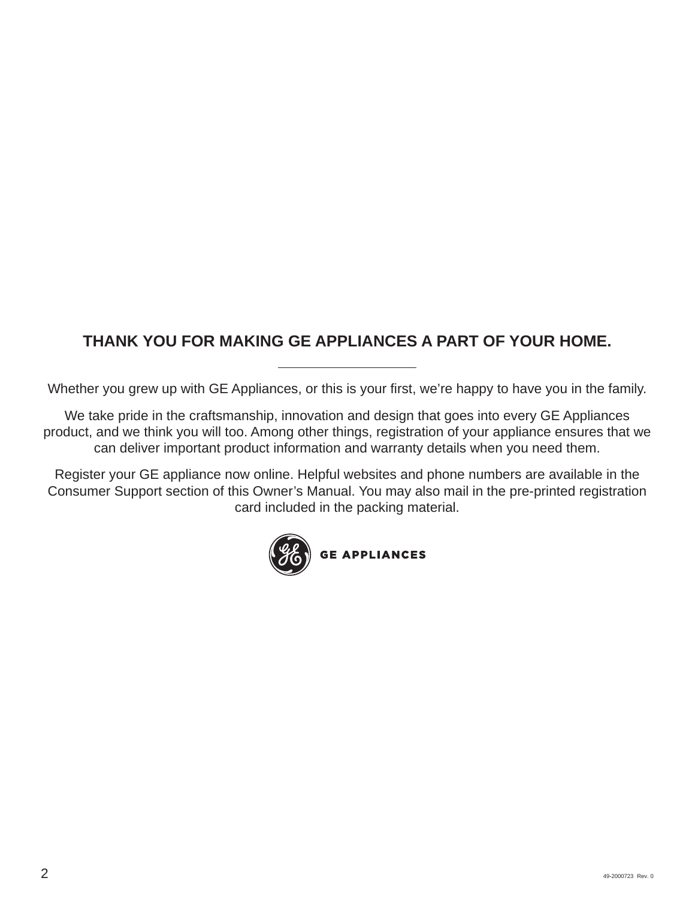## THANK YOU FOR MAKING GE APPLIANCES A PART OF YOUR HOME.

---

Whether you grew up with GE Appliances, or this is your first, we're happy to have you in the family.

We take pride in the craftsmanship, innovation and design that goes into every GE Appliances product, and we think you will too. Among other things, registration of your appliance ensures that we can deliver important product information and warranty details when you need them.

Register your GE appliance now online. Helpful websites and phone numbers are available in the Consumer Support section of this Owner's Manual. You may also mail in the pre-printed registration card included in the packing material.

GE APPLIANCES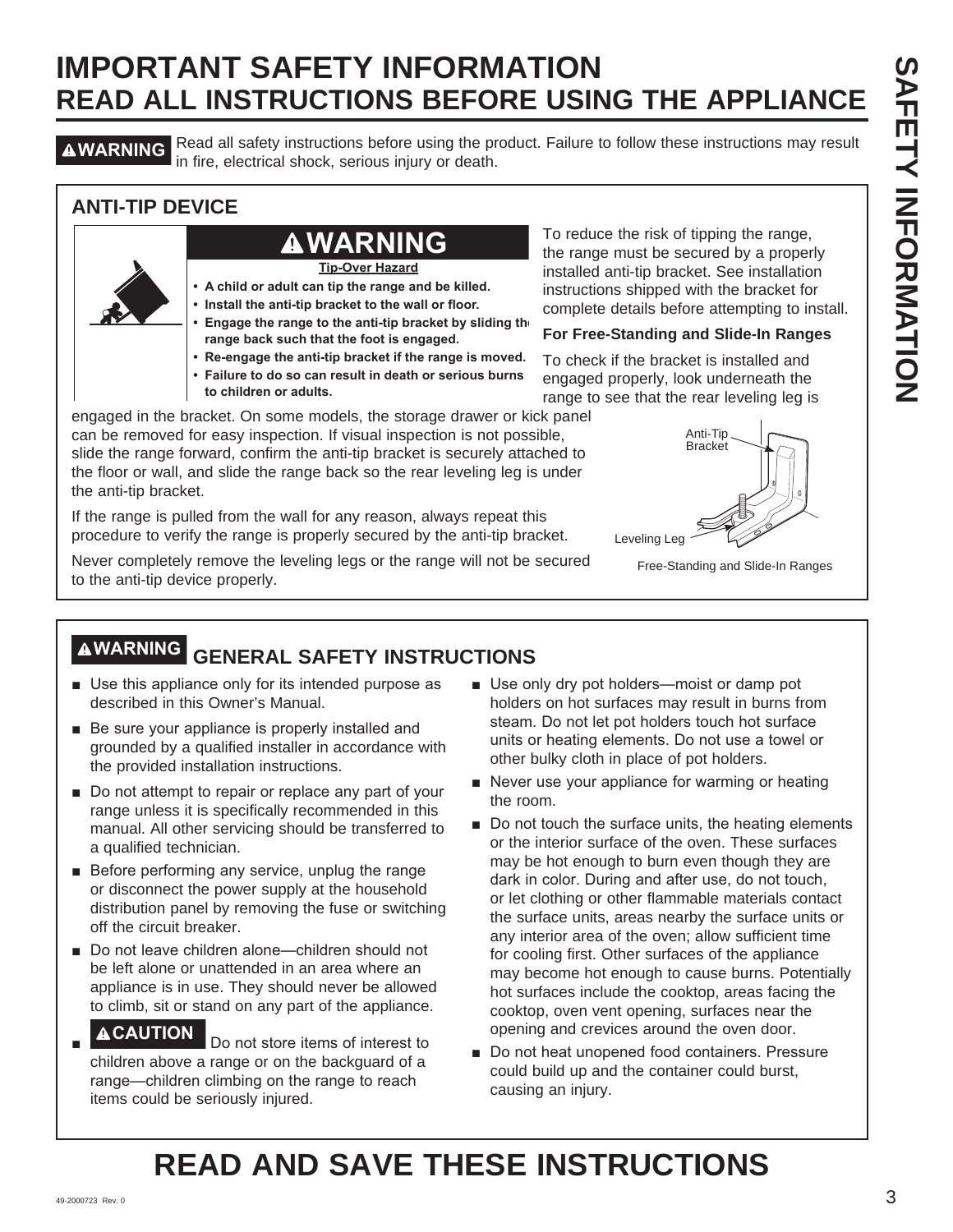# IMPORTANT SAFETY INFORMATION
## READ ALL INSTRUCTIONS BEFORE USING THE APPLIANCE

**⚠WARNING** Read all safety instructions before using the product. Failure to follow these instructions may result in fire, electrical shock, serious injury or death.

### ANTI-TIP DEVICE

**⚠WARNING**

**Tip-Over Hazard**

- **A child or adult can tip the range and be killed.**
- **Install the anti-tip bracket to the wall or floor.**
- **Engage the range to the anti-tip bracket by sliding the range back such that the foot is engaged.**
- **Re-engage the anti-tip bracket if the range is moved.**
- **Failure to do so can result in death or serious burns to children or adults.**

To reduce the risk of tipping the range, the range must be secured by a properly installed anti-tip bracket. See installation instructions shipped with the bracket for complete details before attempting to install.

**For Free-Standing and Slide-In Ranges**

To check if the bracket is installed and engaged properly, look underneath the range to see that the rear leveling leg is engaged in the bracket. On some models, the storage drawer or kick panel can be removed for easy inspection. If visual inspection is not possible, slide the range forward, confirm the anti-tip bracket is securely attached to the floor or wall, and slide the range back so the rear leveling leg is under the anti-tip bracket.

If the range is pulled from the wall for any reason, always repeat this procedure to verify the range is properly secured by the anti-tip bracket.

Never completely remove the leveling legs or the range will not be secured to the anti-tip device properly.

Anti-Tip Bracket

Leveling Leg

Free-Standing and Slide-In Ranges

### ⚠WARNING GENERAL SAFETY INSTRUCTIONS

- Use this appliance only for its intended purpose as described in this Owner's Manual.
- Be sure your appliance is properly installed and grounded by a qualified installer in accordance with the provided installation instructions.
- Do not attempt to repair or replace any part of your range unless it is specifically recommended in this manual. All other servicing should be transferred to a qualified technician.
- Before performing any service, unplug the range or disconnect the power supply at the household distribution panel by removing the fuse or switching off the circuit breaker.
- Do not leave children alone—children should not be left alone or unattended in an area where an appliance is in use. They should never be allowed to climb, sit or stand on any part of the appliance.
- **⚠CAUTION** Do not store items of interest to children above a range or on the backguard of a range—children climbing on the range to reach items could be seriously injured.
- Use only dry pot holders—moist or damp pot holders on hot surfaces may result in burns from steam. Do not let pot holders touch hot surface units or heating elements. Do not use a towel or other bulky cloth in place of pot holders.
- Never use your appliance for warming or heating the room.
- Do not touch the surface units, the heating elements or the interior surface of the oven. These surfaces may be hot enough to burn even though they are dark in color. During and after use, do not touch, or let clothing or other flammable materials contact the surface units, areas nearby the surface units or any interior area of the oven; allow sufficient time for cooling first. Other surfaces of the appliance may become hot enough to cause burns. Potentially hot surfaces include the cooktop, areas facing the cooktop, oven vent opening, surfaces near the opening and crevices around the oven door.
- Do not heat unopened food containers. Pressure could build up and the container could burst, causing an injury.

# READ AND SAVE THESE INSTRUCTIONS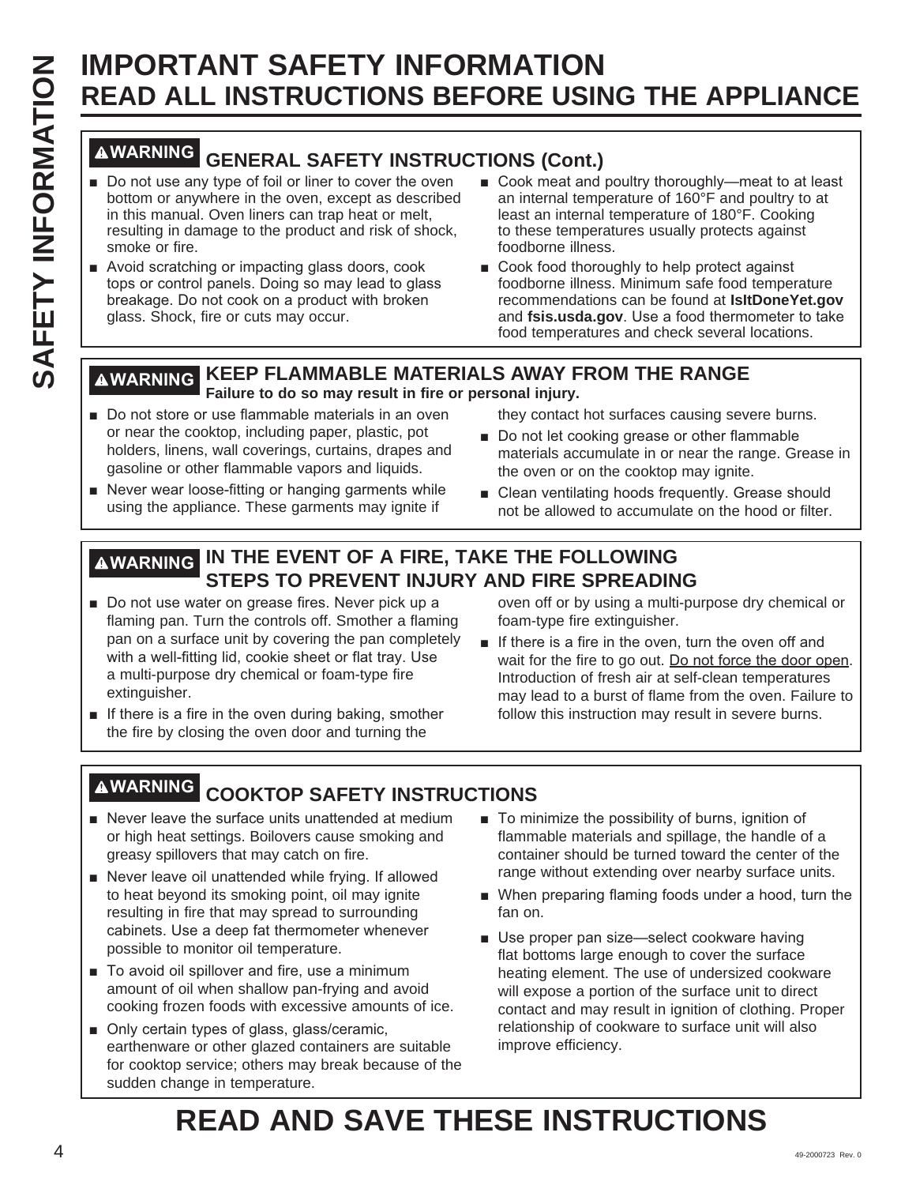# IMPORTANT SAFETY INFORMATION
## READ ALL INSTRUCTIONS BEFORE USING THE APPLIANCE

### ⚠WARNING GENERAL SAFETY INSTRUCTIONS (Cont.)

- Do not use any type of foil or liner to cover the oven bottom or anywhere in the oven, except as described in this manual. Oven liners can trap heat or melt, resulting in damage to the product and risk of shock, smoke or fire.
- Avoid scratching or impacting glass doors, cook tops or control panels. Doing so may lead to glass breakage. Do not cook on a product with broken glass. Shock, fire or cuts may occur.
- Cook meat and poultry thoroughly—meat to at least an internal temperature of 160°F and poultry to at least an internal temperature of 180°F. Cooking to these temperatures usually protects against foodborne illness.
- Cook food thoroughly to help protect against foodborne illness. Minimum safe food temperature recommendations can be found at **IsItDoneYet.gov** and **fsis.usda.gov**. Use a food thermometer to take food temperatures and check several locations.

### ⚠WARNING KEEP FLAMMABLE MATERIALS AWAY FROM THE RANGE

**Failure to do so may result in fire or personal injury.**

- Do not store or use flammable materials in an oven or near the cooktop, including paper, plastic, pot holders, linens, wall coverings, curtains, drapes and gasoline or other flammable vapors and liquids.
- Never wear loose-fitting or hanging garments while using the appliance. These garments may ignite if they contact hot surfaces causing severe burns.
- Do not let cooking grease or other flammable materials accumulate in or near the range. Grease in the oven or on the cooktop may ignite.
- Clean ventilating hoods frequently. Grease should not be allowed to accumulate on the hood or filter.

### ⚠WARNING IN THE EVENT OF A FIRE, TAKE THE FOLLOWING STEPS TO PREVENT INJURY AND FIRE SPREADING

- Do not use water on grease fires. Never pick up a flaming pan. Turn the controls off. Smother a flaming pan on a surface unit by covering the pan completely with a well-fitting lid, cookie sheet or flat tray. Use a multi-purpose dry chemical or foam-type fire extinguisher.
- If there is a fire in the oven during baking, smother the fire by closing the oven door and turning the oven off or by using a multi-purpose dry chemical or foam-type fire extinguisher.
- If there is a fire in the oven, turn the oven off and wait for the fire to go out. <u>Do not force the door open</u>. Introduction of fresh air at self-clean temperatures may lead to a burst of flame from the oven. Failure to follow this instruction may result in severe burns.

### ⚠WARNING COOKTOP SAFETY INSTRUCTIONS

- Never leave the surface units unattended at medium or high heat settings. Boilovers cause smoking and greasy spillovers that may catch on fire.
- Never leave oil unattended while frying. If allowed to heat beyond its smoking point, oil may ignite resulting in fire that may spread to surrounding cabinets. Use a deep fat thermometer whenever possible to monitor oil temperature.
- To avoid oil spillover and fire, use a minimum amount of oil when shallow pan-frying and avoid cooking frozen foods with excessive amounts of ice.
- Only certain types of glass, glass/ceramic, earthenware or other glazed containers are suitable for cooktop service; others may break because of the sudden change in temperature.
- To minimize the possibility of burns, ignition of flammable materials and spillage, the handle of a container should be turned toward the center of the range without extending over nearby surface units.
- When preparing flaming foods under a hood, turn the fan on.
- Use proper pan size—select cookware having flat bottoms large enough to cover the surface heating element. The use of undersized cookware will expose a portion of the surface unit to direct contact and may result in ignition of clothing. Proper relationship of cookware to surface unit will also improve efficiency.

## READ AND SAVE THESE INSTRUCTIONS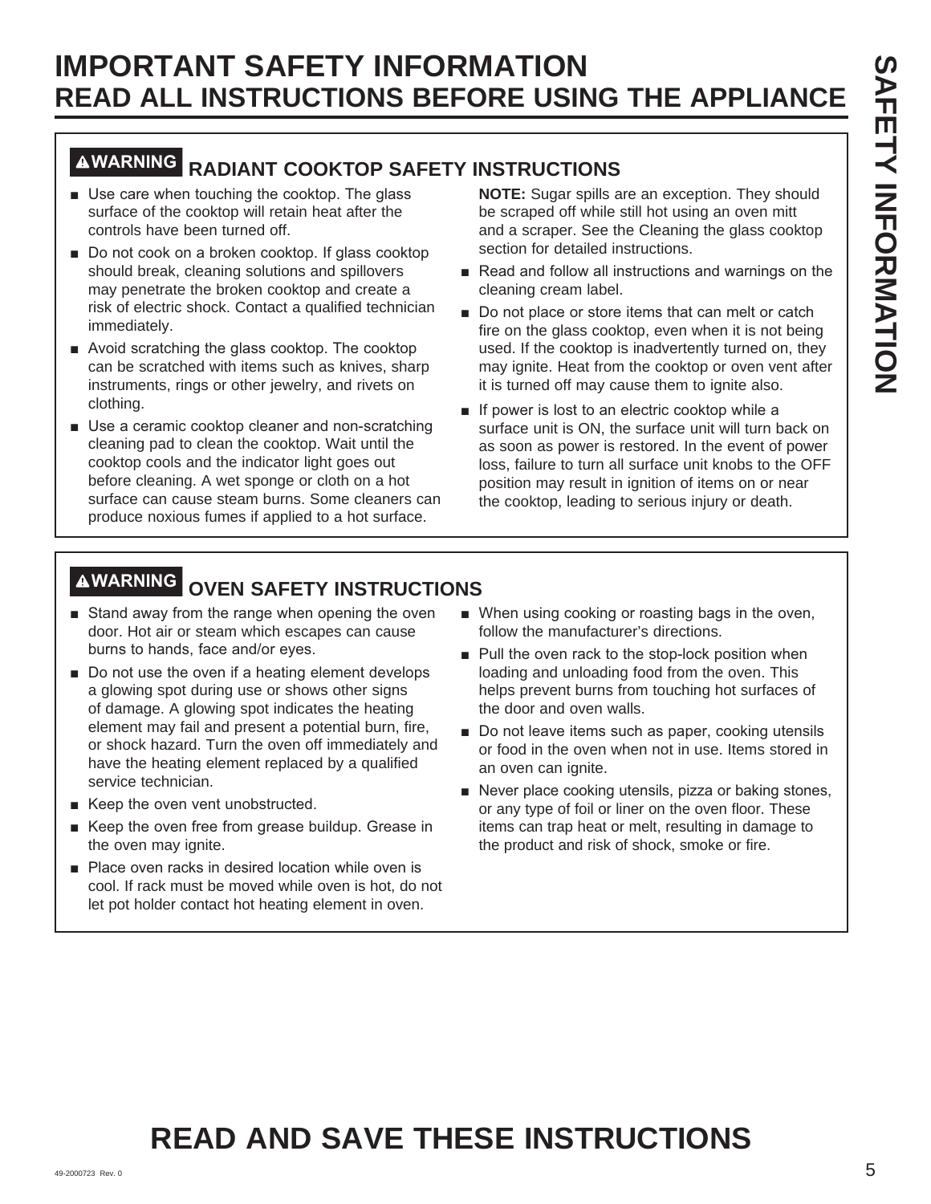# IMPORTANT SAFETY INFORMATION
## READ ALL INSTRUCTIONS BEFORE USING THE APPLIANCE

### ⚠WARNING RADIANT COOKTOP SAFETY INSTRUCTIONS

- Use care when touching the cooktop. The glass surface of the cooktop will retain heat after the controls have been turned off.
- Do not cook on a broken cooktop. If glass cooktop should break, cleaning solutions and spillovers may penetrate the broken cooktop and create a risk of electric shock. Contact a qualified technician immediately.
- Avoid scratching the glass cooktop. The cooktop can be scratched with items such as knives, sharp instruments, rings or other jewelry, and rivets on clothing.
- Use a ceramic cooktop cleaner and non-scratching cleaning pad to clean the cooktop. Wait until the cooktop cools and the indicator light goes out before cleaning. A wet sponge or cloth on a hot surface can cause steam burns. Some cleaners can produce noxious fumes if applied to a hot surface.

  **NOTE:** Sugar spills are an exception. They should be scraped off while still hot using an oven mitt and a scraper. See the Cleaning the glass cooktop section for detailed instructions.
- Read and follow all instructions and warnings on the cleaning cream label.
- Do not place or store items that can melt or catch fire on the glass cooktop, even when it is not being used. If the cooktop is inadvertently turned on, they may ignite. Heat from the cooktop or oven vent after it is turned off may cause them to ignite also.
- If power is lost to an electric cooktop while a surface unit is ON, the surface unit will turn back on as soon as power is restored. In the event of power loss, failure to turn all surface unit knobs to the OFF position may result in ignition of items on or near the cooktop, leading to serious injury or death.

### ⚠WARNING OVEN SAFETY INSTRUCTIONS

- Stand away from the range when opening the oven door. Hot air or steam which escapes can cause burns to hands, face and/or eyes.
- Do not use the oven if a heating element develops a glowing spot during use or shows other signs of damage. A glowing spot indicates the heating element may fail and present a potential burn, fire, or shock hazard. Turn the oven off immediately and have the heating element replaced by a qualified service technician.
- Keep the oven vent unobstructed.
- Keep the oven free from grease buildup. Grease in the oven may ignite.
- Place oven racks in desired location while oven is cool. If rack must be moved while oven is hot, do not let pot holder contact hot heating element in oven.
- When using cooking or roasting bags in the oven, follow the manufacturer's directions.
- Pull the oven rack to the stop-lock position when loading and unloading food from the oven. This helps prevent burns from touching hot surfaces of the door and oven walls.
- Do not leave items such as paper, cooking utensils or food in the oven when not in use. Items stored in an oven can ignite.
- Never place cooking utensils, pizza or baking stones, or any type of foil or liner on the oven floor. These items can trap heat or melt, resulting in damage to the product and risk of shock, smoke or fire.

## READ AND SAVE THESE INSTRUCTIONS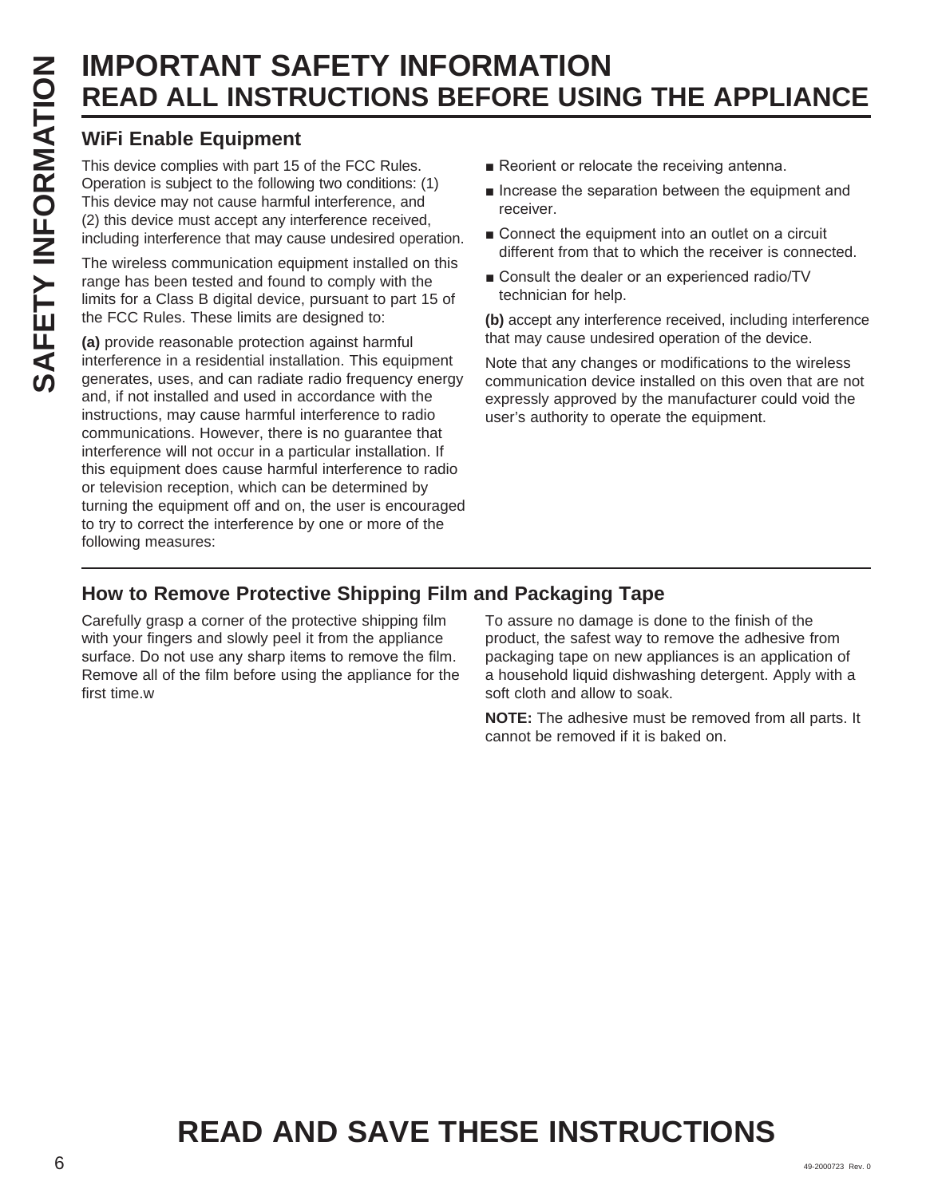# IMPORTANT SAFETY INFORMATION
## READ ALL INSTRUCTIONS BEFORE USING THE APPLIANCE

### WiFi Enable Equipment

This device complies with part 15 of the FCC Rules. Operation is subject to the following two conditions: (1) This device may not cause harmful interference, and (2) this device must accept any interference received, including interference that may cause undesired operation.

The wireless communication equipment installed on this range has been tested and found to comply with the limits for a Class B digital device, pursuant to part 15 of the FCC Rules. These limits are designed to:

**(a)** provide reasonable protection against harmful interference in a residential installation. This equipment generates, uses, and can radiate radio frequency energy and, if not installed and used in accordance with the instructions, may cause harmful interference to radio communications. However, there is no guarantee that interference will not occur in a particular installation. If this equipment does cause harmful interference to radio or television reception, which can be determined by turning the equipment off and on, the user is encouraged to try to correct the interference by one or more of the following measures:

- Reorient or relocate the receiving antenna.
- Increase the separation between the equipment and receiver.
- Connect the equipment into an outlet on a circuit different from that to which the receiver is connected.
- Consult the dealer or an experienced radio/TV technician for help.

**(b)** accept any interference received, including interference that may cause undesired operation of the device.

Note that any changes or modifications to the wireless communication device installed on this oven that are not expressly approved by the manufacturer could void the user's authority to operate the equipment.

### How to Remove Protective Shipping Film and Packaging Tape

Carefully grasp a corner of the protective shipping film with your fingers and slowly peel it from the appliance surface. Do not use any sharp items to remove the film. Remove all of the film before using the appliance for the first time.w

To assure no damage is done to the finish of the product, the safest way to remove the adhesive from packaging tape on new appliances is an application of a household liquid dishwashing detergent. Apply with a soft cloth and allow to soak.

**NOTE:** The adhesive must be removed from all parts. It cannot be removed if it is baked on.

# READ AND SAVE THESE INSTRUCTIONS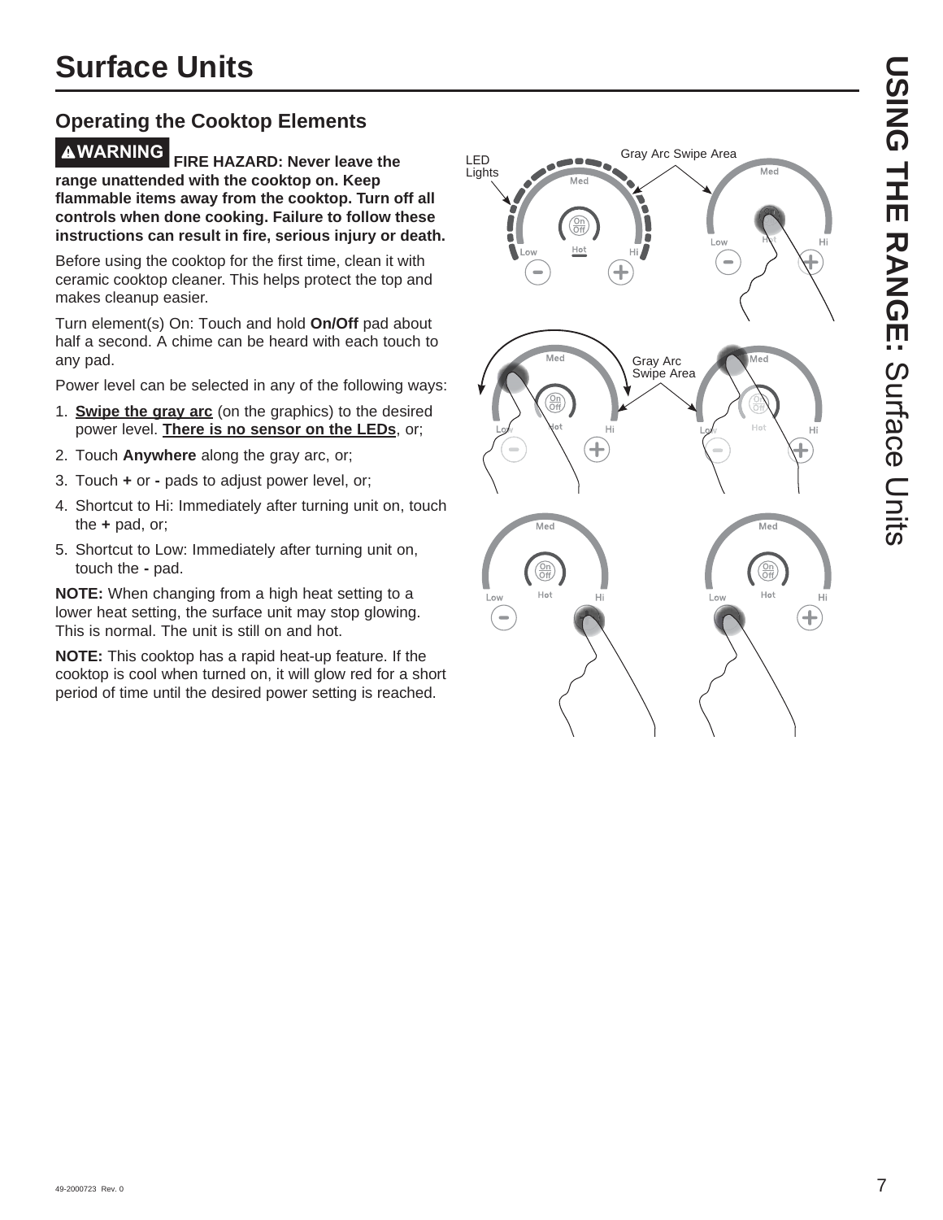# Surface Units

## Operating the Cooktop Elements

**⚠WARNING FIRE HAZARD: Never leave the range unattended with the cooktop on. Keep flammable items away from the cooktop. Turn off all controls when done cooking. Failure to follow these instructions can result in fire, serious injury or death.**

Before using the cooktop for the first time, clean it with ceramic cooktop cleaner. This helps protect the top and makes cleanup easier.

Turn element(s) On: Touch and hold **On/Off** pad about half a second. A chime can be heard with each touch to any pad.

Power level can be selected in any of the following ways:

1. **Swipe the gray arc** (on the graphics) to the desired power level. **There is no sensor on the LEDs**, or;
2. Touch **Anywhere** along the gray arc, or;
3. Touch **+** or **-** pads to adjust power level, or;
4. Shortcut to Hi: Immediately after turning unit on, touch the **+** pad, or;
5. Shortcut to Low: Immediately after turning unit on, touch the **-** pad.

**NOTE:** When changing from a high heat setting to a lower heat setting, the surface unit may stop glowing. This is normal. The unit is still on and hot.

**NOTE:** This cooktop has a rapid heat-up feature. If the cooktop is cool when turned on, it will glow red for a short period of time until the desired power setting is reached.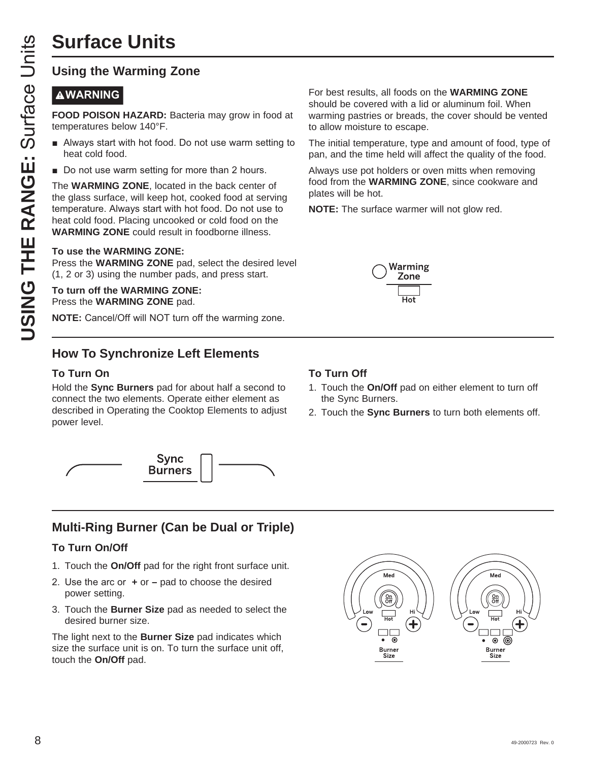# Surface Units

## Using the Warming Zone

**⚠WARNING**

**FOOD POISON HAZARD:** Bacteria may grow in food at temperatures below 140°F.

- Always start with hot food. Do not use warm setting to heat cold food.
- Do not use warm setting for more than 2 hours.

The **WARMING ZONE**, located in the back center of the glass surface, will keep hot, cooked food at serving temperature. Always start with hot food. Do not use to heat cold food. Placing uncooked or cold food on the **WARMING ZONE** could result in foodborne illness.

**To use the WARMING ZONE:**
Press the **WARMING ZONE** pad, select the desired level (1, 2 or 3) using the number pads, and press start.

**To turn off the WARMING ZONE:**
Press the **WARMING ZONE** pad.

**NOTE:** Cancel/Off will NOT turn off the warming zone.

For best results, all foods on the **WARMING ZONE** should be covered with a lid or aluminum foil. When warming pastries or breads, the cover should be vented to allow moisture to escape.

The initial temperature, type and amount of food, type of pan, and the time held will affect the quality of the food.

Always use pot holders or oven mitts when removing food from the **WARMING ZONE**, since cookware and plates will be hot.

**NOTE:** The surface warmer will not glow red.

Warming Zone
Hot

## How To Synchronize Left Elements

### To Turn On

Hold the **Sync Burners** pad for about half a second to connect the two elements. Operate either element as described in Operating the Cooktop Elements to adjust power level.

Sync Burners

### To Turn Off

1. Touch the **On/Off** pad on either element to turn off the Sync Burners.
2. Touch the **Sync Burners** to turn both elements off.

## Multi-Ring Burner (Can be Dual or Triple)

### To Turn On/Off

1. Touch the **On/Off** pad for the right front surface unit.
2. Use the arc or **+** or **–** pad to choose the desired power setting.
3. Touch the **Burner Size** pad as needed to select the desired burner size.

The light next to the **Burner Size** pad indicates which size the surface unit is on. To turn the surface unit off, touch the **On/Off** pad.

Med, On Off, Low, Hi, Hot, Burner Size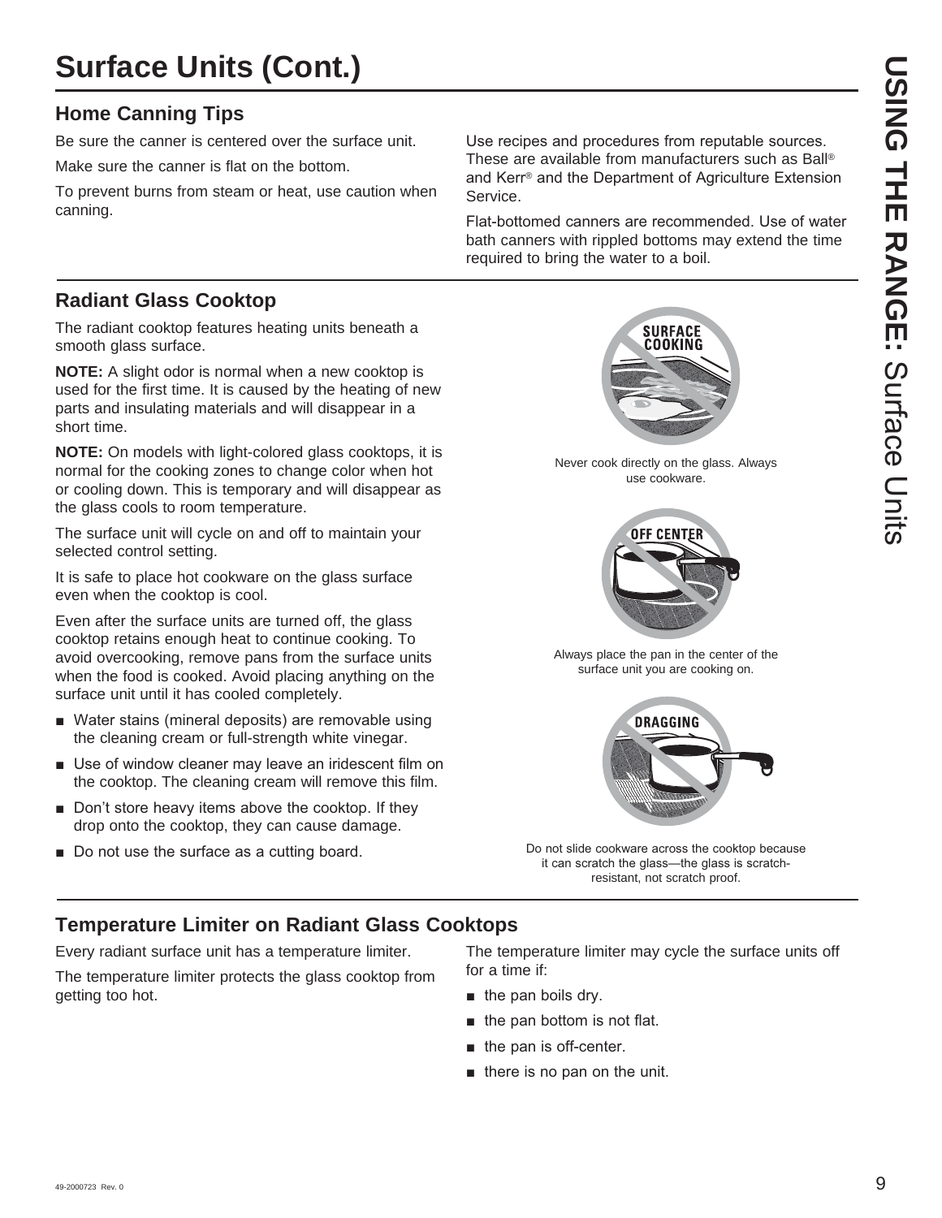# Surface Units (Cont.)

## Home Canning Tips

Be sure the canner is centered over the surface unit.

Make sure the canner is flat on the bottom.

To prevent burns from steam or heat, use caution when canning.

Use recipes and procedures from reputable sources. These are available from manufacturers such as Ball® and Kerr® and the Department of Agriculture Extension Service.

Flat-bottomed canners are recommended. Use of water bath canners with rippled bottoms may extend the time required to bring the water to a boil.

## Radiant Glass Cooktop

The radiant cooktop features heating units beneath a smooth glass surface.

**NOTE:** A slight odor is normal when a new cooktop is used for the first time. It is caused by the heating of new parts and insulating materials and will disappear in a short time.

**NOTE:** On models with light-colored glass cooktops, it is normal for the cooking zones to change color when hot or cooling down. This is temporary and will disappear as the glass cools to room temperature.

The surface unit will cycle on and off to maintain your selected control setting.

It is safe to place hot cookware on the glass surface even when the cooktop is cool.

Even after the surface units are turned off, the glass cooktop retains enough heat to continue cooking. To avoid overcooking, remove pans from the surface units when the food is cooked. Avoid placing anything on the surface unit until it has cooled completely.

- Water stains (mineral deposits) are removable using the cleaning cream or full-strength white vinegar.
- Use of window cleaner may leave an iridescent film on the cooktop. The cleaning cream will remove this film.
- Don't store heavy items above the cooktop. If they drop onto the cooktop, they can cause damage.
- Do not use the surface as a cutting board.

SURFACE COOKING

Never cook directly on the glass. Always use cookware.

OFF CENTER

Always place the pan in the center of the surface unit you are cooking on.

DRAGGING

Do not slide cookware across the cooktop because it can scratch the glass—the glass is scratch-resistant, not scratch proof.

## Temperature Limiter on Radiant Glass Cooktops

Every radiant surface unit has a temperature limiter.

The temperature limiter protects the glass cooktop from getting too hot.

The temperature limiter may cycle the surface units off for a time if:

- the pan boils dry.
- the pan bottom is not flat.
- the pan is off-center.
- there is no pan on the unit.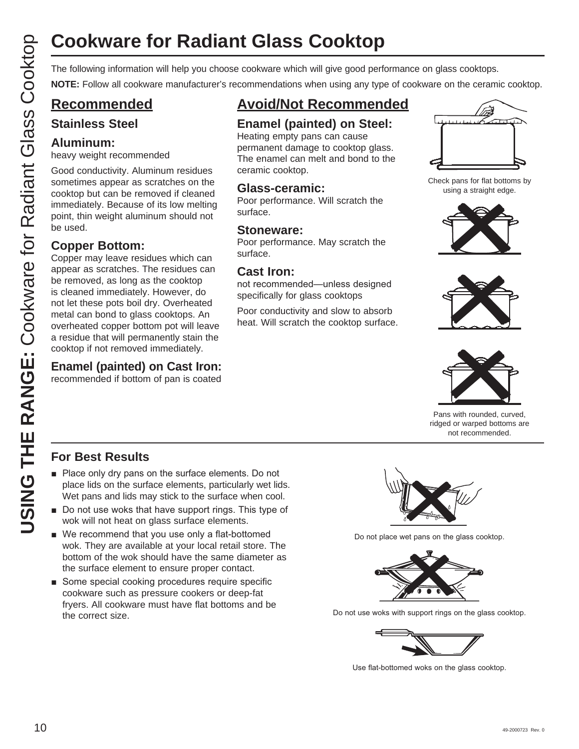# Cookware for Radiant Glass Cooktop

The following information will help you choose cookware which will give good performance on glass cooktops.

**NOTE:** Follow all cookware manufacturer's recommendations when using any type of cookware on the ceramic cooktop.

## Recommended

### Stainless Steel

### Aluminum:

heavy weight recommended

Good conductivity. Aluminum residues sometimes appear as scratches on the cooktop but can be removed if cleaned immediately. Because of its low melting point, thin weight aluminum should not be used.

### Copper Bottom:

Copper may leave residues which can appear as scratches. The residues can be removed, as long as the cooktop is cleaned immediately. However, do not let these pots boil dry. Overheated metal can bond to glass cooktops. An overheated copper bottom pot will leave a residue that will permanently stain the cooktop if not removed immediately.

### Enamel (painted) on Cast Iron:

recommended if bottom of pan is coated

## Avoid/Not Recommended

### Enamel (painted) on Steel:

Heating empty pans can cause permanent damage to cooktop glass. The enamel can melt and bond to the ceramic cooktop.

### Glass-ceramic:

Poor performance. Will scratch the surface.

### Stoneware:

Poor performance. May scratch the surface.

### Cast Iron:

not recommended—unless designed specifically for glass cooktops

Poor conductivity and slow to absorb heat. Will scratch the cooktop surface.

Check pans for flat bottoms by using a straight edge.

Pans with rounded, curved, ridged or warped bottoms are not recommended.

## For Best Results

- Place only dry pans on the surface elements. Do not place lids on the surface elements, particularly wet lids. Wet pans and lids may stick to the surface when cool.
- Do not use woks that have support rings. This type of wok will not heat on glass surface elements.
- We recommend that you use only a flat-bottomed wok. They are available at your local retail store. The bottom of the wok should have the same diameter as the surface element to ensure proper contact.
- Some special cooking procedures require specific cookware such as pressure cookers or deep-fat fryers. All cookware must have flat bottoms and be the correct size.

Do not place wet pans on the glass cooktop.

Do not use woks with support rings on the glass cooktop.

Use flat-bottomed woks on the glass cooktop.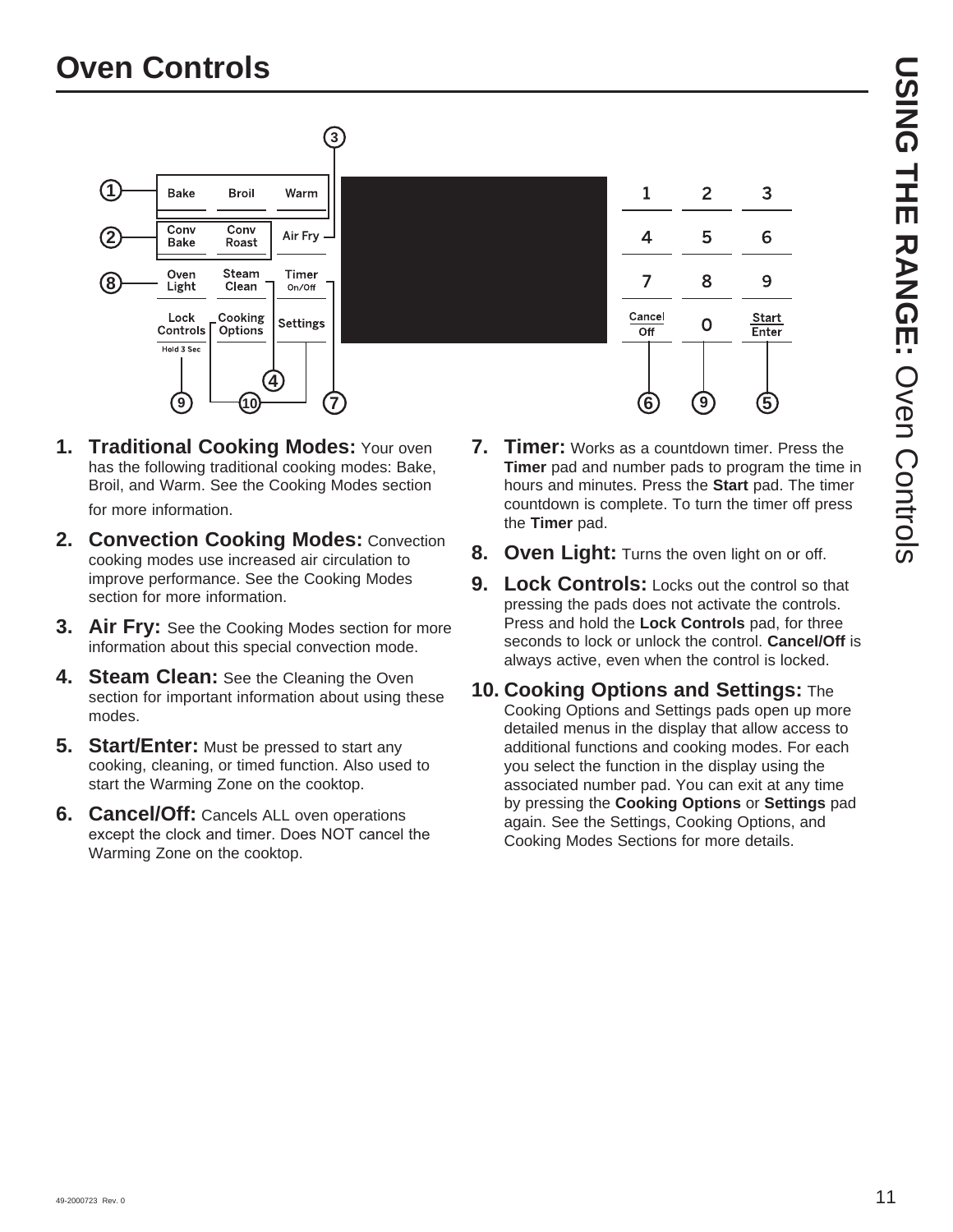# Oven Controls

1. **Traditional Cooking Modes:** Your oven has the following traditional cooking modes: Bake, Broil, and Warm. See the Cooking Modes section for more information.
2. **Convection Cooking Modes:** Convection cooking modes use increased air circulation to improve performance. See the Cooking Modes section for more information.
3. **Air Fry:** See the Cooking Modes section for more information about this special convection mode.
4. **Steam Clean:** See the Cleaning the Oven section for important information about using these modes.
5. **Start/Enter:** Must be pressed to start any cooking, cleaning, or timed function. Also used to start the Warming Zone on the cooktop.
6. **Cancel/Off:** Cancels ALL oven operations except the clock and timer. Does NOT cancel the Warming Zone on the cooktop.
7. **Timer:** Works as a countdown timer. Press the **Timer** pad and number pads to program the time in hours and minutes. Press the **Start** pad. The timer countdown is complete. To turn the timer off press the **Timer** pad.
8. **Oven Light:** Turns the oven light on or off.
9. **Lock Controls:** Locks out the control so that pressing the pads does not activate the controls. Press and hold the **Lock Controls** pad, for three seconds to lock or unlock the control. **Cancel/Off** is always active, even when the control is locked.
10. **Cooking Options and Settings:** The Cooking Options and Settings pads open up more detailed menus in the display that allow access to additional functions and cooking modes. For each you select the function in the display using the associated number pad. You can exit at any time by pressing the **Cooking Options** or **Settings** pad again. See the Settings, Cooking Options, and Cooking Modes Sections for more details.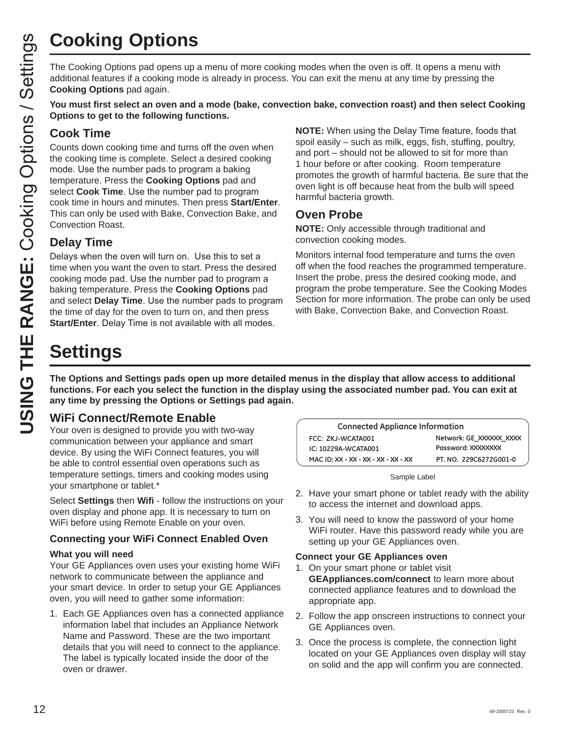# Cooking Options

The Cooking Options pad opens up a menu of more cooking modes when the oven is off. It opens a menu with additional features if a cooking mode is already in process. You can exit the menu at any time by pressing the **Cooking Options** pad again.

**You must first select an oven and a mode (bake, convection bake, convection roast) and then select Cooking Options to get to the following functions.**

## Cook Time

Counts down cooking time and turns off the oven when the cooking time is complete. Select a desired cooking mode. Use the number pads to program a baking temperature. Press the **Cooking Options** pad and select **Cook Time**. Use the number pad to program cook time in hours and minutes. Then press **Start/Enter**. This can only be used with Bake, Convection Bake, and Convection Roast.

## Delay Time

Delays when the oven will turn on. Use this to set a time when you want the oven to start. Press the desired cooking mode pad. Use the number pad to program a baking temperature. Press the **Cooking Options** pad and select **Delay Time**. Use the number pads to program the time of day for the oven to turn on, and then press **Start/Enter**. Delay Time is not available with all modes.

**NOTE:** When using the Delay Time feature, foods that spoil easily – such as milk, eggs, fish, stuffing, poultry, and port – should not be allowed to sit for more than 1 hour before or after cooking. Room temperature promotes the growth of harmful bacteria. Be sure that the oven light is off because heat from the bulb will speed harmful bacteria growth.

## Oven Probe

**NOTE:** Only accessible through traditional and convection cooking modes.

Monitors internal food temperature and turns the oven off when the food reaches the programmed temperature. Insert the probe, press the desired cooking mode, and program the probe temperature. See the Cooking Modes Section for more information. The probe can only be used with Bake, Convection Bake, and Convection Roast.

# Settings

**The Options and Settings pads open up more detailed menus in the display that allow access to additional functions. For each you select the function in the display using the associated number pad. You can exit at any time by pressing the Options or Settings pad again.**

## WiFi Connect/Remote Enable

Your oven is designed to provide you with two-way communication between your appliance and smart device. By using the WiFi Connect features, you will be able to control essential oven operations such as temperature settings, timers and cooking modes using your smartphone or tablet.*

Select **Settings** then **Wifi** - follow the instructions on your oven display and phone app. It is necessary to turn on WiFi before using Remote Enable on your oven.

### Connecting your WiFi Connect Enabled Oven

**What you will need**

Your GE Appliances oven uses your existing home WiFi network to communicate between the appliance and your smart device. In order to setup your GE Appliances oven, you will need to gather some information:

1. Each GE Appliances oven has a connected appliance information label that includes an Appliance Network Name and Password. These are the two important details that you will need to connect to the appliance. The label is typically located inside the door of the oven or drawer.

| Connected Appliance Information | |
|---|---|
| FCC: ZKJ-WCATA001 | Network: GE_XXXXXX_XXXX |
| IC: 10229A-WCATA001 | Password: XXXXXXXX |
| MAC ID: XX - XX - XX - XX - XX - XX | PT. NO. 229C6272G001-0 |

Sample Label

2. Have your smart phone or tablet ready with the ability to access the internet and download apps.
3. You will need to know the password of your home WiFi router. Have this password ready while you are setting up your GE Appliances oven.

**Connect your GE Appliances oven**

1. On your smart phone or tablet visit **GEAppliances.com/connect** to learn more about connected appliance features and to download the appropriate app.
2. Follow the app onscreen instructions to connect your GE Appliances oven.
3. Once the process is complete, the connection light located on your GE Appliances oven display will stay on solid and the app will confirm you are connected.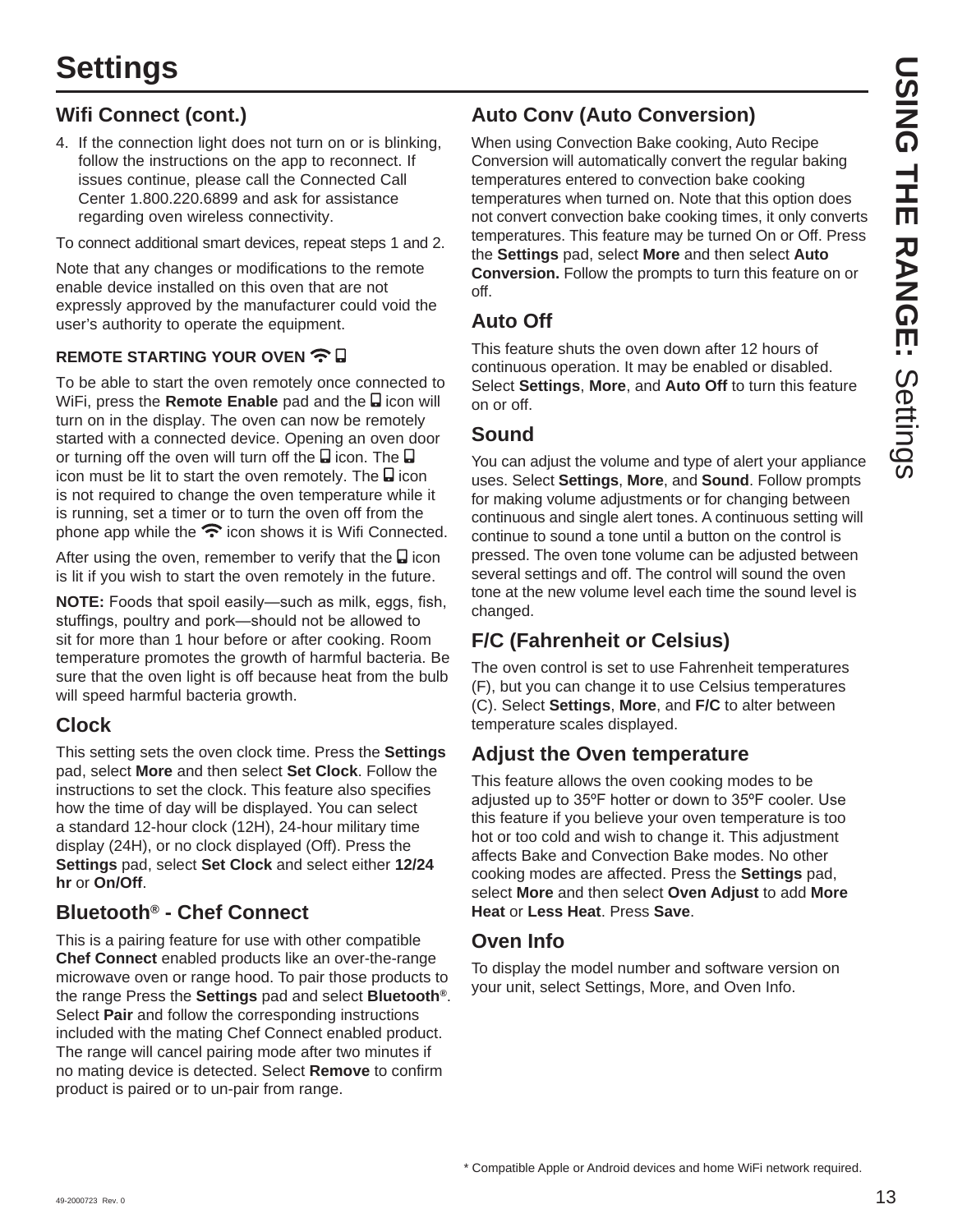# Settings

## Wifi Connect (cont.)

4. If the connection light does not turn on or is blinking, follow the instructions on the app to reconnect. If issues continue, please call the Connected Call Center 1.800.220.6899 and ask for assistance regarding oven wireless connectivity.

To connect additional smart devices, repeat steps 1 and 2.

Note that any changes or modifications to the remote enable device installed on this oven that are not expressly approved by the manufacturer could void the user's authority to operate the equipment.

#### REMOTE STARTING YOUR OVEN

To be able to start the oven remotely once connected to WiFi, press the **Remote Enable** pad and the icon will turn on in the display. The oven can now be remotely started with a connected device. Opening an oven door or turning off the oven will turn off the icon. The icon must be lit to start the oven remotely. The icon is not required to change the oven temperature while it is running, set a timer or to turn the oven off from the phone app while the icon shows it is Wifi Connected.

After using the oven, remember to verify that the icon is lit if you wish to start the oven remotely in the future.

**NOTE:** Foods that spoil easily—such as milk, eggs, fish, stuffings, poultry and pork—should not be allowed to sit for more than 1 hour before or after cooking. Room temperature promotes the growth of harmful bacteria. Be sure that the oven light is off because heat from the bulb will speed harmful bacteria growth.

## Clock

This setting sets the oven clock time. Press the **Settings** pad, select **More** and then select **Set Clock**. Follow the instructions to set the clock. This feature also specifies how the time of day will be displayed. You can select a standard 12-hour clock (12H), 24-hour military time display (24H), or no clock displayed (Off). Press the **Settings** pad, select **Set Clock** and select either **12/24 hr** or **On/Off**.

## Bluetooth® - Chef Connect

This is a pairing feature for use with other compatible **Chef Connect** enabled products like an over-the-range microwave oven or range hood. To pair those products to the range Press the **Settings** pad and select **Bluetooth®**. Select **Pair** and follow the corresponding instructions included with the mating Chef Connect enabled product. The range will cancel pairing mode after two minutes if no mating device is detected. Select **Remove** to confirm product is paired or to un-pair from range.

## Auto Conv (Auto Conversion)

When using Convection Bake cooking, Auto Recipe Conversion will automatically convert the regular baking temperatures entered to convection bake cooking temperatures when turned on. Note that this option does not convert convection bake cooking times, it only converts temperatures. This feature may be turned On or Off. Press the **Settings** pad, select **More** and then select **Auto Conversion.** Follow the prompts to turn this feature on or off.

## Auto Off

This feature shuts the oven down after 12 hours of continuous operation. It may be enabled or disabled. Select **Settings**, **More**, and **Auto Off** to turn this feature on or off.

## Sound

You can adjust the volume and type of alert your appliance uses. Select **Settings**, **More**, and **Sound**. Follow prompts for making volume adjustments or for changing between continuous and single alert tones. A continuous setting will continue to sound a tone until a button on the control is pressed. The oven tone volume can be adjusted between several settings and off. The control will sound the oven tone at the new volume level each time the sound level is changed.

## F/C (Fahrenheit or Celsius)

The oven control is set to use Fahrenheit temperatures (F), but you can change it to use Celsius temperatures (C). Select **Settings**, **More**, and **F/C** to alter between temperature scales displayed.

## Adjust the Oven temperature

This feature allows the oven cooking modes to be adjusted up to 35ºF hotter or down to 35ºF cooler. Use this feature if you believe your oven temperature is too hot or too cold and wish to change it. This adjustment affects Bake and Convection Bake modes. No other cooking modes are affected. Press the **Settings** pad, select **More** and then select **Oven Adjust** to add **More Heat** or **Less Heat**. Press **Save**.

## Oven Info

To display the model number and software version on your unit, select Settings, More, and Oven Info.

\* Compatible Apple or Android devices and home WiFi network required.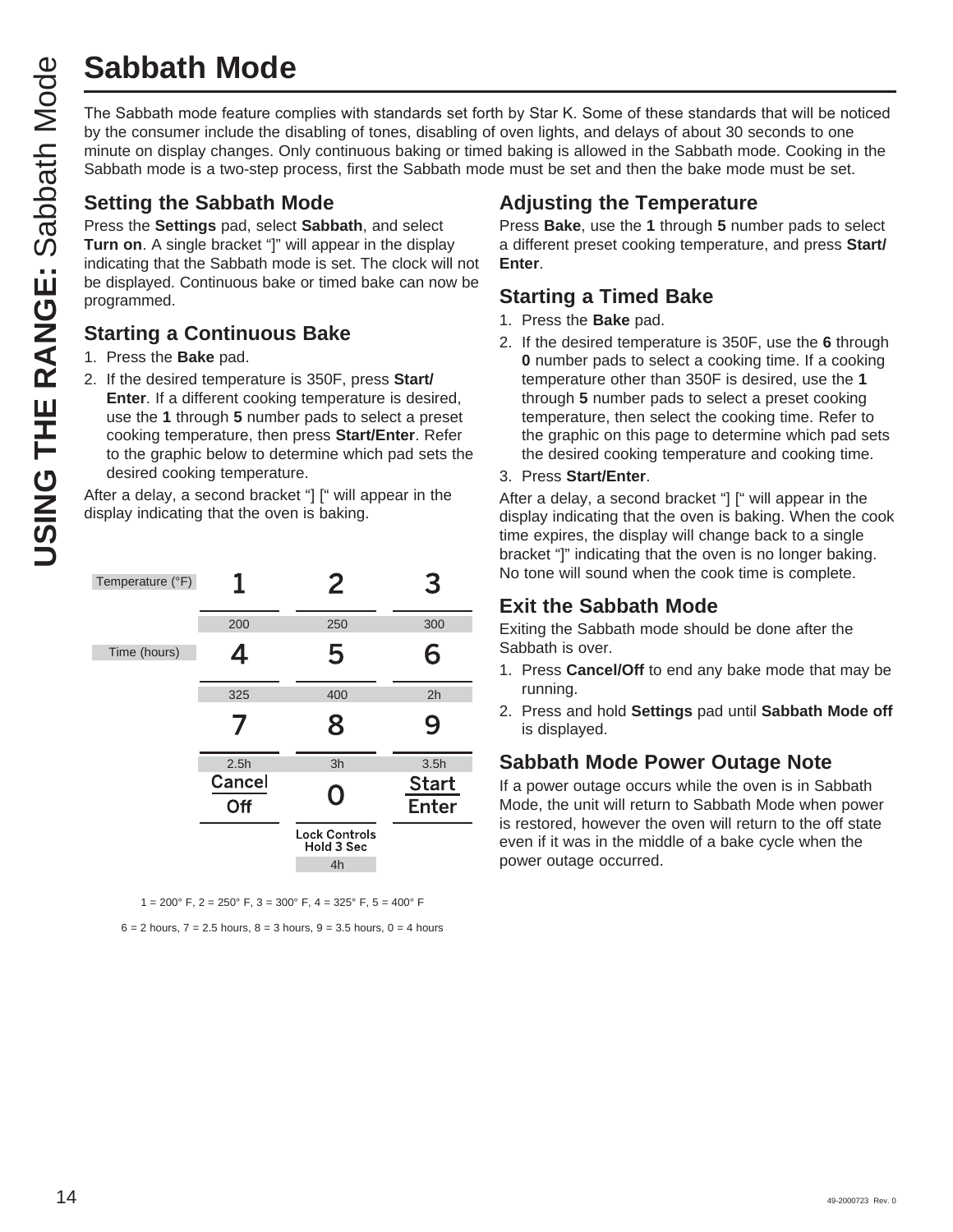# Sabbath Mode

The Sabbath mode feature complies with standards set forth by Star K. Some of these standards that will be noticed by the consumer include the disabling of tones, disabling of oven lights, and delays of about 30 seconds to one minute on display changes. Only continuous baking or timed baking is allowed in the Sabbath mode. Cooking in the Sabbath mode is a two-step process, first the Sabbath mode must be set and then the bake mode must be set.

## Setting the Sabbath Mode

Press the **Settings** pad, select **Sabbath**, and select **Turn on**. A single bracket "]" will appear in the display indicating that the Sabbath mode is set. The clock will not be displayed. Continuous bake or timed bake can now be programmed.

## Starting a Continuous Bake

1. Press the **Bake** pad.
2. If the desired temperature is 350F, press **Start/Enter**. If a different cooking temperature is desired, use the **1** through **5** number pads to select a preset cooking temperature, then press **Start/Enter**. Refer to the graphic below to determine which pad sets the desired cooking temperature.

After a delay, a second bracket "] [" will appear in the display indicating that the oven is baking.

| | | | |
|---|---|---|---|
| Temperature (°F) | 1 | 2 | 3 |
| | 200 | 250 | 300 |
| Time (hours) | 4 | 5 | 6 |
| | 325 | 400 | 2h |
| | 7 | 8 | 9 |
| | 2.5h | 3h | 3.5h |
| | Cancel Off | 0 | Start Enter |
| | | Lock Controls Hold 3 Sec | |
| | | 4h | |

1 = 200° F, 2 = 250° F, 3 = 300° F, 4 = 325° F, 5 = 400° F

6 = 2 hours, 7 = 2.5 hours, 8 = 3 hours, 9 = 3.5 hours, 0 = 4 hours

## Adjusting the Temperature

Press **Bake**, use the **1** through **5** number pads to select a different preset cooking temperature, and press **Start/Enter**.

## Starting a Timed Bake

1. Press the **Bake** pad.
2. If the desired temperature is 350F, use the **6** through **0** number pads to select a cooking time. If a cooking temperature other than 350F is desired, use the **1** through **5** number pads to select a preset cooking temperature, then select the cooking time. Refer to the graphic on this page to determine which pad sets the desired cooking temperature and cooking time.
3. Press **Start/Enter**.

After a delay, a second bracket "] [" will appear in the display indicating that the oven is baking. When the cook time expires, the display will change back to a single bracket "]" indicating that the oven is no longer baking. No tone will sound when the cook time is complete.

## Exit the Sabbath Mode

Exiting the Sabbath mode should be done after the Sabbath is over.

1. Press **Cancel/Off** to end any bake mode that may be running.
2. Press and hold **Settings** pad until **Sabbath Mode off** is displayed.

## Sabbath Mode Power Outage Note

If a power outage occurs while the oven is in Sabbath Mode, the unit will return to Sabbath Mode when power is restored, however the oven will return to the off state even if it was in the middle of a bake cycle when the power outage occurred.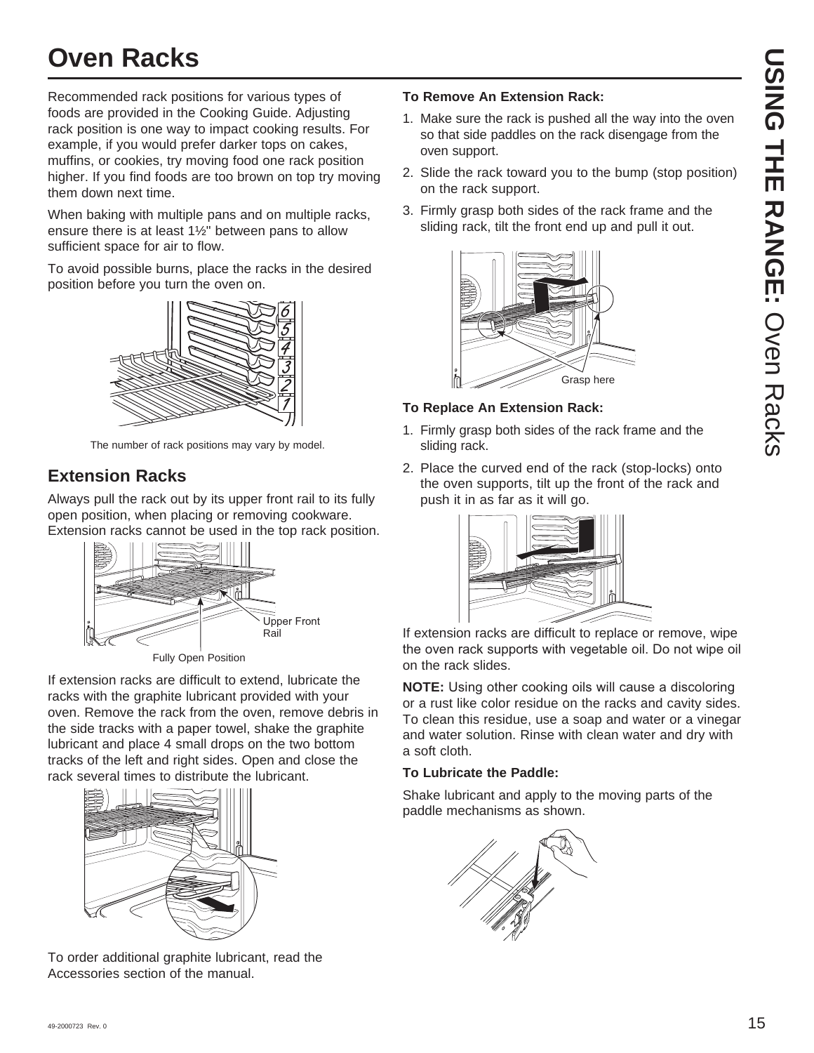# Oven Racks

Recommended rack positions for various types of foods are provided in the Cooking Guide. Adjusting rack position is one way to impact cooking results. For example, if you would prefer darker tops on cakes, muffins, or cookies, try moving food one rack position higher. If you find foods are too brown on top try moving them down next time.

When baking with multiple pans and on multiple racks, ensure there is at least 1½" between pans to allow sufficient space for air to flow.

To avoid possible burns, place the racks in the desired position before you turn the oven on.

The number of rack positions may vary by model.

## Extension Racks

Always pull the rack out by its upper front rail to its fully open position, when placing or removing cookware. Extension racks cannot be used in the top rack position.

Upper Front Rail

Fully Open Position

If extension racks are difficult to extend, lubricate the racks with the graphite lubricant provided with your oven. Remove the rack from the oven, remove debris in the side tracks with a paper towel, shake the graphite lubricant and place 4 small drops on the two bottom tracks of the left and right sides. Open and close the rack several times to distribute the lubricant.

To order additional graphite lubricant, read the Accessories section of the manual.

**To Remove An Extension Rack:**

1. Make sure the rack is pushed all the way into the oven so that side paddles on the rack disengage from the oven support.
2. Slide the rack toward you to the bump (stop position) on the rack support.
3. Firmly grasp both sides of the rack frame and the sliding rack, tilt the front end up and pull it out.

Grasp here

**To Replace An Extension Rack:**

1. Firmly grasp both sides of the rack frame and the sliding rack.
2. Place the curved end of the rack (stop-locks) onto the oven supports, tilt up the front of the rack and push it in as far as it will go.

If extension racks are difficult to replace or remove, wipe the oven rack supports with vegetable oil. Do not wipe oil on the rack slides.

**NOTE:** Using other cooking oils will cause a discoloring or a rust like color residue on the racks and cavity sides. To clean this residue, use a soap and water or a vinegar and water solution. Rinse with clean water and dry with a soft cloth.

**To Lubricate the Paddle:**

Shake lubricant and apply to the moving parts of the paddle mechanisms as shown.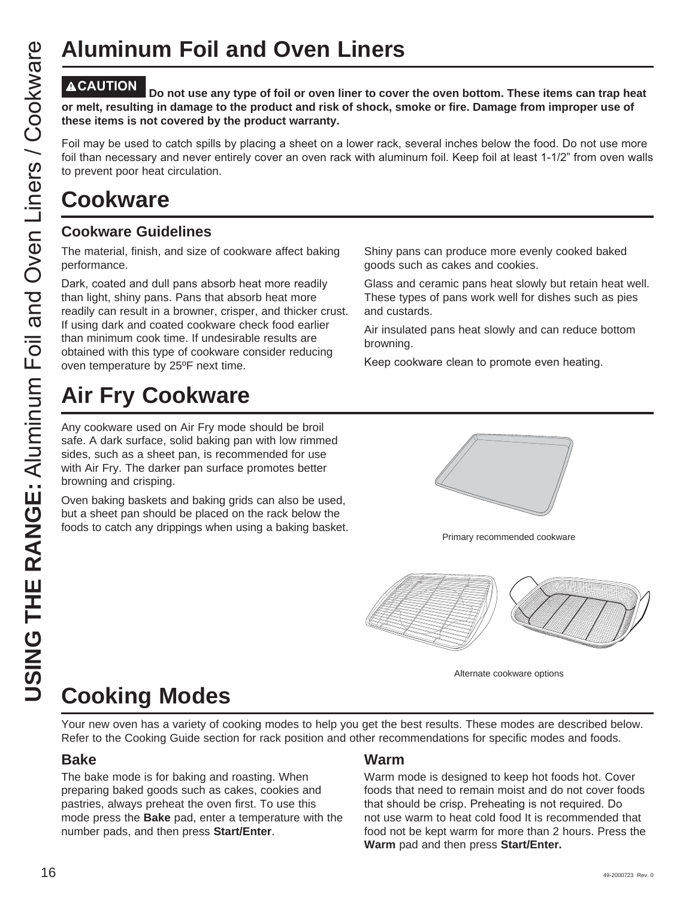# Aluminum Foil and Oven Liners

**⚠CAUTION Do not use any type of foil or oven liner to cover the oven bottom. These items can trap heat or melt, resulting in damage to the product and risk of shock, smoke or fire. Damage from improper use of these items is not covered by the product warranty.**

Foil may be used to catch spills by placing a sheet on a lower rack, several inches below the food. Do not use more foil than necessary and never entirely cover an oven rack with aluminum foil. Keep foil at least 1-1/2" from oven walls to prevent poor heat circulation.

# Cookware

## Cookware Guidelines

The material, finish, and size of cookware affect baking performance.

Dark, coated and dull pans absorb heat more readily than light, shiny pans. Pans that absorb heat more readily can result in a browner, crisper, and thicker crust. If using dark and coated cookware check food earlier than minimum cook time. If undesirable results are obtained with this type of cookware consider reducing oven temperature by 25ºF next time.

Shiny pans can produce more evenly cooked baked goods such as cakes and cookies.

Glass and ceramic pans heat slowly but retain heat well. These types of pans work well for dishes such as pies and custards.

Air insulated pans heat slowly and can reduce bottom browning.

Keep cookware clean to promote even heating.

# Air Fry Cookware

Any cookware used on Air Fry mode should be broil safe. A dark surface, solid baking pan with low rimmed sides, such as a sheet pan, is recommended for use with Air Fry. The darker pan surface promotes better browning and crisping.

Oven baking baskets and baking grids can also be used, but a sheet pan should be placed on the rack below the foods to catch any drippings when using a baking basket.

Primary recommended cookware

Alternate cookware options

# Cooking Modes

Your new oven has a variety of cooking modes to help you get the best results. These modes are described below. Refer to the Cooking Guide section for rack position and other recommendations for specific modes and foods.

## Bake

The bake mode is for baking and roasting. When preparing baked goods such as cakes, cookies and pastries, always preheat the oven first. To use this mode press the **Bake** pad, enter a temperature with the number pads, and then press **Start/Enter**.

## Warm

Warm mode is designed to keep hot foods hot. Cover foods that need to remain moist and do not cover foods that should be crisp. Preheating is not required. Do not use warm to heat cold food It is recommended that food not be kept warm for more than 2 hours. Press the **Warm** pad and then press **Start/Enter.**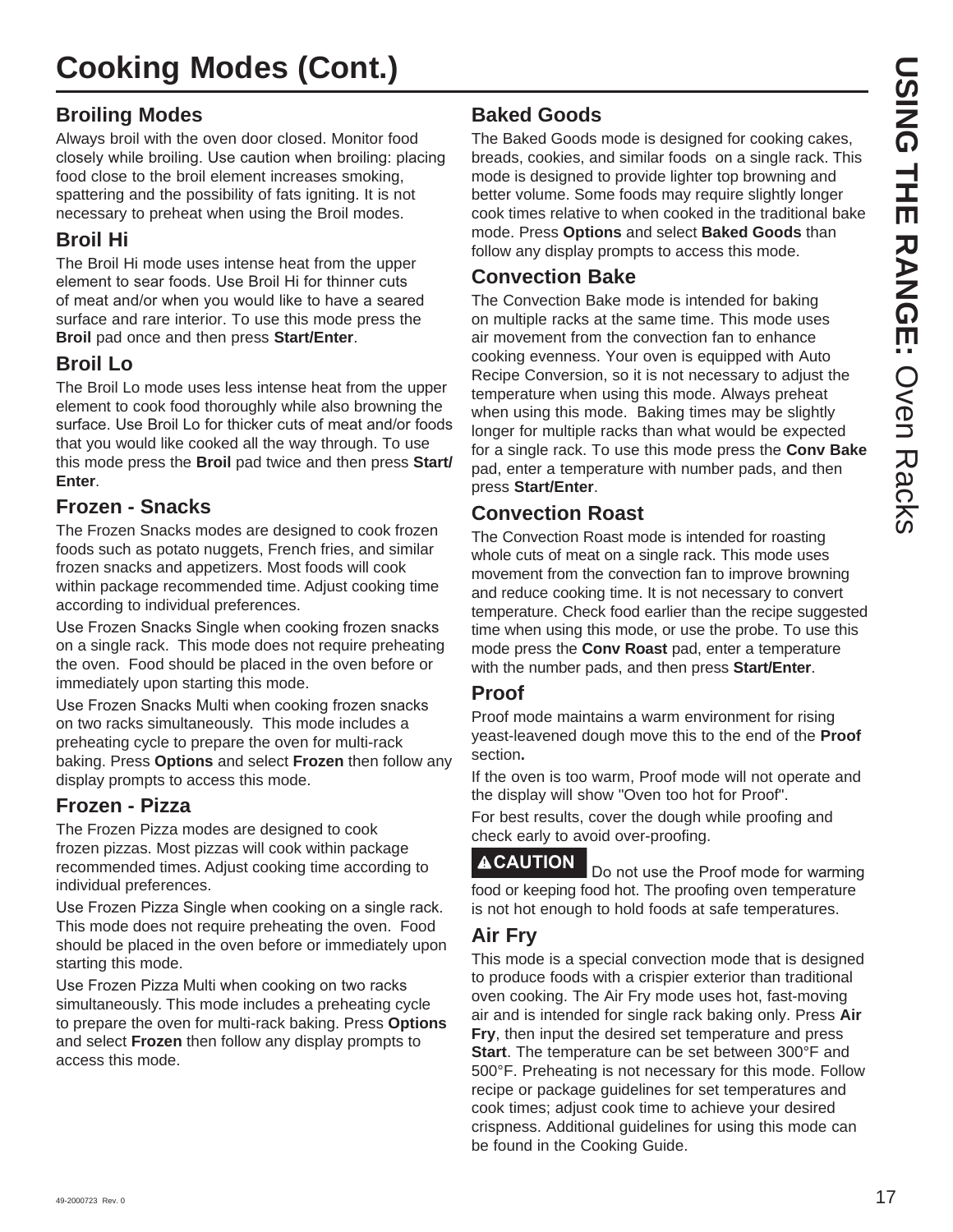# Cooking Modes (Cont.)

## Broiling Modes

Always broil with the oven door closed. Monitor food closely while broiling. Use caution when broiling: placing food close to the broil element increases smoking, spattering and the possibility of fats igniting. It is not necessary to preheat when using the Broil modes.

## Broil Hi

The Broil Hi mode uses intense heat from the upper element to sear foods. Use Broil Hi for thinner cuts of meat and/or when you would like to have a seared surface and rare interior. To use this mode press the **Broil** pad once and then press **Start/Enter**.

## Broil Lo

The Broil Lo mode uses less intense heat from the upper element to cook food thoroughly while also browning the surface. Use Broil Lo for thicker cuts of meat and/or foods that you would like cooked all the way through. To use this mode press the **Broil** pad twice and then press **Start/Enter**.

## Frozen - Snacks

The Frozen Snacks modes are designed to cook frozen foods such as potato nuggets, French fries, and similar frozen snacks and appetizers. Most foods will cook within package recommended time. Adjust cooking time according to individual preferences.

Use Frozen Snacks Single when cooking frozen snacks on a single rack. This mode does not require preheating the oven. Food should be placed in the oven before or immediately upon starting this mode.

Use Frozen Snacks Multi when cooking frozen snacks on two racks simultaneously. This mode includes a preheating cycle to prepare the oven for multi-rack baking. Press **Options** and select **Frozen** then follow any display prompts to access this mode.

## Frozen - Pizza

The Frozen Pizza modes are designed to cook frozen pizzas. Most pizzas will cook within package recommended times. Adjust cooking time according to individual preferences.

Use Frozen Pizza Single when cooking on a single rack. This mode does not require preheating the oven. Food should be placed in the oven before or immediately upon starting this mode.

Use Frozen Pizza Multi when cooking on two racks simultaneously. This mode includes a preheating cycle to prepare the oven for multi-rack baking. Press **Options** and select **Frozen** then follow any display prompts to access this mode.

## Baked Goods

The Baked Goods mode is designed for cooking cakes, breads, cookies, and similar foods on a single rack. This mode is designed to provide lighter top browning and better volume. Some foods may require slightly longer cook times relative to when cooked in the traditional bake mode. Press **Options** and select **Baked Goods** than follow any display prompts to access this mode.

## Convection Bake

The Convection Bake mode is intended for baking on multiple racks at the same time. This mode uses air movement from the convection fan to enhance cooking evenness. Your oven is equipped with Auto Recipe Conversion, so it is not necessary to adjust the temperature when using this mode. Always preheat when using this mode. Baking times may be slightly longer for multiple racks than what would be expected for a single rack. To use this mode press the **Conv Bake** pad, enter a temperature with number pads, and then press **Start/Enter**.

## Convection Roast

The Convection Roast mode is intended for roasting whole cuts of meat on a single rack. This mode uses movement from the convection fan to improve browning and reduce cooking time. It is not necessary to convert temperature. Check food earlier than the recipe suggested time when using this mode, or use the probe. To use this mode press the **Conv Roast** pad, enter a temperature with the number pads, and then press **Start/Enter**.

## Proof

Proof mode maintains a warm environment for rising yeast-leavened dough move this to the end of the **Proof** section**.**

If the oven is too warm, Proof mode will not operate and the display will show "Oven too hot for Proof".

For best results, cover the dough while proofing and check early to avoid over-proofing.

**⚠CAUTION** Do not use the Proof mode for warming food or keeping food hot. The proofing oven temperature is not hot enough to hold foods at safe temperatures.

## Air Fry

This mode is a special convection mode that is designed to produce foods with a crispier exterior than traditional oven cooking. The Air Fry mode uses hot, fast-moving air and is intended for single rack baking only. Press **Air Fry**, then input the desired set temperature and press **Start**. The temperature can be set between 300°F and 500°F. Preheating is not necessary for this mode. Follow recipe or package guidelines for set temperatures and cook times; adjust cook time to achieve your desired crispness. Additional guidelines for using this mode can be found in the Cooking Guide.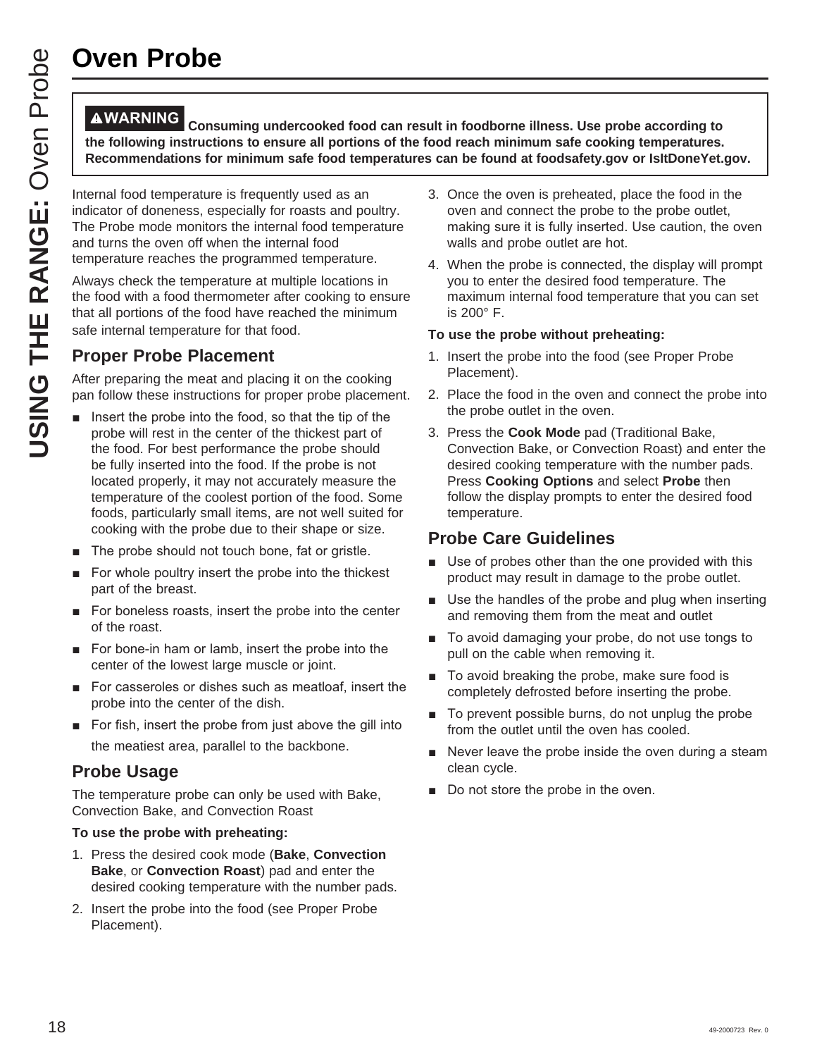# Oven Probe

**⚠WARNING Consuming undercooked food can result in foodborne illness. Use probe according to the following instructions to ensure all portions of the food reach minimum safe cooking temperatures. Recommendations for minimum safe food temperatures can be found at foodsafety.gov or IsItDoneYet.gov.**

Internal food temperature is frequently used as an indicator of doneness, especially for roasts and poultry. The Probe mode monitors the internal food temperature and turns the oven off when the internal food temperature reaches the programmed temperature.

Always check the temperature at multiple locations in the food with a food thermometer after cooking to ensure that all portions of the food have reached the minimum safe internal temperature for that food.

## Proper Probe Placement

After preparing the meat and placing it on the cooking pan follow these instructions for proper probe placement.

- Insert the probe into the food, so that the tip of the probe will rest in the center of the thickest part of the food. For best performance the probe should be fully inserted into the food. If the probe is not located properly, it may not accurately measure the temperature of the coolest portion of the food. Some foods, particularly small items, are not well suited for cooking with the probe due to their shape or size.
- The probe should not touch bone, fat or gristle.
- For whole poultry insert the probe into the thickest part of the breast.
- For boneless roasts, insert the probe into the center of the roast.
- For bone-in ham or lamb, insert the probe into the center of the lowest large muscle or joint.
- For casseroles or dishes such as meatloaf, insert the probe into the center of the dish.
- For fish, insert the probe from just above the gill into the meatiest area, parallel to the backbone.

## Probe Usage

The temperature probe can only be used with Bake, Convection Bake, and Convection Roast

**To use the probe with preheating:**

1. Press the desired cook mode (**Bake**, **Convection Bake**, or **Convection Roast**) pad and enter the desired cooking temperature with the number pads.
2. Insert the probe into the food (see Proper Probe Placement).
3. Once the oven is preheated, place the food in the oven and connect the probe to the probe outlet, making sure it is fully inserted. Use caution, the oven walls and probe outlet are hot.
4. When the probe is connected, the display will prompt you to enter the desired food temperature. The maximum internal food temperature that you can set is 200° F.

**To use the probe without preheating:**

1. Insert the probe into the food (see Proper Probe Placement).
2. Place the food in the oven and connect the probe into the probe outlet in the oven.
3. Press the **Cook Mode** pad (Traditional Bake, Convection Bake, or Convection Roast) and enter the desired cooking temperature with the number pads. Press **Cooking Options** and select **Probe** then follow the display prompts to enter the desired food temperature.

## Probe Care Guidelines

- Use of probes other than the one provided with this product may result in damage to the probe outlet.
- Use the handles of the probe and plug when inserting and removing them from the meat and outlet
- To avoid damaging your probe, do not use tongs to pull on the cable when removing it.
- To avoid breaking the probe, make sure food is completely defrosted before inserting the probe.
- To prevent possible burns, do not unplug the probe from the outlet until the oven has cooled.
- Never leave the probe inside the oven during a steam clean cycle.
- Do not store the probe in the oven.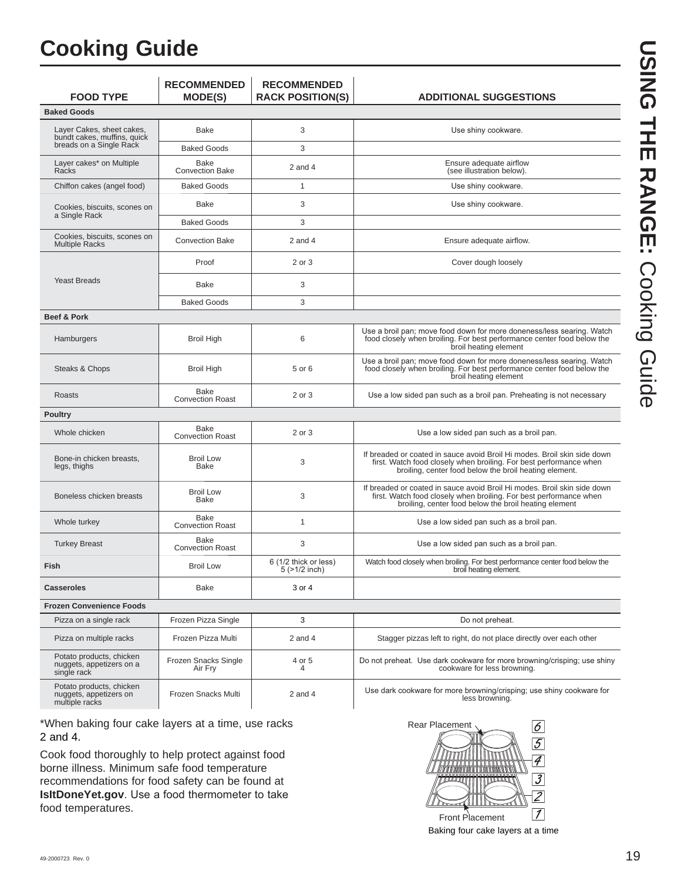# Cooking Guide

| FOOD TYPE | RECOMMENDED MODE(S) | RECOMMENDED RACK POSITION(S) | ADDITIONAL SUGGESTIONS |
|---|---|---|---|
| **Baked Goods** | | | |
| Layer Cakes, sheet cakes, bundt cakes, muffins, quick breads on a Single Rack | Bake | 3 | Use shiny cookware. |
| | Baked Goods | 3 | |
| Layer cakes* on Multiple Racks | Bake<br>Convection Bake | 2 and 4 | Ensure adequate airflow (see illustration below). |
| Chiffon cakes (angel food) | Baked Goods | 1 | Use shiny cookware. |
| Cookies, biscuits, scones on a Single Rack | Bake | 3 | Use shiny cookware. |
| | Baked Goods | 3 | |
| Cookies, biscuits, scones on Multiple Racks | Convection Bake | 2 and 4 | Ensure adequate airflow. |
| Yeast Breads | Proof | 2 or 3 | Cover dough loosely |
| | Bake | 3 | |
| | Baked Goods | 3 | |
| **Beef & Pork** | | | |
| Hamburgers | Broil High | 6 | Use a broil pan; move food down for more doneness/less searing. Watch food closely when broiling. For best performance center food below the broil heating element |
| Steaks & Chops | Broil High | 5 or 6 | Use a broil pan; move food down for more doneness/less searing. Watch food closely when broiling. For best performance center food below the broil heating element |
| Roasts | Bake<br>Convection Roast | 2 or 3 | Use a low sided pan such as a broil pan. Preheating is not necessary |
| **Poultry** | | | |
| Whole chicken | Bake<br>Convection Roast | 2 or 3 | Use a low sided pan such as a broil pan. |
| Bone-in chicken breasts, legs, thighs | Broil Low<br>Bake | 3 | If breaded or coated in sauce avoid Broil Hi modes. Broil skin side down first. Watch food closely when broiling. For best performance when broiling, center food below the broil heating element. |
| Boneless chicken breasts | Broil Low<br>Bake | 3 | If breaded or coated in sauce avoid Broil Hi modes. Broil skin side down first. Watch food closely when broiling. For best performance when broiling, center food below the broil heating element |
| Whole turkey | Bake<br>Convection Roast | 1 | Use a low sided pan such as a broil pan. |
| Turkey Breast | Bake<br>Convection Roast | 3 | Use a low sided pan such as a broil pan. |
| **Fish** | Broil Low | 6 (1/2 thick or less)<br>5 (>1/2 inch) | Watch food closely when broiling. For best performance center food below the broil heating element. |
| **Casseroles** | Bake | 3 or 4 | |
| **Frozen Convenience Foods** | | | |
| Pizza on a single rack | Frozen Pizza Single | 3 | Do not preheat. |
| Pizza on multiple racks | Frozen Pizza Multi | 2 and 4 | Stagger pizzas left to right, do not place directly over each other |
| Potato products, chicken nuggets, appetizers on a single rack | Frozen Snacks Single<br>Air Fry | 4 or 5<br>4 | Do not preheat. Use dark cookware for more browning/crisping; use shiny cookware for less browning. |
| Potato products, chicken nuggets, appetizers on multiple racks | Frozen Snacks Multi | 2 and 4 | Use dark cookware for more browning/crisping; use shiny cookware for less browning. |

*When baking four cake layers at a time, use racks 2 and 4.

Cook food thoroughly to help protect against food borne illness. Minimum safe food temperature recommendations for food safety can be found at **IsItDoneYet.gov**. Use a food thermometer to take food temperatures.

Rear Placement

Front Placement

Baking four cake layers at a time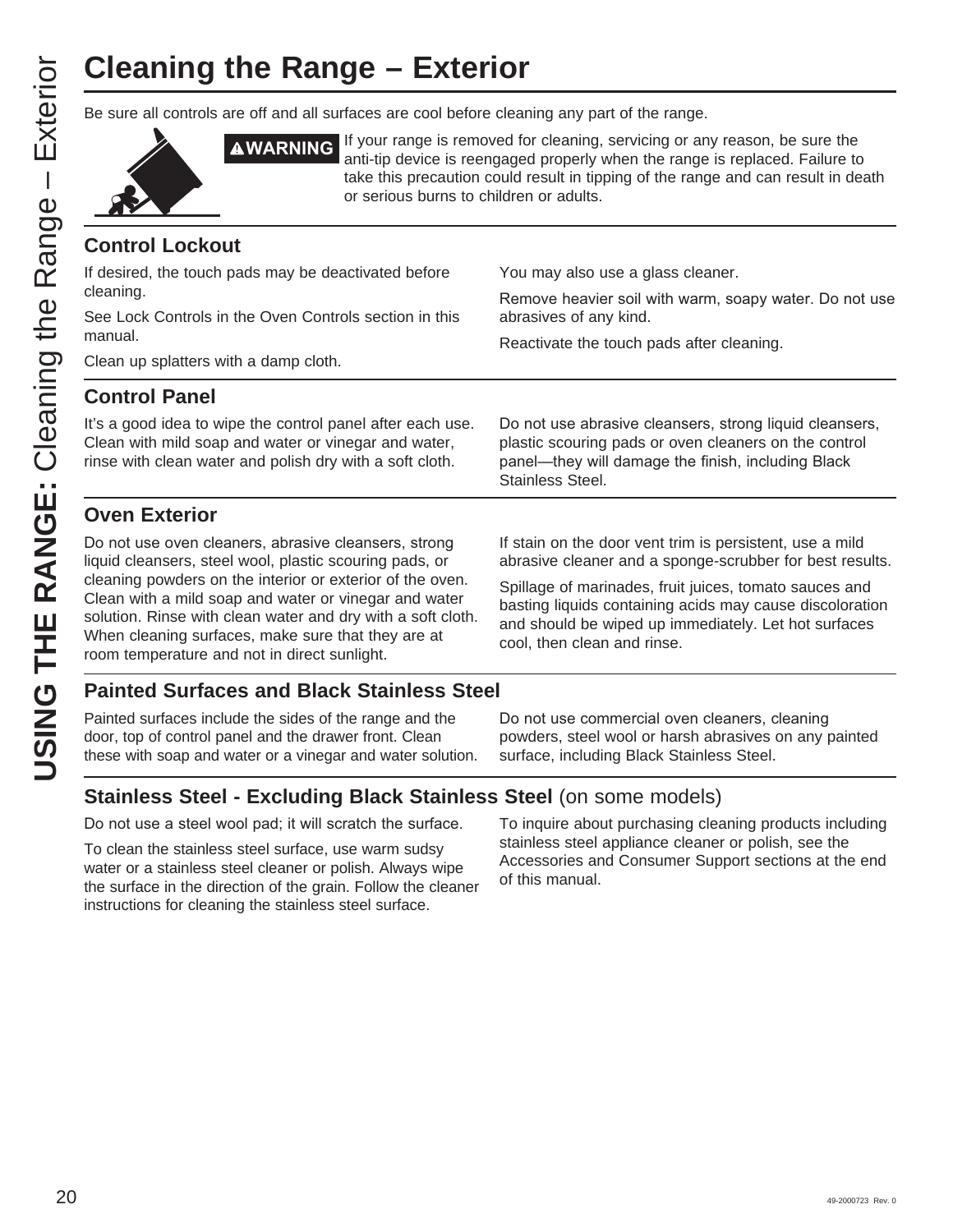# Cleaning the Range – Exterior

Be sure all controls are off and all surfaces are cool before cleaning any part of the range.

**⚠WARNING** If your range is removed for cleaning, servicing or any reason, be sure the anti-tip device is reengaged properly when the range is replaced. Failure to take this precaution could result in tipping of the range and can result in death or serious burns to children or adults.

## Control Lockout

If desired, the touch pads may be deactivated before cleaning.

See Lock Controls in the Oven Controls section in this manual.

Clean up splatters with a damp cloth.

You may also use a glass cleaner.

Remove heavier soil with warm, soapy water. Do not use abrasives of any kind.

Reactivate the touch pads after cleaning.

## Control Panel

It's a good idea to wipe the control panel after each use. Clean with mild soap and water or vinegar and water, rinse with clean water and polish dry with a soft cloth.

Do not use abrasive cleansers, strong liquid cleansers, plastic scouring pads or oven cleaners on the control panel—they will damage the finish, including Black Stainless Steel.

## Oven Exterior

Do not use oven cleaners, abrasive cleansers, strong liquid cleansers, steel wool, plastic scouring pads, or cleaning powders on the interior or exterior of the oven. Clean with a mild soap and water or vinegar and water solution. Rinse with clean water and dry with a soft cloth. When cleaning surfaces, make sure that they are at room temperature and not in direct sunlight.

If stain on the door vent trim is persistent, use a mild abrasive cleaner and a sponge-scrubber for best results.

Spillage of marinades, fruit juices, tomato sauces and basting liquids containing acids may cause discoloration and should be wiped up immediately. Let hot surfaces cool, then clean and rinse.

## Painted Surfaces and Black Stainless Steel

Painted surfaces include the sides of the range and the door, top of control panel and the drawer front. Clean these with soap and water or a vinegar and water solution.

Do not use commercial oven cleaners, cleaning powders, steel wool or harsh abrasives on any painted surface, including Black Stainless Steel.

## Stainless Steel - Excluding Black Stainless Steel (on some models)

Do not use a steel wool pad; it will scratch the surface.

To clean the stainless steel surface, use warm sudsy water or a stainless steel cleaner or polish. Always wipe the surface in the direction of the grain. Follow the cleaner instructions for cleaning the stainless steel surface.

To inquire about purchasing cleaning products including stainless steel appliance cleaner or polish, see the Accessories and Consumer Support sections at the end of this manual.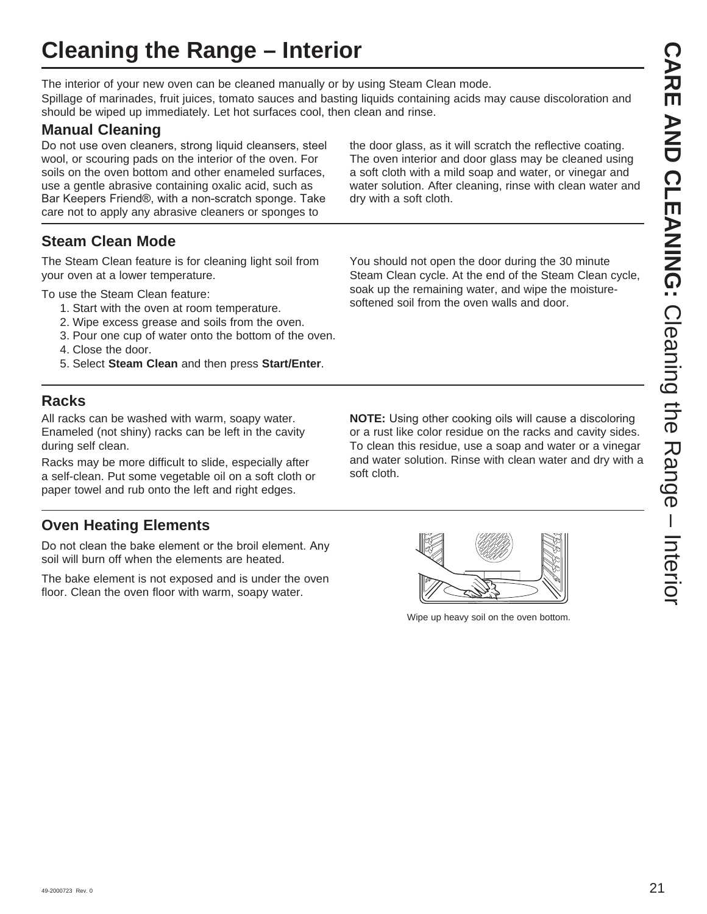# Cleaning the Range – Interior

The interior of your new oven can be cleaned manually or by using Steam Clean mode.

Spillage of marinades, fruit juices, tomato sauces and basting liquids containing acids may cause discoloration and should be wiped up immediately. Let hot surfaces cool, then clean and rinse.

## Manual Cleaning

Do not use oven cleaners, strong liquid cleansers, steel wool, or scouring pads on the interior of the oven. For soils on the oven bottom and other enameled surfaces, use a gentle abrasive containing oxalic acid, such as Bar Keepers Friend®, with a non-scratch sponge. Take care not to apply any abrasive cleaners or sponges to the door glass, as it will scratch the reflective coating. The oven interior and door glass may be cleaned using a soft cloth with a mild soap and water, or vinegar and water solution. After cleaning, rinse with clean water and dry with a soft cloth.

## Steam Clean Mode

The Steam Clean feature is for cleaning light soil from your oven at a lower temperature.

To use the Steam Clean feature:

1. Start with the oven at room temperature.
2. Wipe excess grease and soils from the oven.
3. Pour one cup of water onto the bottom of the oven.
4. Close the door.
5. Select **Steam Clean** and then press **Start/Enter**.

You should not open the door during the 30 minute Steam Clean cycle. At the end of the Steam Clean cycle, soak up the remaining water, and wipe the moisture-softened soil from the oven walls and door.

## Racks

All racks can be washed with warm, soapy water. Enameled (not shiny) racks can be left in the cavity during self clean.

Racks may be more difficult to slide, especially after a self-clean. Put some vegetable oil on a soft cloth or paper towel and rub onto the left and right edges.

**NOTE:** Using other cooking oils will cause a discoloring or a rust like color residue on the racks and cavity sides. To clean this residue, use a soap and water or a vinegar and water solution. Rinse with clean water and dry with a soft cloth.

## Oven Heating Elements

Do not clean the bake element or the broil element. Any soil will burn off when the elements are heated.

The bake element is not exposed and is under the oven floor. Clean the oven floor with warm, soapy water.

Wipe up heavy soil on the oven bottom.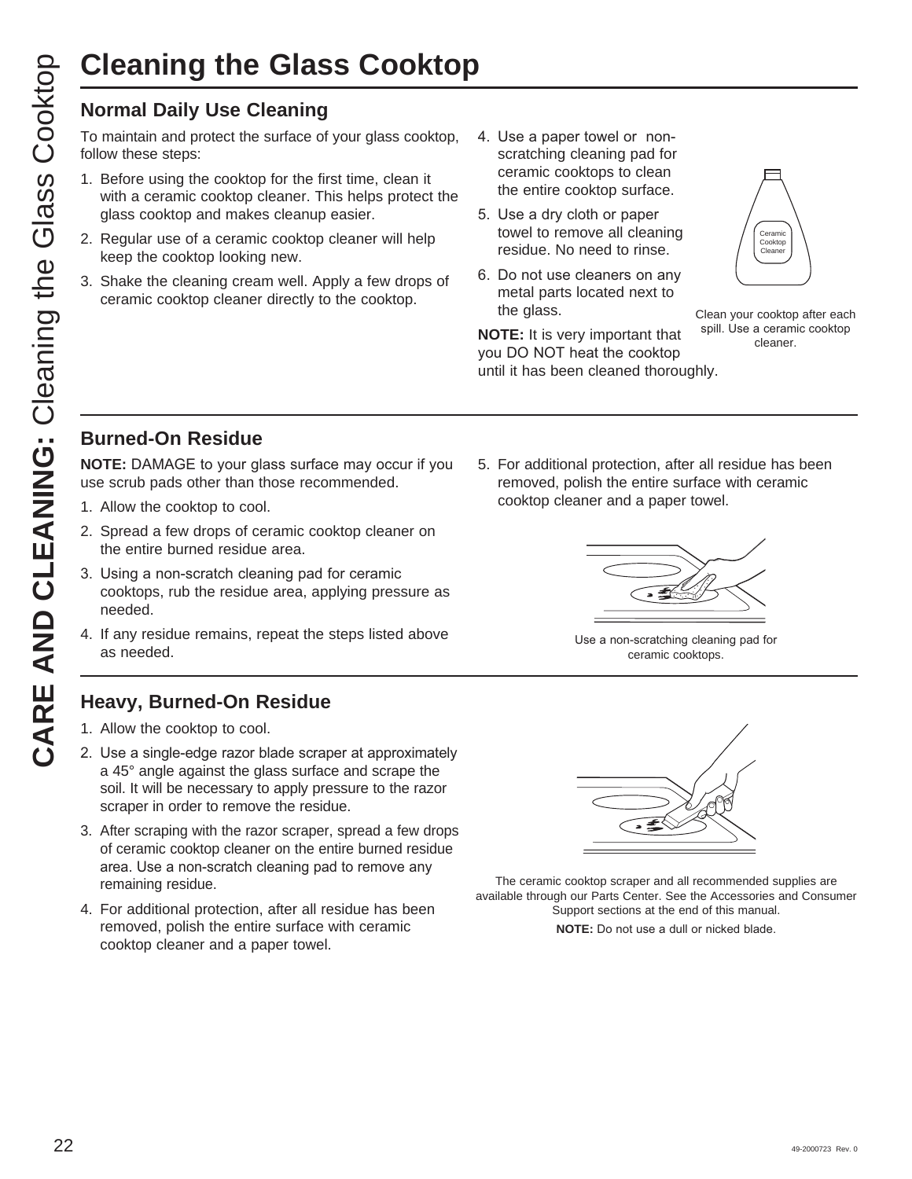# Cleaning the Glass Cooktop

## Normal Daily Use Cleaning

To maintain and protect the surface of your glass cooktop, follow these steps:

1. Before using the cooktop for the first time, clean it with a ceramic cooktop cleaner. This helps protect the glass cooktop and makes cleanup easier.
2. Regular use of a ceramic cooktop cleaner will help keep the cooktop looking new.
3. Shake the cleaning cream well. Apply a few drops of ceramic cooktop cleaner directly to the cooktop.
4. Use a paper towel or non-scratching cleaning pad for ceramic cooktops to clean the entire cooktop surface.
5. Use a dry cloth or paper towel to remove all cleaning residue. No need to rinse.
6. Do not use cleaners on any metal parts located next to the glass.

**NOTE:** It is very important that you DO NOT heat the cooktop until it has been cleaned thoroughly.

Clean your cooktop after each spill. Use a ceramic cooktop cleaner.

## Burned-On Residue

**NOTE:** DAMAGE to your glass surface may occur if you use scrub pads other than those recommended.

1. Allow the cooktop to cool.
2. Spread a few drops of ceramic cooktop cleaner on the entire burned residue area.
3. Using a non-scratch cleaning pad for ceramic cooktops, rub the residue area, applying pressure as needed.
4. If any residue remains, repeat the steps listed above as needed.
5. For additional protection, after all residue has been removed, polish the entire surface with ceramic cooktop cleaner and a paper towel.

Use a non-scratching cleaning pad for ceramic cooktops.

## Heavy, Burned-On Residue

1. Allow the cooktop to cool.
2. Use a single-edge razor blade scraper at approximately a 45° angle against the glass surface and scrape the soil. It will be necessary to apply pressure to the razor scraper in order to remove the residue.
3. After scraping with the razor scraper, spread a few drops of ceramic cooktop cleaner on the entire burned residue area. Use a non-scratch cleaning pad to remove any remaining residue.
4. For additional protection, after all residue has been removed, polish the entire surface with ceramic cooktop cleaner and a paper towel.

The ceramic cooktop scraper and all recommended supplies are available through our Parts Center. See the Accessories and Consumer Support sections at the end of this manual.

**NOTE:** Do not use a dull or nicked blade.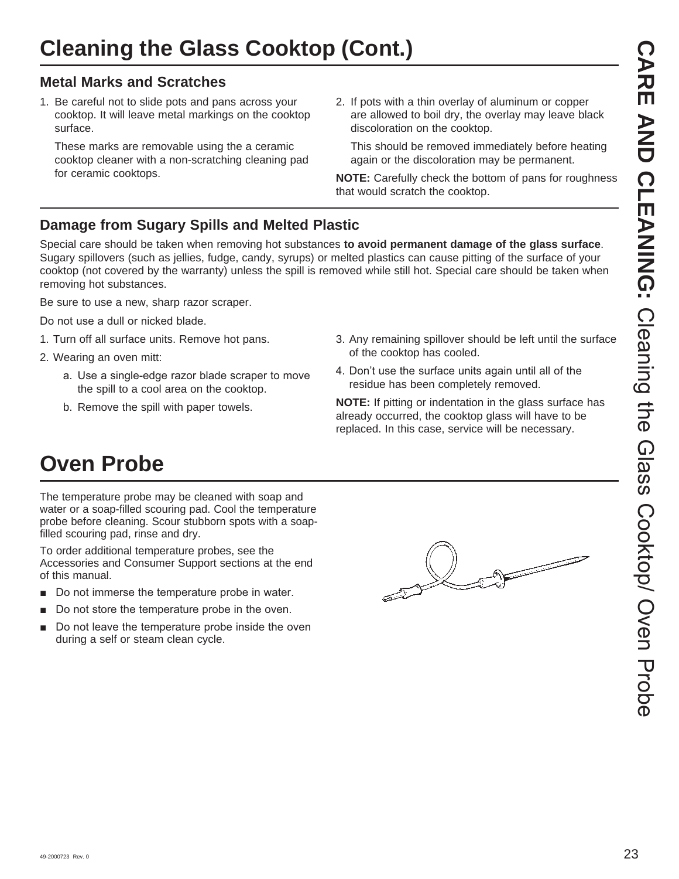# Cleaning the Glass Cooktop (Cont.)

## Metal Marks and Scratches

1. Be careful not to slide pots and pans across your cooktop. It will leave metal markings on the cooktop surface.

   These marks are removable using the a ceramic cooktop cleaner with a non-scratching cleaning pad for ceramic cooktops.

2. If pots with a thin overlay of aluminum or copper are allowed to boil dry, the overlay may leave black discoloration on the cooktop.

   This should be removed immediately before heating again or the discoloration may be permanent.

**NOTE:** Carefully check the bottom of pans for roughness that would scratch the cooktop.

## Damage from Sugary Spills and Melted Plastic

Special care should be taken when removing hot substances **to avoid permanent damage of the glass surface**. Sugary spillovers (such as jellies, fudge, candy, syrups) or melted plastics can cause pitting of the surface of your cooktop (not covered by the warranty) unless the spill is removed while still hot. Special care should be taken when removing hot substances.

Be sure to use a new, sharp razor scraper.

Do not use a dull or nicked blade.

1. Turn off all surface units. Remove hot pans.
2. Wearing an oven mitt:
   a. Use a single-edge razor blade scraper to move the spill to a cool area on the cooktop.
   b. Remove the spill with paper towels.
3. Any remaining spillover should be left until the surface of the cooktop has cooled.
4. Don't use the surface units again until all of the residue has been completely removed.

**NOTE:** If pitting or indentation in the glass surface has already occurred, the cooktop glass will have to be replaced. In this case, service will be necessary.

# Oven Probe

The temperature probe may be cleaned with soap and water or a soap-filled scouring pad. Cool the temperature probe before cleaning. Scour stubborn spots with a soap-filled scouring pad, rinse and dry.

To order additional temperature probes, see the Accessories and Consumer Support sections at the end of this manual.

- Do not immerse the temperature probe in water.
- Do not store the temperature probe in the oven.
- Do not leave the temperature probe inside the oven during a self or steam clean cycle.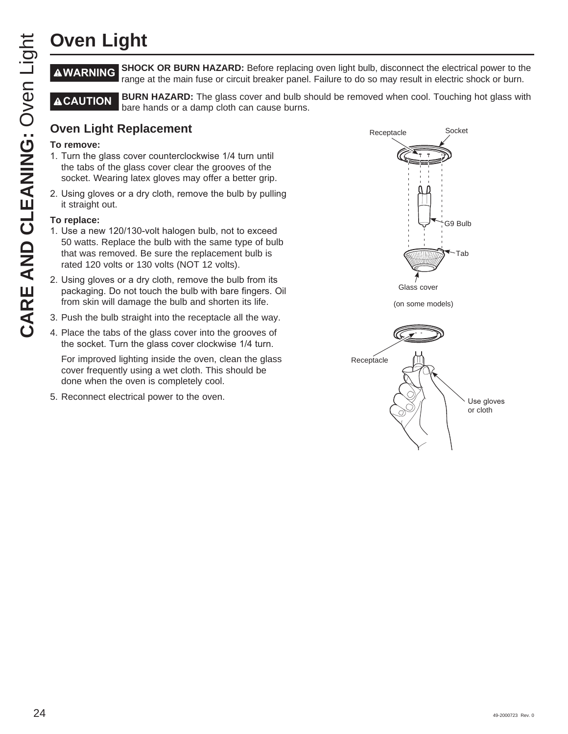# Oven Light

**⚠WARNING** **SHOCK OR BURN HAZARD:** Before replacing oven light bulb, disconnect the electrical power to the range at the main fuse or circuit breaker panel. Failure to do so may result in electric shock or burn.

**⚠CAUTION** **BURN HAZARD:** The glass cover and bulb should be removed when cool. Touching hot glass with bare hands or a damp cloth can cause burns.

## Oven Light Replacement

**To remove:**

1. Turn the glass cover counterclockwise 1/4 turn until the tabs of the glass cover clear the grooves of the socket. Wearing latex gloves may offer a better grip.
2. Using gloves or a dry cloth, remove the bulb by pulling it straight out.

**To replace:**

1. Use a new 120/130-volt halogen bulb, not to exceed 50 watts. Replace the bulb with the same type of bulb that was removed. Be sure the replacement bulb is rated 120 volts or 130 volts (NOT 12 volts).
2. Using gloves or a dry cloth, remove the bulb from its packaging. Do not touch the bulb with bare fingers. Oil from skin will damage the bulb and shorten its life.
3. Push the bulb straight into the receptacle all the way.
4. Place the tabs of the glass cover into the grooves of the socket. Turn the glass cover clockwise 1/4 turn.

   For improved lighting inside the oven, clean the glass cover frequently using a wet cloth. This should be done when the oven is completely cool.
5. Reconnect electrical power to the oven.

Receptacle Socket G9 Bulb Tab Glass cover

(on some models)

Receptacle Use gloves or cloth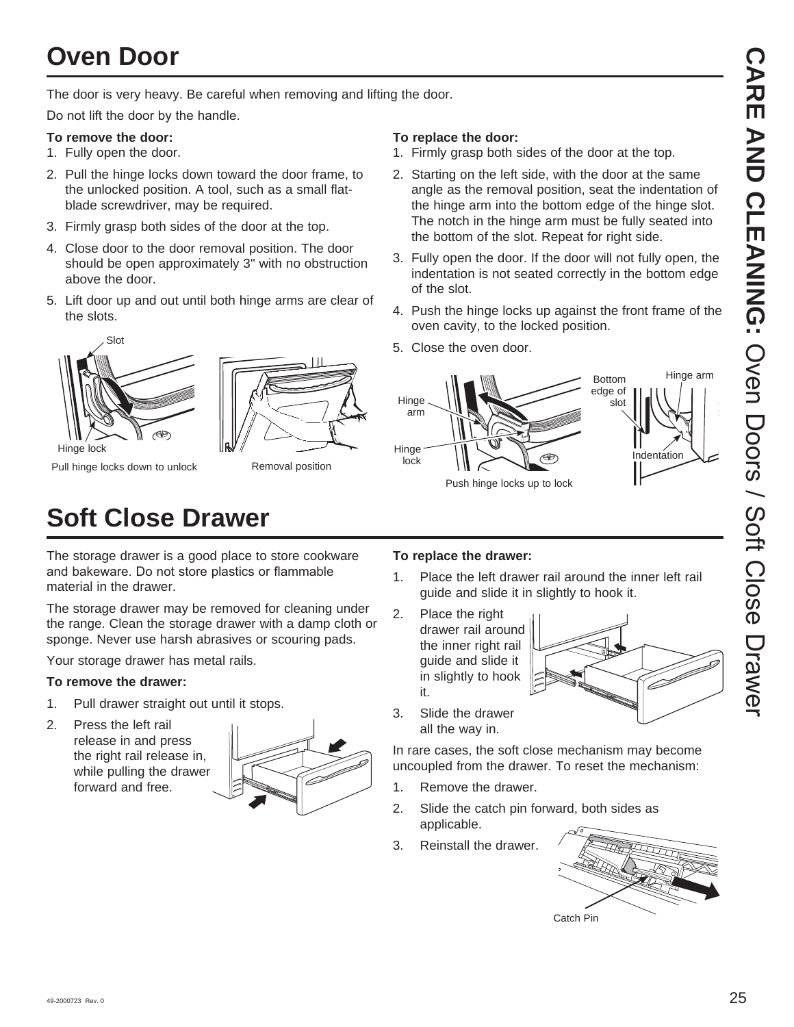# Oven Door

The door is very heavy. Be careful when removing and lifting the door.

Do not lift the door by the handle.

**To remove the door:**

1. Fully open the door.
2. Pull the hinge locks down toward the door frame, to the unlocked position. A tool, such as a small flat-blade screwdriver, may be required.
3. Firmly grasp both sides of the door at the top.
4. Close door to the door removal position. The door should be open approximately 3" with no obstruction above the door.
5. Lift door up and out until both hinge arms are clear of the slots.

Slot

Hinge lock

Pull hinge locks down to unlock

Removal position

**To replace the door:**

1. Firmly grasp both sides of the door at the top.
2. Starting on the left side, with the door at the same angle as the removal position, seat the indentation of the hinge arm into the bottom edge of the hinge slot. The notch in the hinge arm must be fully seated into the bottom of the slot. Repeat for right side.
3. Fully open the door. If the door will not fully open, the indentation is not seated correctly in the bottom edge of the slot.
4. Push the hinge locks up against the front frame of the oven cavity, to the locked position.
5. Close the oven door.

Hinge arm

Hinge lock

Push hinge locks up to lock

Bottom edge of slot

Hinge arm

Indentation

# Soft Close Drawer

The storage drawer is a good place to store cookware and bakeware. Do not store plastics or flammable material in the drawer.

The storage drawer may be removed for cleaning under the range. Clean the storage drawer with a damp cloth or sponge. Never use harsh abrasives or scouring pads.

Your storage drawer has metal rails.

**To remove the drawer:**

1. Pull drawer straight out until it stops.
2. Press the left rail release in and press the right rail release in, while pulling the drawer forward and free.

**To replace the drawer:**

1. Place the left drawer rail around the inner left rail guide and slide it in slightly to hook it.
2. Place the right drawer rail around the inner right rail guide and slide it in slightly to hook it.
3. Slide the drawer all the way in.

In rare cases, the soft close mechanism may become uncoupled from the drawer. To reset the mechanism:

1. Remove the drawer.
2. Slide the catch pin forward, both sides as applicable.
3. Reinstall the drawer.

Catch Pin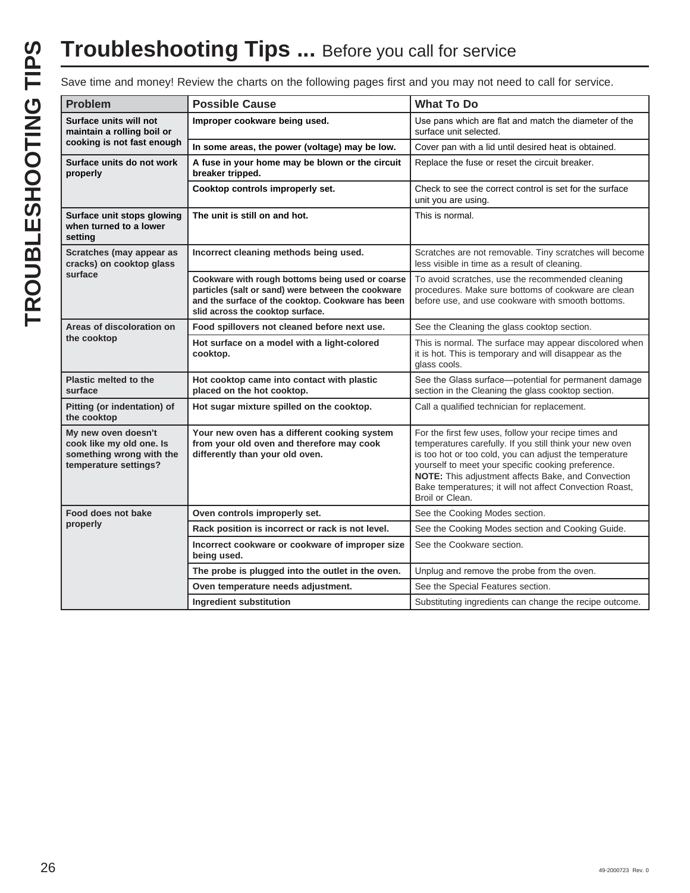# Troubleshooting Tips ... Before you call for service

Save time and money! Review the charts on the following pages first and you may not need to call for service.

| Problem | Possible Cause | What To Do |
|---|---|---|
| **Surface units will not maintain a rolling boil or cooking is not fast enough** | **Improper cookware being used.** | Use pans which are flat and match the diameter of the surface unit selected. |
| | **In some areas, the power (voltage) may be low.** | Cover pan with a lid until desired heat is obtained. |
| **Surface units do not work properly** | **A fuse in your home may be blown or the circuit breaker tripped.** | Replace the fuse or reset the circuit breaker. |
| | **Cooktop controls improperly set.** | Check to see the correct control is set for the surface unit you are using. |
| **Surface unit stops glowing when turned to a lower setting** | **The unit is still on and hot.** | This is normal. |
| **Scratches (may appear as cracks) on cooktop glass surface** | **Incorrect cleaning methods being used.** | Scratches are not removable. Tiny scratches will become less visible in time as a result of cleaning. |
| | **Cookware with rough bottoms being used or coarse particles (salt or sand) were between the cookware and the surface of the cooktop. Cookware has been slid across the cooktop surface.** | To avoid scratches, use the recommended cleaning procedures. Make sure bottoms of cookware are clean before use, and use cookware with smooth bottoms. |
| **Areas of discoloration on the cooktop** | **Food spillovers not cleaned before next use.** | See the Cleaning the glass cooktop section. |
| | **Hot surface on a model with a light-colored cooktop.** | This is normal. The surface may appear discolored when it is hot. This is temporary and will disappear as the glass cools. |
| **Plastic melted to the surface** | **Hot cooktop came into contact with plastic placed on the hot cooktop.** | See the Glass surface—potential for permanent damage section in the Cleaning the glass cooktop section. |
| **Pitting (or indentation) of the cooktop** | **Hot sugar mixture spilled on the cooktop.** | Call a qualified technician for replacement. |
| **My new oven doesn't cook like my old one. Is something wrong with the temperature settings?** | **Your new oven has a different cooking system from your old oven and therefore may cook differently than your old oven.** | For the first few uses, follow your recipe times and temperatures carefully. If you still think your new oven is too hot or too cold, you can adjust the temperature yourself to meet your specific cooking preference. **NOTE:** This adjustment affects Bake, and Convection Bake temperatures; it will not affect Convection Roast, Broil or Clean. |
| **Food does not bake properly** | **Oven controls improperly set.** | See the Cooking Modes section. |
| | **Rack position is incorrect or rack is not level.** | See the Cooking Modes section and Cooking Guide. |
| | **Incorrect cookware or cookware of improper size being used.** | See the Cookware section. |
| | **The probe is plugged into the outlet in the oven.** | Unplug and remove the probe from the oven. |
| | **Oven temperature needs adjustment.** | See the Special Features section. |
| | **Ingredient substitution** | Substituting ingredients can change the recipe outcome. |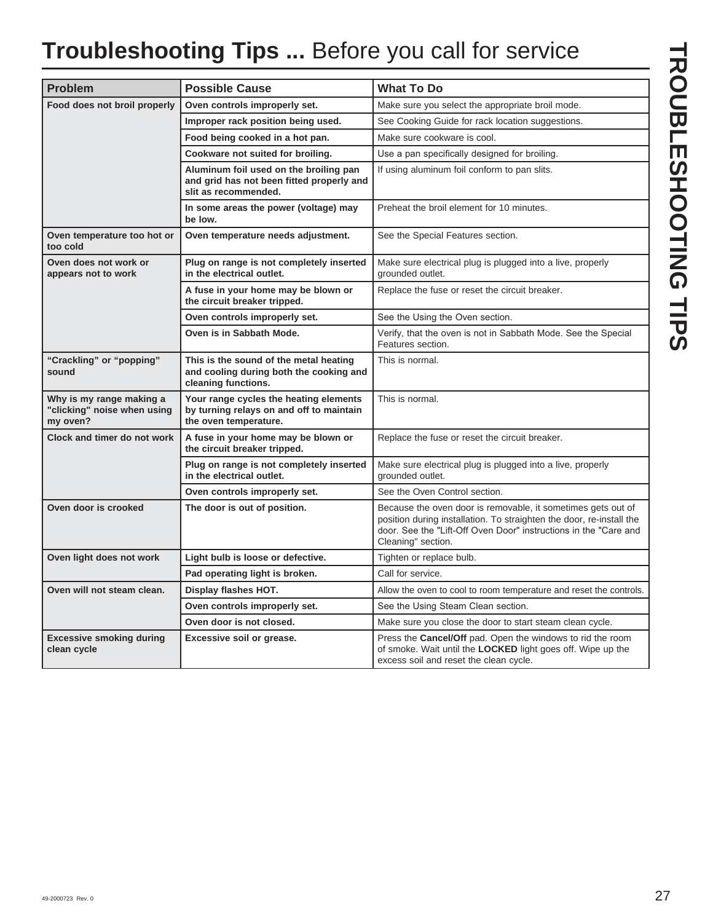# **Troubleshooting Tips ...** Before you call for service

| Problem | Possible Cause | What To Do |
| --- | --- | --- |
| **Food does not broil properly** | **Oven controls improperly set.** | Make sure you select the appropriate broil mode. |
| | **Improper rack position being used.** | See Cooking Guide for rack location suggestions. |
| | **Food being cooked in a hot pan.** | Make sure cookware is cool. |
| | **Cookware not suited for broiling.** | Use a pan specifically designed for broiling. |
| | **Aluminum foil used on the broiling pan and grid has not been fitted properly and slit as recommended.** | If using aluminum foil conform to pan slits. |
| | **In some areas the power (voltage) may be low.** | Preheat the broil element for 10 minutes. |
| **Oven temperature too hot or too cold** | **Oven temperature needs adjustment.** | See the Special Features section. |
| **Oven does not work or appears not to work** | **Plug on range is not completely inserted in the electrical outlet.** | Make sure electrical plug is plugged into a live, properly grounded outlet. |
| | **A fuse in your home may be blown or the circuit breaker tripped.** | Replace the fuse or reset the circuit breaker. |
| | **Oven controls improperly set.** | See the Using the Oven section. |
| | **Oven is in Sabbath Mode.** | Verify, that the oven is not in Sabbath Mode. See the Special Features section. |
| **"Crackling" or "popping" sound** | **This is the sound of the metal heating and cooling during both the cooking and cleaning functions.** | This is normal. |
| **Why is my range making a "clicking" noise when using my oven?** | **Your range cycles the heating elements by turning relays on and off to maintain the oven temperature.** | This is normal. |
| **Clock and timer do not work** | **A fuse in your home may be blown or the circuit breaker tripped.** | Replace the fuse or reset the circuit breaker. |
| | **Plug on range is not completely inserted in the electrical outlet.** | Make sure electrical plug is plugged into a live, properly grounded outlet. |
| | **Oven controls improperly set.** | See the Oven Control section. |
| **Oven door is crooked** | **The door is out of position.** | Because the oven door is removable, it sometimes gets out of position during installation. To straighten the door, re-install the door. See the "Lift-Off Oven Door" instructions in the "Care and Cleaning" section. |
| **Oven light does not work** | **Light bulb is loose or defective.** | Tighten or replace bulb. |
| | **Pad operating light is broken.** | Call for service. |
| **Oven will not steam clean.** | **Display flashes HOT.** | Allow the oven to cool to room temperature and reset the controls. |
| | **Oven controls improperly set.** | See the Using Steam Clean section. |
| | **Oven door is not closed.** | Make sure you close the door to start steam clean cycle. |
| **Excessive smoking during clean cycle** | **Excessive soil or grease.** | Press the **Cancel/Off** pad. Open the windows to rid the room of smoke. Wait until the **LOCKED** light goes off. Wipe up the excess soil and reset the clean cycle. |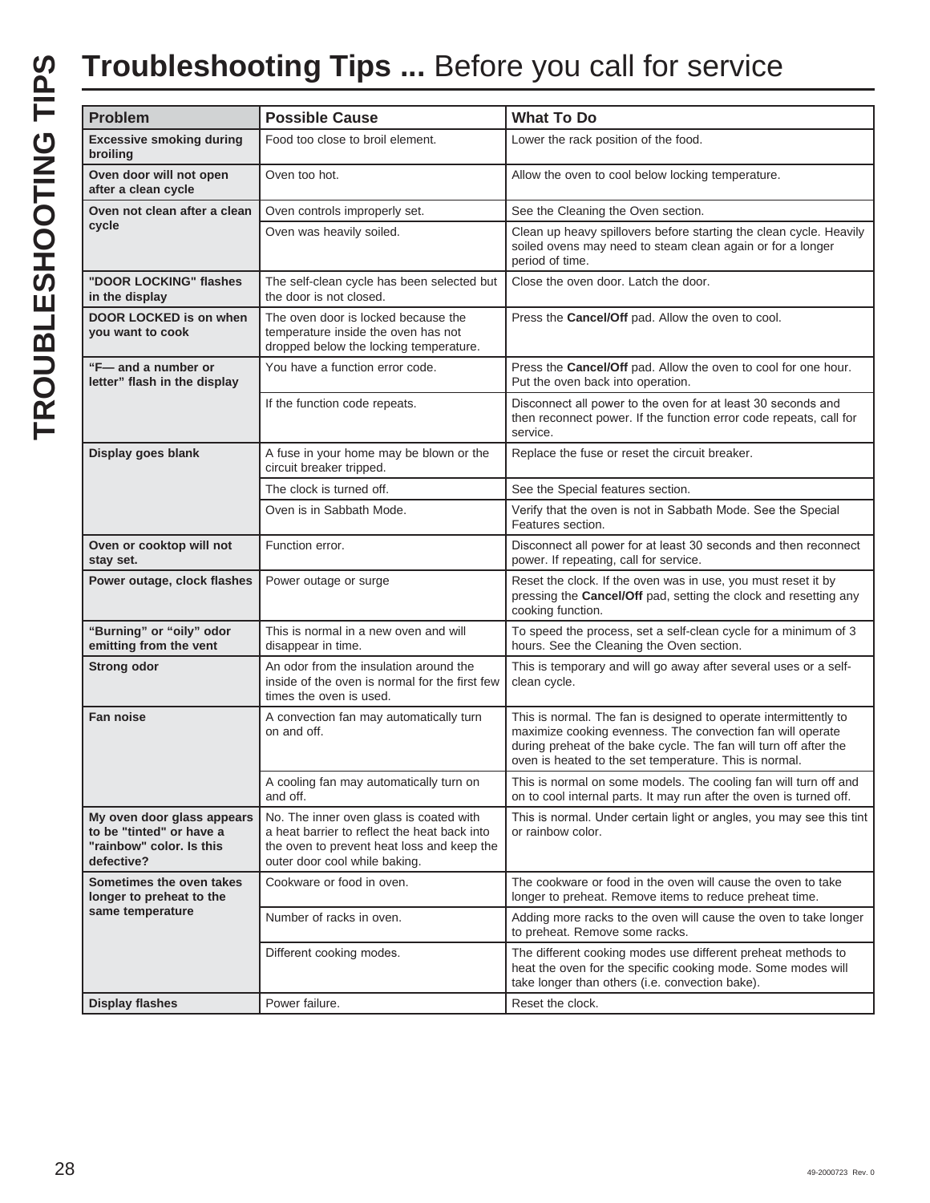# **Troubleshooting Tips ...** Before you call for service

| Problem | Possible Cause | What To Do |
| --- | --- | --- |
| **Excessive smoking during broiling** | Food too close to broil element. | Lower the rack position of the food. |
| **Oven door will not open after a clean cycle** | Oven too hot. | Allow the oven to cool below locking temperature. |
| **Oven not clean after a clean cycle** | Oven controls improperly set. | See the Cleaning the Oven section. |
| | Oven was heavily soiled. | Clean up heavy spillovers before starting the clean cycle. Heavily soiled ovens may need to steam clean again or for a longer period of time. |
| **"DOOR LOCKING" flashes in the display** | The self-clean cycle has been selected but the door is not closed. | Close the oven door. Latch the door. |
| **DOOR LOCKED is on when you want to cook** | The oven door is locked because the temperature inside the oven has not dropped below the locking temperature. | Press the **Cancel/Off** pad. Allow the oven to cool. |
| **"F— and a number or letter" flash in the display** | You have a function error code. | Press the **Cancel/Off** pad. Allow the oven to cool for one hour. Put the oven back into operation. |
| | If the function code repeats. | Disconnect all power to the oven for at least 30 seconds and then reconnect power. If the function error code repeats, call for service. |
| **Display goes blank** | A fuse in your home may be blown or the circuit breaker tripped. | Replace the fuse or reset the circuit breaker. |
| | The clock is turned off. | See the Special features section. |
| | Oven is in Sabbath Mode. | Verify that the oven is not in Sabbath Mode. See the Special Features section. |
| **Oven or cooktop will not stay set.** | Function error. | Disconnect all power for at least 30 seconds and then reconnect power. If repeating, call for service. |
| **Power outage, clock flashes** | Power outage or surge | Reset the clock. If the oven was in use, you must reset it by pressing the **Cancel/Off** pad, setting the clock and resetting any cooking function. |
| **"Burning" or "oily" odor emitting from the vent** | This is normal in a new oven and will disappear in time. | To speed the process, set a self-clean cycle for a minimum of 3 hours. See the Cleaning the Oven section. |
| **Strong odor** | An odor from the insulation around the inside of the oven is normal for the first few times the oven is used. | This is temporary and will go away after several uses or a self-clean cycle. |
| **Fan noise** | A convection fan may automatically turn on and off. | This is normal. The fan is designed to operate intermittently to maximize cooking evenness. The convection fan will operate during preheat of the bake cycle. The fan will turn off after the oven is heated to the set temperature. This is normal. |
| | A cooling fan may automatically turn on and off. | This is normal on some models. The cooling fan will turn off and on to cool internal parts. It may run after the oven is turned off. |
| **My oven door glass appears to be "tinted" or have a "rainbow" color. Is this defective?** | No. The inner oven glass is coated with a heat barrier to reflect the heat back into the oven to prevent heat loss and keep the outer door cool while baking. | This is normal. Under certain light or angles, you may see this tint or rainbow color. |
| **Sometimes the oven takes longer to preheat to the same temperature** | Cookware or food in oven. | The cookware or food in the oven will cause the oven to take longer to preheat. Remove items to reduce preheat time. |
| | Number of racks in oven. | Adding more racks to the oven will cause the oven to take longer to preheat. Remove some racks. |
| | Different cooking modes. | The different cooking modes use different preheat methods to heat the oven for the specific cooking mode. Some modes will take longer than others (i.e. convection bake). |
| **Display flashes** | Power failure. | Reset the clock. |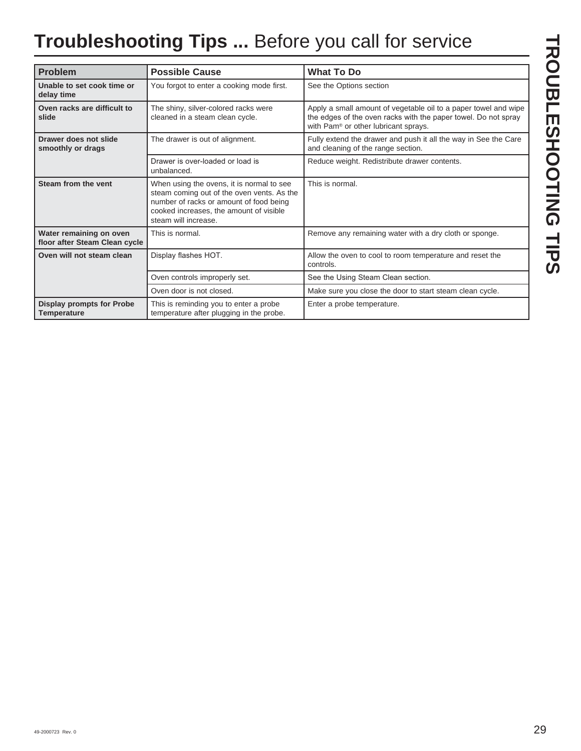# **Troubleshooting Tips ...** Before you call for service

| Problem | Possible Cause | What To Do |
|---|---|---|
| **Unable to set cook time or delay time** | You forgot to enter a cooking mode first. | See the Options section |
| **Oven racks are difficult to slide** | The shiny, silver-colored racks were cleaned in a steam clean cycle. | Apply a small amount of vegetable oil to a paper towel and wipe the edges of the oven racks with the paper towel. Do not spray with Pam® or other lubricant sprays. |
| **Drawer does not slide smoothly or drags** | The drawer is out of alignment. | Fully extend the drawer and push it all the way in See the Care and cleaning of the range section. |
| | Drawer is over-loaded or load is unbalanced. | Reduce weight. Redistribute drawer contents. |
| **Steam from the vent** | When using the ovens, it is normal to see steam coming out of the oven vents. As the number of racks or amount of food being cooked increases, the amount of visible steam will increase. | This is normal. |
| **Water remaining on oven floor after Steam Clean cycle** | This is normal. | Remove any remaining water with a dry cloth or sponge. |
| **Oven will not steam clean** | Display flashes HOT. | Allow the oven to cool to room temperature and reset the controls. |
| | Oven controls improperly set. | See the Using Steam Clean section. |
| | Oven door is not closed. | Make sure you close the door to start steam clean cycle. |
| **Display prompts for Probe Temperature** | This is reminding you to enter a probe temperature after plugging in the probe. | Enter a probe temperature. |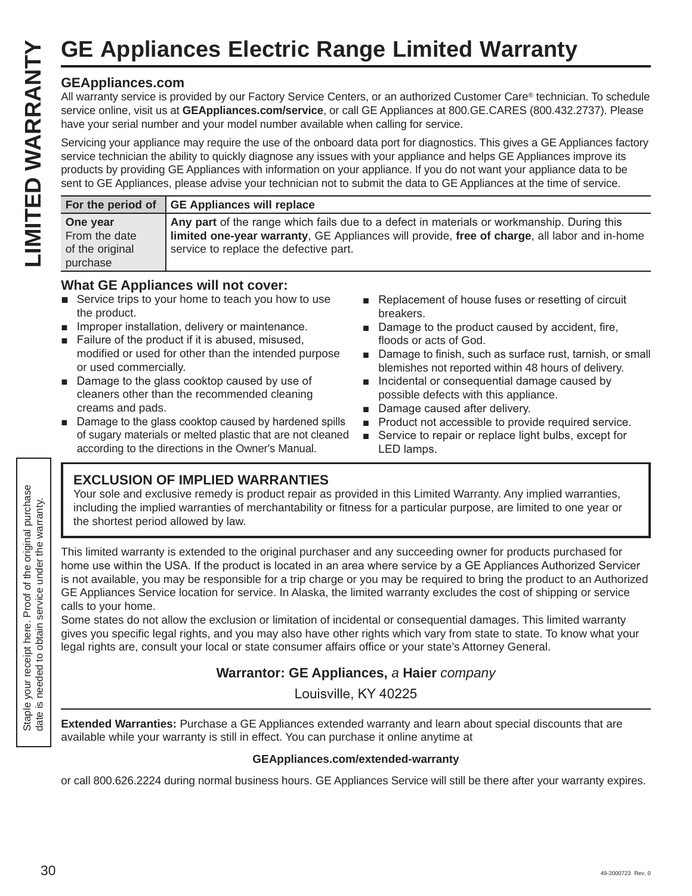# GE Appliances Electric Range Limited Warranty

LIMITED WARRANTY

### GEAppliances.com

All warranty service is provided by our Factory Service Centers, or an authorized Customer Care® technician. To schedule service online, visit us at **GEAppliances.com/service**, or call GE Appliances at 800.GE.CARES (800.432.2737). Please have your serial number and your model number available when calling for service.

Servicing your appliance may require the use of the onboard data port for diagnostics. This gives a GE Appliances factory service technician the ability to quickly diagnose any issues with your appliance and helps GE Appliances improve its products by providing GE Appliances with information on your appliance. If you do not want your appliance data to be sent to GE Appliances, please advise your technician not to submit the data to GE Appliances at the time of service.

| For the period of | GE Appliances will replace |
|---|---|
| **One year** From the date of the original purchase | **Any part** of the range which fails due to a defect in materials or workmanship. During this **limited one-year warranty**, GE Appliances will provide, **free of charge**, all labor and in-home service to replace the defective part. |

### What GE Appliances will not cover:

- Service trips to your home to teach you how to use the product.
- Improper installation, delivery or maintenance.
- Failure of the product if it is abused, misused, modified or used for other than the intended purpose or used commercially.
- Damage to the glass cooktop caused by use of cleaners other than the recommended cleaning creams and pads.
- Damage to the glass cooktop caused by hardened spills of sugary materials or melted plastic that are not cleaned according to the directions in the Owner's Manual.
- Replacement of house fuses or resetting of circuit breakers.
- Damage to the product caused by accident, fire, floods or acts of God.
- Damage to finish, such as surface rust, tarnish, or small blemishes not reported within 48 hours of delivery.
- Incidental or consequential damage caused by possible defects with this appliance.
- Damage caused after delivery.
- Product not accessible to provide required service.
- Service to repair or replace light bulbs, except for LED lamps.

### EXCLUSION OF IMPLIED WARRANTIES

Your sole and exclusive remedy is product repair as provided in this Limited Warranty. Any implied warranties, including the implied warranties of merchantability or fitness for a particular purpose, are limited to one year or the shortest period allowed by law.

This limited warranty is extended to the original purchaser and any succeeding owner for products purchased for home use within the USA. If the product is located in an area where service by a GE Appliances Authorized Servicer is not available, you may be responsible for a trip charge or you may be required to bring the product to an Authorized GE Appliances Service location for service. In Alaska, the limited warranty excludes the cost of shipping or service calls to your home.

Some states do not allow the exclusion or limitation of incidental or consequential damages. This limited warranty gives you specific legal rights, and you may also have other rights which vary from state to state. To know what your legal rights are, consult your local or state consumer affairs office or your state's Attorney General.

Staple your receipt here. Proof of the original purchase date is needed to obtain service under the warranty.

**Warrantor: GE Appliances,** *a* **Haier** *company*

Louisville, KY 40225

**Extended Warranties:** Purchase a GE Appliances extended warranty and learn about special discounts that are available while your warranty is still in effect. You can purchase it online anytime at

**GEAppliances.com/extended-warranty**

or call 800.626.2224 during normal business hours. GE Appliances Service will still be there after your warranty expires.

49-2000723 Rev. 0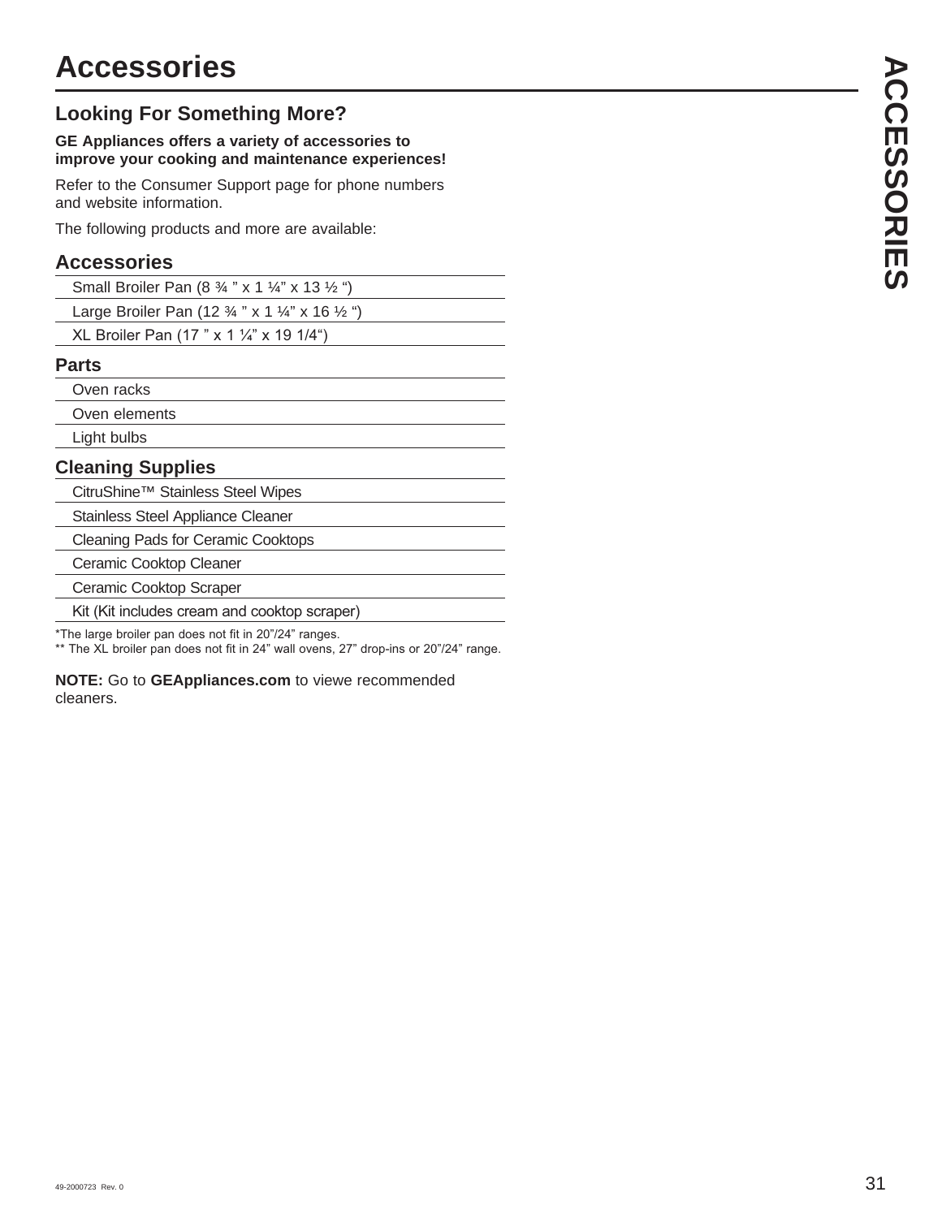# Accessories

## Looking For Something More?

**GE Appliances offers a variety of accessories to improve your cooking and maintenance experiences!**

Refer to the Consumer Support page for phone numbers and website information.

The following products and more are available:

### Accessories

- Small Broiler Pan (8 ¾ " x 1 ¼" x 13 ½ ")
- Large Broiler Pan (12 ¾ " x 1 ¼" x 16 ½ ")
- XL Broiler Pan (17 " x 1 ¼" x 19 1/4")

### Parts

- Oven racks
- Oven elements
- Light bulbs

### Cleaning Supplies

- CitruShine™ Stainless Steel Wipes
- Stainless Steel Appliance Cleaner
- Cleaning Pads for Ceramic Cooktops
- Ceramic Cooktop Cleaner
- Ceramic Cooktop Scraper
- Kit (Kit includes cream and cooktop scraper)

*The large broiler pan does not fit in 20"/24" ranges.
** The XL broiler pan does not fit in 24" wall ovens, 27" drop-ins or 20"/24" range.

**NOTE:** Go to **GEAppliances.com** to viewe recommended cleaners.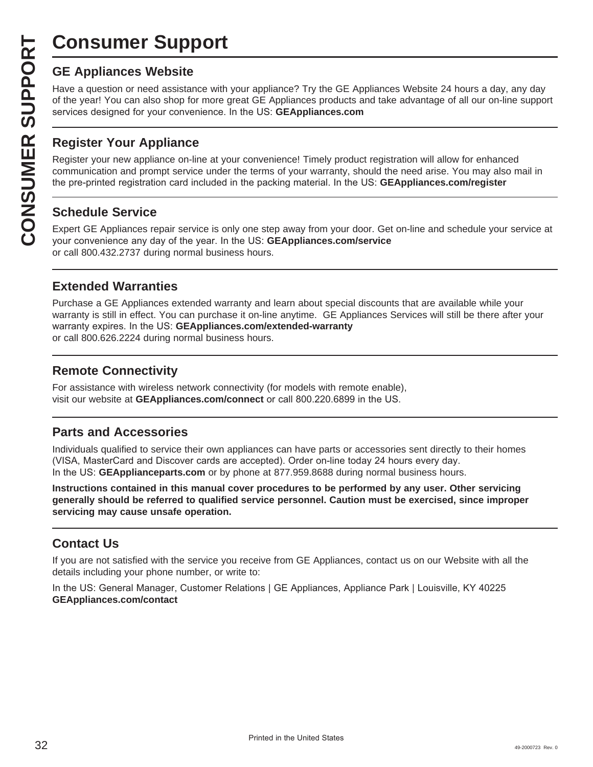# Consumer Support

## GE Appliances Website

Have a question or need assistance with your appliance? Try the GE Appliances Website 24 hours a day, any day of the year! You can also shop for more great GE Appliances products and take advantage of all our on-line support services designed for your convenience. In the US: **GEAppliances.com**

## Register Your Appliance

Register your new appliance on-line at your convenience! Timely product registration will allow for enhanced communication and prompt service under the terms of your warranty, should the need arise. You may also mail in the pre-printed registration card included in the packing material. In the US: **GEAppliances.com/register**

## Schedule Service

Expert GE Appliances repair service is only one step away from your door. Get on-line and schedule your service at your convenience any day of the year. In the US: **GEAppliances.com/service**
or call 800.432.2737 during normal business hours.

## Extended Warranties

Purchase a GE Appliances extended warranty and learn about special discounts that are available while your warranty is still in effect. You can purchase it on-line anytime. GE Appliances Services will still be there after your warranty expires. In the US: **GEAppliances.com/extended-warranty**
or call 800.626.2224 during normal business hours.

## Remote Connectivity

For assistance with wireless network connectivity (for models with remote enable), visit our website at **GEAppliances.com/connect** or call 800.220.6899 in the US.

## Parts and Accessories

Individuals qualified to service their own appliances can have parts or accessories sent directly to their homes (VISA, MasterCard and Discover cards are accepted). Order on-line today 24 hours every day.
In the US: **GEApplianceparts.com** or by phone at 877.959.8688 during normal business hours.

**Instructions contained in this manual cover procedures to be performed by any user. Other servicing generally should be referred to qualified service personnel. Caution must be exercised, since improper servicing may cause unsafe operation.**

## Contact Us

If you are not satisfied with the service you receive from GE Appliances, contact us on our Website with all the details including your phone number, or write to:

In the US: General Manager, Customer Relations | GE Appliances, Appliance Park | Louisville, KY 40225
**GEAppliances.com/contact**

Printed in the United States

49-2000723 Rev. 0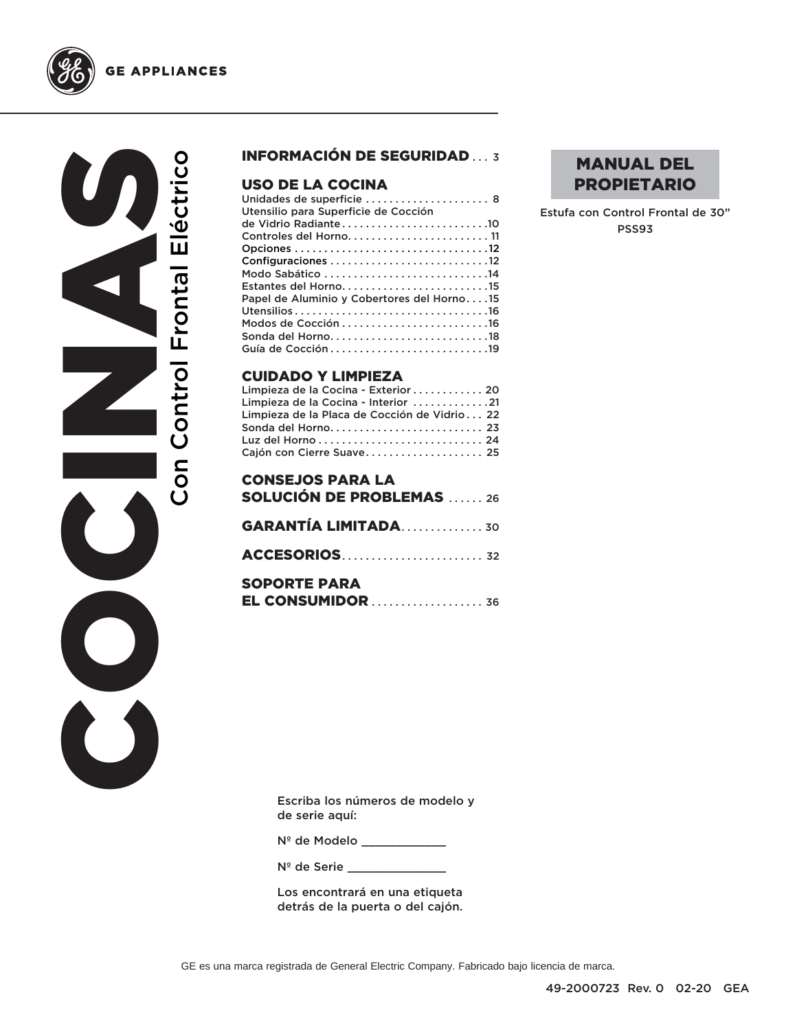GE APPLIANCES

# COCINAS

## Con Control Frontal Eléctrico

**INFORMACIÓN DE SEGURIDAD** . . . 3

**USO DE LA COCINA**
Unidades de superficie . . . . . . . . . . . . . . . . . . . . . 8
Utensilio para Superficie de Cocción de Vidrio Radiante . . . . . . . . . . . . . . . . . . . . . . . . .10
Controles del Horno. . . . . . . . . . . . . . . . . . . . . . . . 11
Opciones . . . . . . . . . . . . . . . . . . . . . . . . . . . . . . . . .12
Configuraciones . . . . . . . . . . . . . . . . . . . . . . . . . . .12
Modo Sabático . . . . . . . . . . . . . . . . . . . . . . . . . . . .14
Estantes del Horno. . . . . . . . . . . . . . . . . . . . . . . . .15
Papel de Aluminio y Cobertores del Horno . . . .15
Utensilios . . . . . . . . . . . . . . . . . . . . . . . . . . . . . . . . .16
Modos de Cocción . . . . . . . . . . . . . . . . . . . . . . . . .16
Sonda del Horno. . . . . . . . . . . . . . . . . . . . . . . . . . .18
Guía de Cocción . . . . . . . . . . . . . . . . . . . . . . . . . . .19

**CUIDADO Y LIMPIEZA**
Limpieza de la Cocina - Exterior . . . . . . . . . . . . 20
Limpieza de la Cocina - Interior . . . . . . . . . . . . .21
Limpieza de la Placa de Cocción de Vidrio . . . 22
Sonda del Horno. . . . . . . . . . . . . . . . . . . . . . . . . . 23
Luz del Horno . . . . . . . . . . . . . . . . . . . . . . . . . . . . 24
Cajón con Cierre Suave. . . . . . . . . . . . . . . . . . . . 25

**CONSEJOS PARA LA SOLUCIÓN DE PROBLEMAS** . . . . . . 26

**GARANTÍA LIMITADA**. . . . . . . . . . . . . . 30

**ACCESORIOS**. . . . . . . . . . . . . . . . . . . . . . . . 32

**SOPORTE PARA EL CONSUMIDOR** . . . . . . . . . . . . . . . . . . . 36

**MANUAL DEL PROPIETARIO**

Estufa con Control Frontal de 30"
PSS93

Escriba los números de modelo y de serie aquí:

Nº de Modelo ____________

Nº de Serie ______________

Los encontrará en una etiqueta detrás de la puerta o del cajón.

GE es una marca registrada de General Electric Company. Fabricado bajo licencia de marca.

49-2000723 Rev. 0 02-20 GEA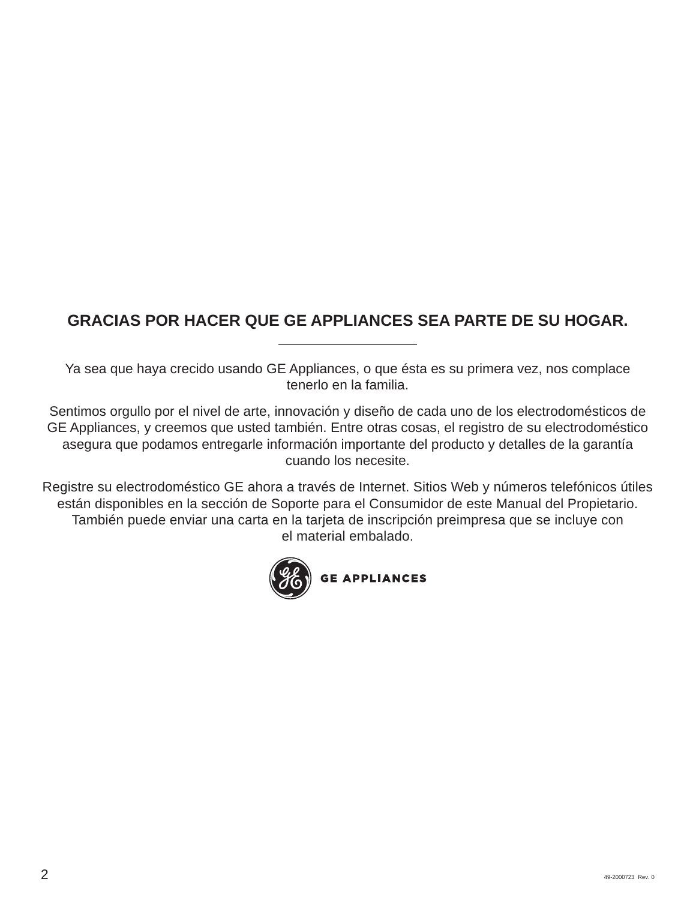# GRACIAS POR HACER QUE GE APPLIANCES SEA PARTE DE SU HOGAR.

---

Ya sea que haya crecido usando GE Appliances, o que ésta es su primera vez, nos complace tenerlo en la familia.

Sentimos orgullo por el nivel de arte, innovación y diseño de cada uno de los electrodomésticos de GE Appliances, y creemos que usted también. Entre otras cosas, el registro de su electrodoméstico asegura que podamos entregarle información importante del producto y detalles de la garantía cuando los necesite.

Registre su electrodoméstico GE ahora a través de Internet. Sitios Web y números telefónicos útiles están disponibles en la sección de Soporte para el Consumidor de este Manual del Propietario. También puede enviar una carta en la tarjeta de inscripción preimpresa que se incluye con el material embalado.

GE APPLIANCES

49-2000723 Rev. 0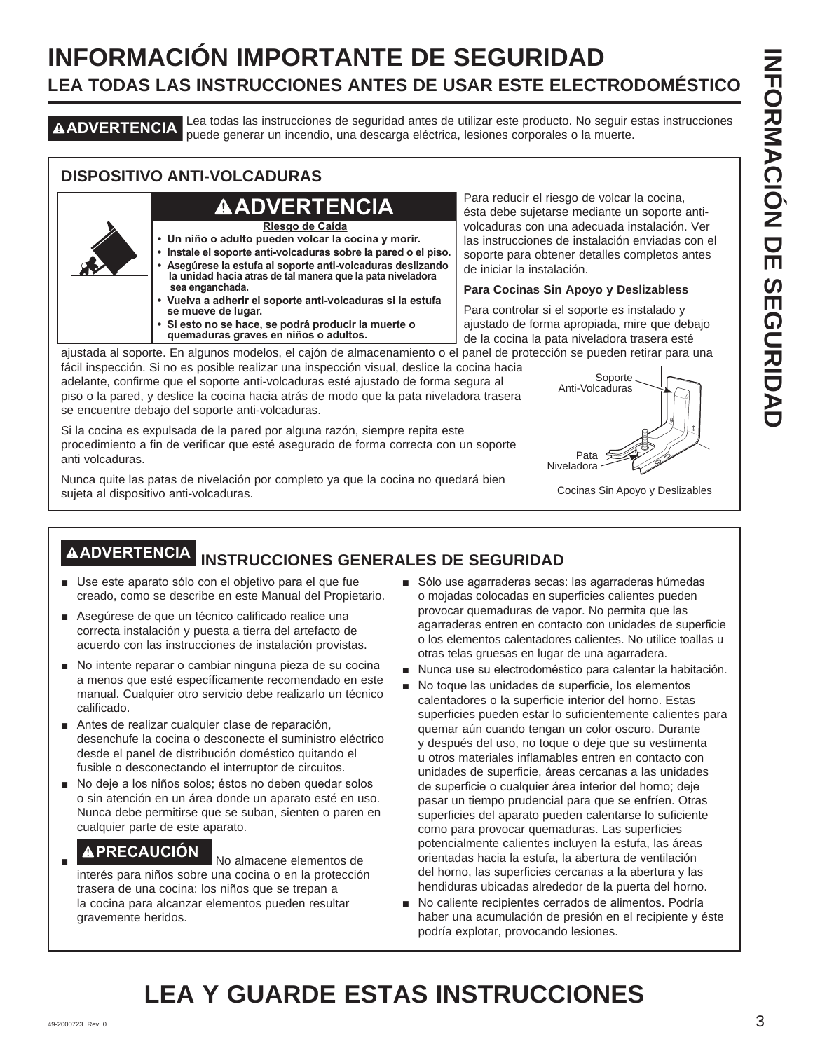# INFORMACIÓN IMPORTANTE DE SEGURIDAD

## LEA TODAS LAS INSTRUCCIONES ANTES DE USAR ESTE ELECTRODOMÉSTICO

**⚠ADVERTENCIA** Lea todas las instrucciones de seguridad antes de utilizar este producto. No seguir estas instrucciones puede generar un incendio, una descarga eléctrica, lesiones corporales o la muerte.

### DISPOSITIVO ANTI-VOLCADURAS

**⚠ADVERTENCIA**

**Riesgo de Caída**

- **Un niño o adulto pueden volcar la cocina y morir.**
- **Instale el soporte anti-volcaduras sobre la pared o el piso.**
- **Asegúrese la estufa al soporte anti-volcaduras deslizando la unidad hacia atras de tal manera que la pata niveladora sea enganchada.**
- **Vuelva a adherir el soporte anti-volcaduras si la estufa se mueve de lugar.**
- **Si esto no se hace, se podrá producir la muerte o quemaduras graves en niños o adultos.**

Para reducir el riesgo de volcar la cocina, ésta debe sujetarse mediante un soporte anti-volcaduras con una adecuada instalación. Ver las instrucciones de instalación enviadas con el soporte para obtener detalles completos antes de iniciar la instalación.

**Para Cocinas Sin Apoyo y Deslizabless**

Para controlar si el soporte es instalado y ajustado de forma apropiada, mire que debajo de la cocina la pata niveladora trasera esté ajustada al soporte. En algunos modelos, el cajón de almacenamiento o el panel de protección se pueden retirar para una fácil inspección. Si no es posible realizar una inspección visual, deslice la cocina hacia adelante, confirme que el soporte anti-volcaduras esté ajustado de forma segura al piso o la pared, y deslice la cocina hacia atrás de modo que la pata niveladora trasera se encuentre debajo del soporte anti-volcaduras.

Si la cocina es expulsada de la pared por alguna razón, siempre repita este procedimiento a fin de verificar que esté asegurado de forma correcta con un soporte anti volcaduras.

Nunca quite las patas de nivelación por completo ya que la cocina no quedará bien sujeta al dispositivo anti-volcaduras.

Soporte Anti-Volcaduras

Pata Niveladora

Cocinas Sin Apoyo y Deslizables

### ⚠ADVERTENCIA INSTRUCCIONES GENERALES DE SEGURIDAD

- Use este aparato sólo con el objetivo para el que fue creado, como se describe en este Manual del Propietario.
- Asegúrese de que un técnico calificado realice una correcta instalación y puesta a tierra del artefacto de acuerdo con las instrucciones de instalación provistas.
- No intente reparar o cambiar ninguna pieza de su cocina a menos que esté específicamente recomendado en este manual. Cualquier otro servicio debe realizarlo un técnico calificado.
- Antes de realizar cualquier clase de reparación, desenchufe la cocina o desconecte el suministro eléctrico desde el panel de distribución doméstico quitando el fusible o desconectando el interruptor de circuitos.
- No deje a los niños solos; éstos no deben quedar solos o sin atención en un área donde un aparato esté en uso. Nunca debe permitirse que se suban, sienten o paren en cualquier parte de este aparato.
- **⚠PRECAUCIÓN** No almacene elementos de interés para niños sobre una cocina o en la protección trasera de una cocina: los niños que se trepan a la cocina para alcanzar elementos pueden resultar gravemente heridos.
- Sólo use agarraderas secas: las agarraderas húmedas o mojadas colocadas en superficies calientes pueden provocar quemaduras de vapor. No permita que las agarraderas entren en contacto con unidades de superficie o los elementos calentadores calientes. No utilice toallas u otras telas gruesas en lugar de una agarradera.
- Nunca use su electrodoméstico para calentar la habitación.
- No toque las unidades de superficie, los elementos calentadores o la superficie interior del horno. Estas superficies pueden estar lo suficientemente calientes para quemar aún cuando tengan un color oscuro. Durante y después del uso, no toque o deje que su vestimenta u otros materiales inflamables entren en contacto con unidades de superficie, áreas cercanas a las unidades de superficie o cualquier área interior del horno; deje pasar un tiempo prudencial para que se enfríen. Otras superficies del aparato pueden calentarse lo suficiente como para provocar quemaduras. Las superficies potencialmente calientes incluyen la estufa, las áreas orientadas hacia la estufa, la abertura de ventilación del horno, las superficies cercanas a la abertura y las hendiduras ubicadas alrededor de la puerta del horno.
- No caliente recipientes cerrados de alimentos. Podría haber una acumulación de presión en el recipiente y éste podría explotar, provocando lesiones.

# LEA Y GUARDE ESTAS INSTRUCCIONES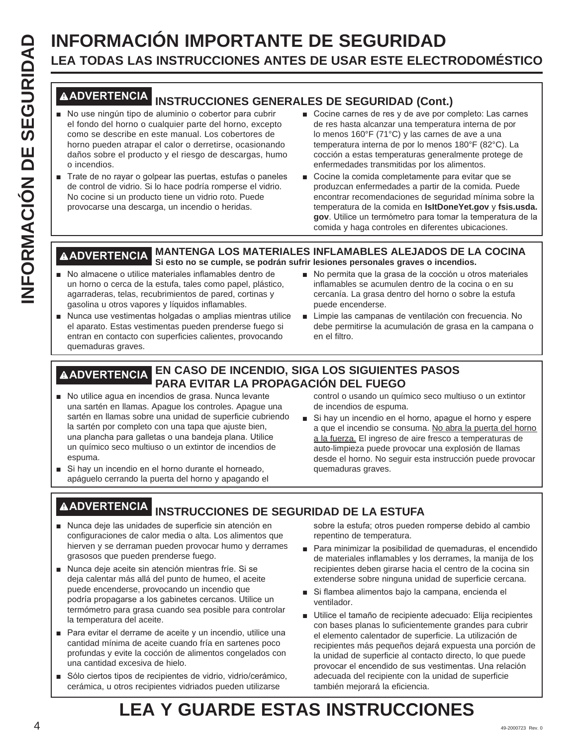# INFORMACIÓN IMPORTANTE DE SEGURIDAD

## LEA TODAS LAS INSTRUCCIONES ANTES DE USAR ESTE ELECTRODOMÉSTICO

### ⚠ADVERTENCIA INSTRUCCIONES GENERALES DE SEGURIDAD (Cont.)

- No use ningún tipo de aluminio o cobertor para cubrir el fondo del horno o cualquier parte del horno, excepto como se describe en este manual. Los cobertores de horno pueden atrapar el calor o derretirse, ocasionando daños sobre el producto y el riesgo de descargas, humo o incendios.
- Trate de no rayar o golpear las puertas, estufas o paneles de control de vidrio. Si lo hace podría romperse el vidrio. No cocine si un producto tiene un vidrio roto. Puede provocarse una descarga, un incendio o heridas.
- Cocine carnes de res y de ave por completo: Las carnes de res hasta alcanzar una temperatura interna de por lo menos 160°F (71°C) y las carnes de ave a una temperatura interna de por lo menos 180°F (82°C). La cocción a estas temperaturas generalmente protege de enfermedades transmitidas por los alimentos.
- Cocine la comida completamente para evitar que se produzcan enfermedades a partir de la comida. Puede encontrar recomendaciones de seguridad mínima sobre la temperatura de la comida en **IsItDoneYet.gov** y **fsis.usda.gov**. Utilice un termómetro para tomar la temperatura de la comida y haga controles en diferentes ubicaciones.

### ⚠ADVERTENCIA MANTENGA LOS MATERIALES INFLAMABLES ALEJADOS DE LA COCINA

**Si esto no se cumple, se podrán sufrir lesiones personales graves o incendios.**

- No almacene o utilice materiales inflamables dentro de un horno o cerca de la estufa, tales como papel, plástico, agarraderas, telas, recubrimientos de pared, cortinas y gasolina u otros vapores y líquidos inflamables.
- Nunca use vestimentas holgadas o amplias mientras utilice el aparato. Estas vestimentas pueden prenderse fuego si entran en contacto con superficies calientes, provocando quemaduras graves.
- No permita que la grasa de la cocción u otros materiales inflamables se acumulen dentro de la cocina o en su cercanía. La grasa dentro del horno o sobre la estufa puede encenderse.
- Limpie las campanas de ventilación con frecuencia. No debe permitirse la acumulación de grasa en la campana o en el filtro.

### ⚠ADVERTENCIA EN CASO DE INCENDIO, SIGA LOS SIGUIENTES PASOS PARA EVITAR LA PROPAGACIÓN DEL FUEGO

- No utilice agua en incendios de grasa. Nunca levante una sartén en llamas. Apague los controles. Apague una sartén en llamas sobre una unidad de superficie cubriendo la sartén por completo con una tapa que ajuste bien, una plancha para galletas o una bandeja plana. Utilice un químico seco multiuso o un extintor de incendios de espuma.
- Si hay un incendio en el horno durante el horneado, apáguelo cerrando la puerta del horno y apagando el control o usando un químico seco multiuso o un extintor de incendios de espuma.
- Si hay un incendio en el horno, apague el horno y espere a que el incendio se consuma. <u>No abra la puerta del horno a la fuerza.</u> El ingreso de aire fresco a temperaturas de auto-limpieza puede provocar una explosión de llamas desde el horno. No seguir esta instrucción puede provocar quemaduras graves.

### ⚠ADVERTENCIA INSTRUCCIONES DE SEGURIDAD DE LA ESTUFA

- Nunca deje las unidades de superficie sin atención en configuraciones de calor media o alta. Los alimentos que hierven y se derraman pueden provocar humo y derrames grasosos que pueden prenderse fuego.
- Nunca deje aceite sin atención mientras fríe. Si se deja calentar más allá del punto de humeo, el aceite puede encenderse, provocando un incendio que podría propagarse a los gabinetes cercanos. Utilice un termómetro para grasa cuando sea posible para controlar la temperatura del aceite.
- Para evitar el derrame de aceite y un incendio, utilice una cantidad mínima de aceite cuando fría en sartenes poco profundas y evite la cocción de alimentos congelados con una cantidad excesiva de hielo.
- Sólo ciertos tipos de recipientes de vidrio, vidrio/cerámico, cerámica, u otros recipientes vidriados pueden utilizarse sobre la estufa; otros pueden romperse debido al cambio repentino de temperatura.
- Para minimizar la posibilidad de quemaduras, el encendido de materiales inflamables y los derrames, la manija de los recipientes deben girarse hacia el centro de la cocina sin extenderse sobre ninguna unidad de superficie cercana.
- Si flambea alimentos bajo la campana, encienda el ventilador.
- Utilice el tamaño de recipiente adecuado: Elija recipientes con bases planas lo suficientemente grandes para cubrir el elemento calentador de superficie. La utilización de recipientes más pequeños dejará expuesta una porción de la unidad de superficie al contacto directo, lo que puede provocar el encendido de sus vestimentas. Una relación adecuada del recipiente con la unidad de superficie también mejorará la eficiencia.

# LEA Y GUARDE ESTAS INSTRUCCIONES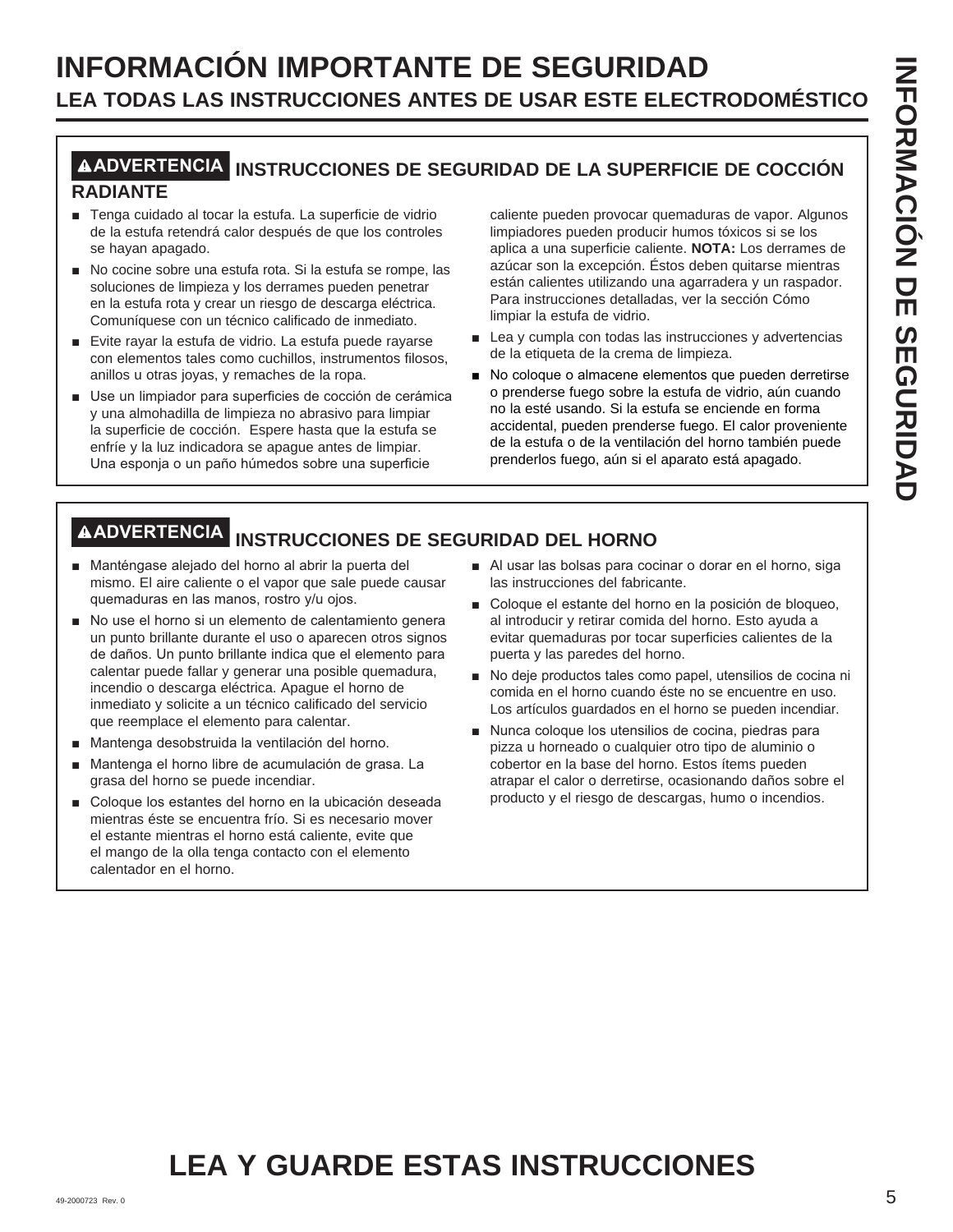# INFORMACIÓN IMPORTANTE DE SEGURIDAD

## LEA TODAS LAS INSTRUCCIONES ANTES DE USAR ESTE ELECTRODOMÉSTICO

### ⚠ADVERTENCIA INSTRUCCIONES DE SEGURIDAD DE LA SUPERFICIE DE COCCIÓN RADIANTE

- Tenga cuidado al tocar la estufa. La superficie de vidrio de la estufa retendrá calor después de que los controles se hayan apagado.
- No cocine sobre una estufa rota. Si la estufa se rompe, las soluciones de limpieza y los derrames pueden penetrar en la estufa rota y crear un riesgo de descarga eléctrica. Comuníquese con un técnico calificado de inmediato.
- Evite rayar la estufa de vidrio. La estufa puede rayarse con elementos tales como cuchillos, instrumentos filosos, anillos u otras joyas, y remaches de la ropa.
- Use un limpiador para superficies de cocción de cerámica y una almohadilla de limpieza no abrasivo para limpiar la superficie de cocción. Espere hasta que la estufa se enfríe y la luz indicadora se apague antes de limpiar. Una esponja o un paño húmedos sobre una superficie caliente pueden provocar quemaduras de vapor. Algunos limpiadores pueden producir humos tóxicos si se los aplica a una superficie caliente. **NOTA:** Los derrames de azúcar son la excepción. Éstos deben quitarse mientras están calientes utilizando una agarradera y un raspador. Para instrucciones detalladas, ver la sección Cómo limpiar la estufa de vidrio.
- Lea y cumpla con todas las instrucciones y advertencias de la etiqueta de la crema de limpieza.
- No coloque o almacene elementos que pueden derretirse o prenderse fuego sobre la estufa de vidrio, aún cuando no la esté usando. Si la estufa se enciende en forma accidental, pueden prenderse fuego. El calor proveniente de la estufa o de la ventilación del horno también puede prenderlos fuego, aún si el aparato está apagado.

### ⚠ADVERTENCIA INSTRUCCIONES DE SEGURIDAD DEL HORNO

- Manténgase alejado del horno al abrir la puerta del mismo. El aire caliente o el vapor que sale puede causar quemaduras en las manos, rostro y/u ojos.
- No use el horno si un elemento de calentamiento genera un punto brillante durante el uso o aparecen otros signos de daños. Un punto brillante indica que el elemento para calentar puede fallar y generar una posible quemadura, incendio o descarga eléctrica. Apague el horno de inmediato y solicite a un técnico calificado del servicio que reemplace el elemento para calentar.
- Mantenga desobstruida la ventilación del horno.
- Mantenga el horno libre de acumulación de grasa. La grasa del horno se puede incendiar.
- Coloque los estantes del horno en la ubicación deseada mientras éste se encuentra frío. Si es necesario mover el estante mientras el horno está caliente, evite que el mango de la olla tenga contacto con el elemento calentador en el horno.
- Al usar las bolsas para cocinar o dorar en el horno, siga las instrucciones del fabricante.
- Coloque el estante del horno en la posición de bloqueo, al introducir y retirar comida del horno. Esto ayuda a evitar quemaduras por tocar superficies calientes de la puerta y las paredes del horno.
- No deje productos tales como papel, utensilios de cocina ni comida en el horno cuando éste no se encuentre en uso. Los artículos guardados en el horno se pueden incendiar.
- Nunca coloque los utensilios de cocina, piedras para pizza u horneado o cualquier otro tipo de aluminio o cobertor en la base del horno. Estos ítems pueden atrapar el calor o derretirse, ocasionando daños sobre el producto y el riesgo de descargas, humo o incendios.

# LEA Y GUARDE ESTAS INSTRUCCIONES

49-2000723 Rev. 0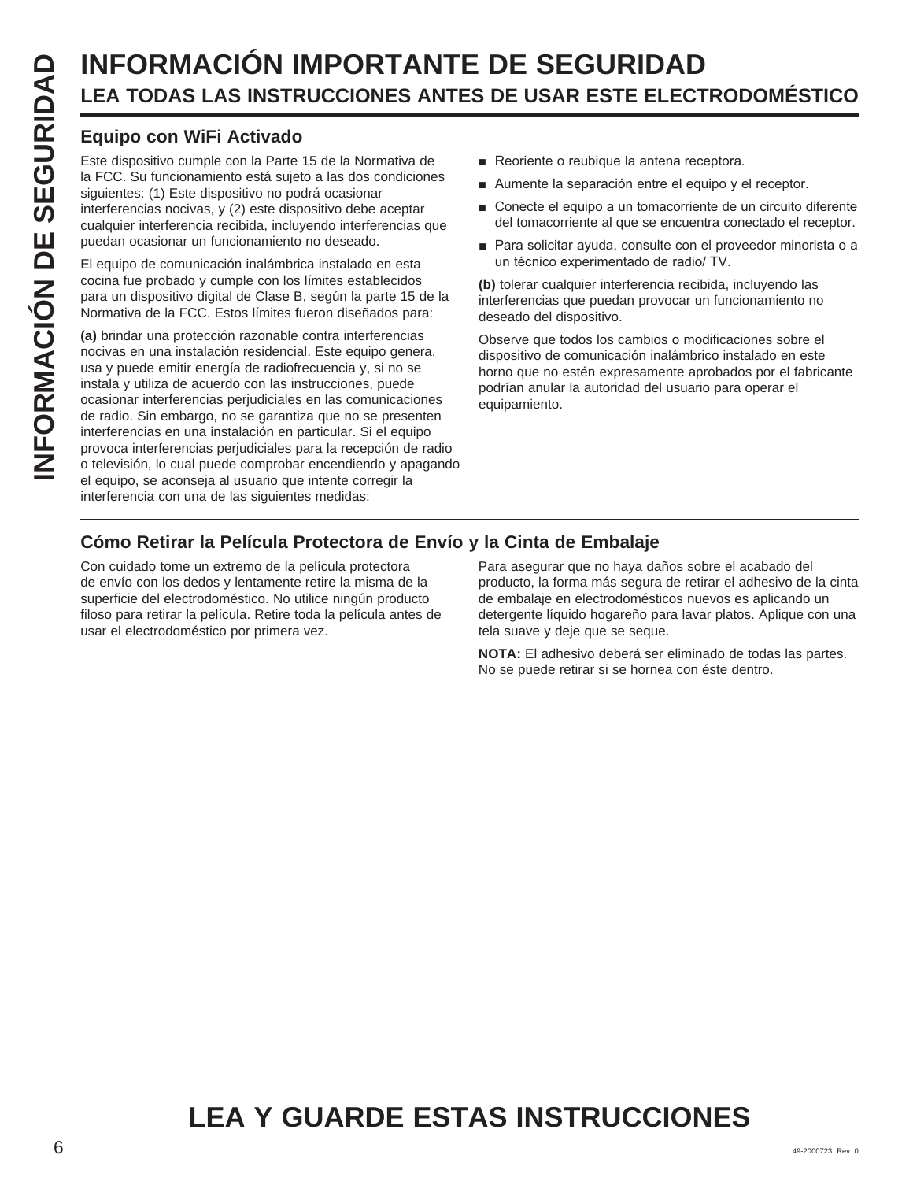# INFORMACIÓN IMPORTANTE DE SEGURIDAD

## LEA TODAS LAS INSTRUCCIONES ANTES DE USAR ESTE ELECTRODOMÉSTICO

### Equipo con WiFi Activado

Este dispositivo cumple con la Parte 15 de la Normativa de la FCC. Su funcionamiento está sujeto a las dos condiciones siguientes: (1) Este dispositivo no podrá ocasionar interferencias nocivas, y (2) este dispositivo debe aceptar cualquier interferencia recibida, incluyendo interferencias que puedan ocasionar un funcionamiento no deseado.

El equipo de comunicación inalámbrica instalado en esta cocina fue probado y cumple con los límites establecidos para un dispositivo digital de Clase B, según la parte 15 de la Normativa de la FCC. Estos límites fueron diseñados para:

**(a)** brindar una protección razonable contra interferencias nocivas en una instalación residencial. Este equipo genera, usa y puede emitir energía de radiofrecuencia y, si no se instala y utiliza de acuerdo con las instrucciones, puede ocasionar interferencias perjudiciales en las comunicaciones de radio. Sin embargo, no se garantiza que no se presenten interferencias en una instalación en particular. Si el equipo provoca interferencias perjudiciales para la recepción de radio o televisión, lo cual puede comprobar encendiendo y apagando el equipo, se aconseja al usuario que intente corregir la interferencia con una de las siguientes medidas:

- Reoriente o reubique la antena receptora.
- Aumente la separación entre el equipo y el receptor.
- Conecte el equipo a un tomacorriente de un circuito diferente del tomacorriente al que se encuentra conectado el receptor.
- Para solicitar ayuda, consulte con el proveedor minorista o a un técnico experimentado de radio/ TV.

**(b)** tolerar cualquier interferencia recibida, incluyendo las interferencias que puedan provocar un funcionamiento no deseado del dispositivo.

Observe que todos los cambios o modificaciones sobre el dispositivo de comunicación inalámbrico instalado en este horno que no estén expresamente aprobados por el fabricante podrían anular la autoridad del usuario para operar el equipamiento.

### Cómo Retirar la Película Protectora de Envío y la Cinta de Embalaje

Con cuidado tome un extremo de la película protectora de envío con los dedos y lentamente retire la misma de la superficie del electrodoméstico. No utilice ningún producto filoso para retirar la película. Retire toda la película antes de usar el electrodoméstico por primera vez.

Para asegurar que no haya daños sobre el acabado del producto, la forma más segura de retirar el adhesivo de la cinta de embalaje en electrodomésticos nuevos es aplicando un detergente líquido hogareño para lavar platos. Aplique con una tela suave y deje que se seque.

**NOTA:** El adhesivo deberá ser eliminado de todas las partes. No se puede retirar si se hornea con éste dentro.

## LEA Y GUARDE ESTAS INSTRUCCIONES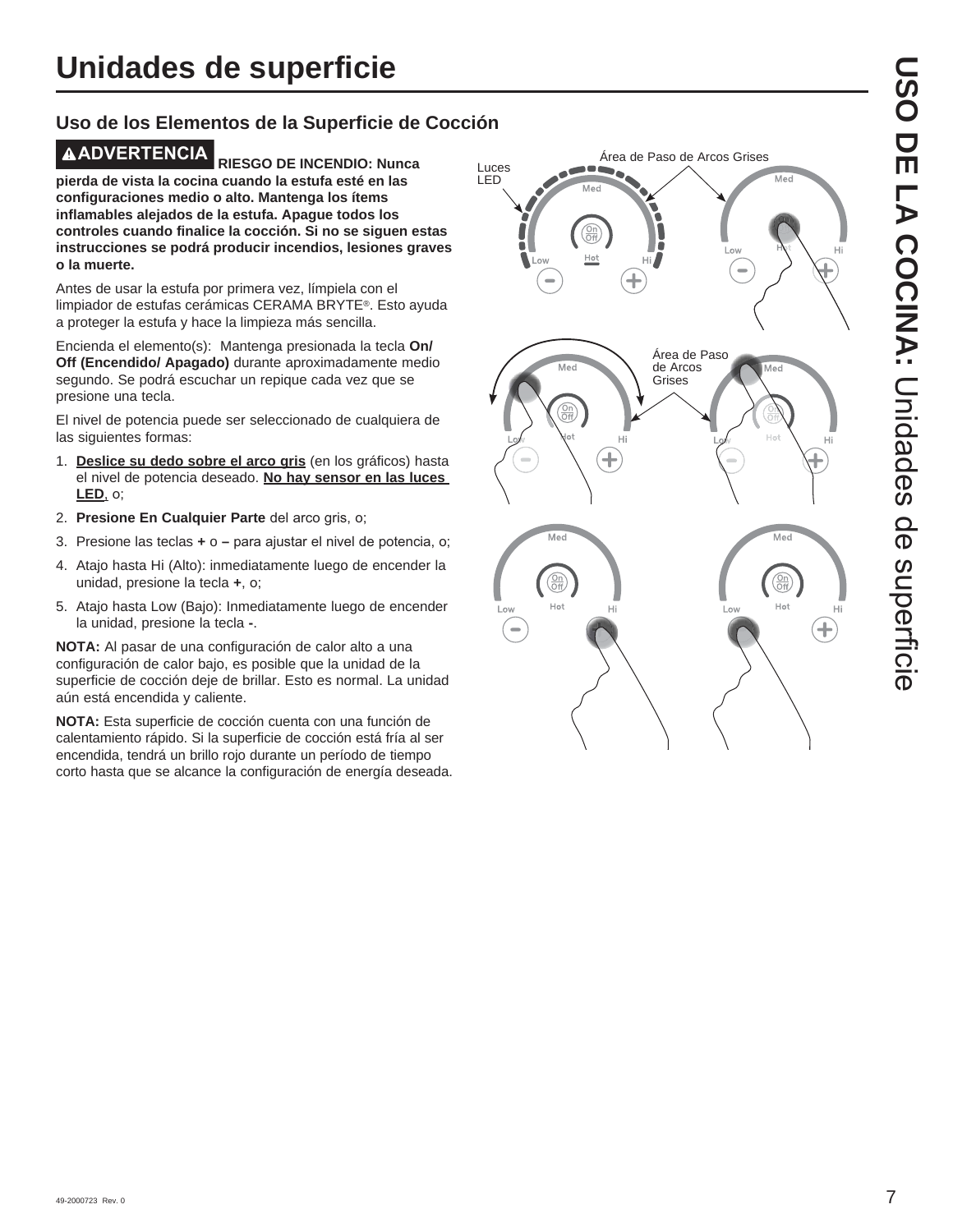# Unidades de superficie

## Uso de los Elementos de la Superficie de Cocción

**⚠ADVERTENCIA RIESGO DE INCENDIO: Nunca pierda de vista la cocina cuando la estufa esté en las configuraciones medio o alto. Mantenga los ítems inflamables alejados de la estufa. Apague todos los controles cuando finalice la cocción. Si no se siguen estas instrucciones se podrá producir incendios, lesiones graves o la muerte.**

Antes de usar la estufa por primera vez, límpiela con el limpiador de estufas cerámicas CERAMA BRYTE®. Esto ayuda a proteger la estufa y hace la limpieza más sencilla.

Encienda el elemento(s): Mantenga presionada la tecla **On/ Off (Encendido/ Apagado)** durante aproximadamente medio segundo. Se podrá escuchar un repique cada vez que se presione una tecla.

El nivel de potencia puede ser seleccionado de cualquiera de las siguientes formas:

1. **Deslice su dedo sobre el arco gris** (en los gráficos) hasta el nivel de potencia deseado. **No hay sensor en las luces LED**, o;
2. **Presione En Cualquier Parte** del arco gris, o;
3. Presione las teclas **+** o **–** para ajustar el nivel de potencia, o;
4. Atajo hasta Hi (Alto): inmediatamente luego de encender la unidad, presione la tecla **+**, o;
5. Atajo hasta Low (Bajo): Inmediatamente luego de encender la unidad, presione la tecla **-**.

**NOTA:** Al pasar de una configuración de calor alto a una configuración de calor bajo, es posible que la unidad de la superficie de cocción deje de brillar. Esto es normal. La unidad aún está encendida y caliente.

**NOTA:** Esta superficie de cocción cuenta con una función de calentamiento rápido. Si la superficie de cocción está fría al ser encendida, tendrá un brillo rojo durante un período de tiempo corto hasta que se alcance la configuración de energía deseada.

Luces LED

Área de Paso de Arcos Grises

Área de Paso de Arcos Grises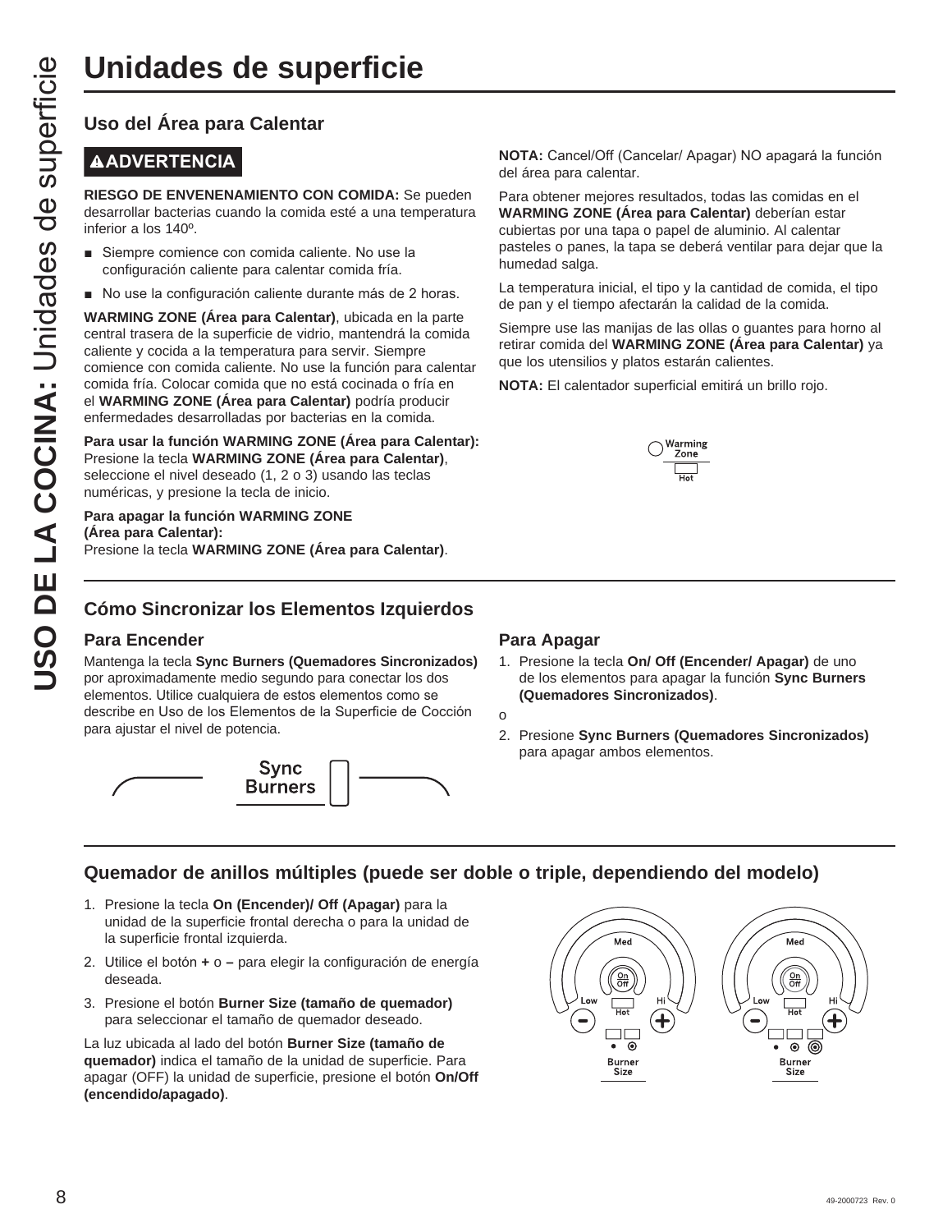# Unidades de superficie

## Uso del Área para Calentar

**⚠ADVERTENCIA**

**RIESGO DE ENVENENAMIENTO CON COMIDA:** Se pueden desarrollar bacterias cuando la comida esté a una temperatura inferior a los 140º.

- Siempre comience con comida caliente. No use la configuración caliente para calentar comida fría.
- No use la configuración caliente durante más de 2 horas.

**WARMING ZONE (Área para Calentar)**, ubicada en la parte central trasera de la superficie de vidrio, mantendrá la comida caliente y cocida a la temperatura para servir. Siempre comience con comida caliente. No use la función para calentar comida fría. Colocar comida que no está cocinada o fría en el **WARMING ZONE (Área para Calentar)** podría producir enfermedades desarrolladas por bacterias en la comida.

**Para usar la función WARMING ZONE (Área para Calentar):** Presione la tecla **WARMING ZONE (Área para Calentar)**, seleccione el nivel deseado (1, 2 o 3) usando las teclas numéricas, y presione la tecla de inicio.

**Para apagar la función WARMING ZONE (Área para Calentar):**
Presione la tecla **WARMING ZONE (Área para Calentar)**.

**NOTA:** Cancel/Off (Cancelar/ Apagar) NO apagará la función del área para calentar.

Para obtener mejores resultados, todas las comidas en el **WARMING ZONE (Área para Calentar)** deberían estar cubiertas por una tapa o papel de aluminio. Al calentar pasteles o panes, la tapa se deberá ventilar para dejar que la humedad salga.

La temperatura inicial, el tipo y la cantidad de comida, el tipo de pan y el tiempo afectarán la calidad de la comida.

Siempre use las manijas de las ollas o guantes para horno al retirar comida del **WARMING ZONE (Área para Calentar)** ya que los utensilios y platos estarán calientes.

**NOTA:** El calentador superficial emitirá un brillo rojo.

Warming Zone
Hot

## Cómo Sincronizar los Elementos Izquierdos

### Para Encender

Mantenga la tecla **Sync Burners (Quemadores Sincronizados)** por aproximadamente medio segundo para conectar los dos elementos. Utilice cualquiera de estos elementos como se describe en Uso de los Elementos de la Superficie de Cocción para ajustar el nivel de potencia.

Sync Burners

### Para Apagar

1. Presione la tecla **On/ Off (Encender/ Apagar)** de uno de los elementos para apagar la función **Sync Burners (Quemadores Sincronizados)**.

o

2. Presione **Sync Burners (Quemadores Sincronizados)** para apagar ambos elementos.

## Quemador de anillos múltiples (puede ser doble o triple, dependiendo del modelo)

1. Presione la tecla **On (Encender)/ Off (Apagar)** para la unidad de la superficie frontal derecha o para la unidad de la superficie frontal izquierda.
2. Utilice el botón **+** o **–** para elegir la configuración de energía deseada.
3. Presione el botón **Burner Size (tamaño de quemador)** para seleccionar el tamaño de quemador deseado.

La luz ubicada al lado del botón **Burner Size (tamaño de quemador)** indica el tamaño de la unidad de superficie. Para apagar (OFF) la unidad de superficie, presione el botón **On/Off (encendido/apagado)**.

Med | On/Off | Low | Hi | Hot | Burner Size

Med | On/Off | Low | Hi | Hot | Burner Size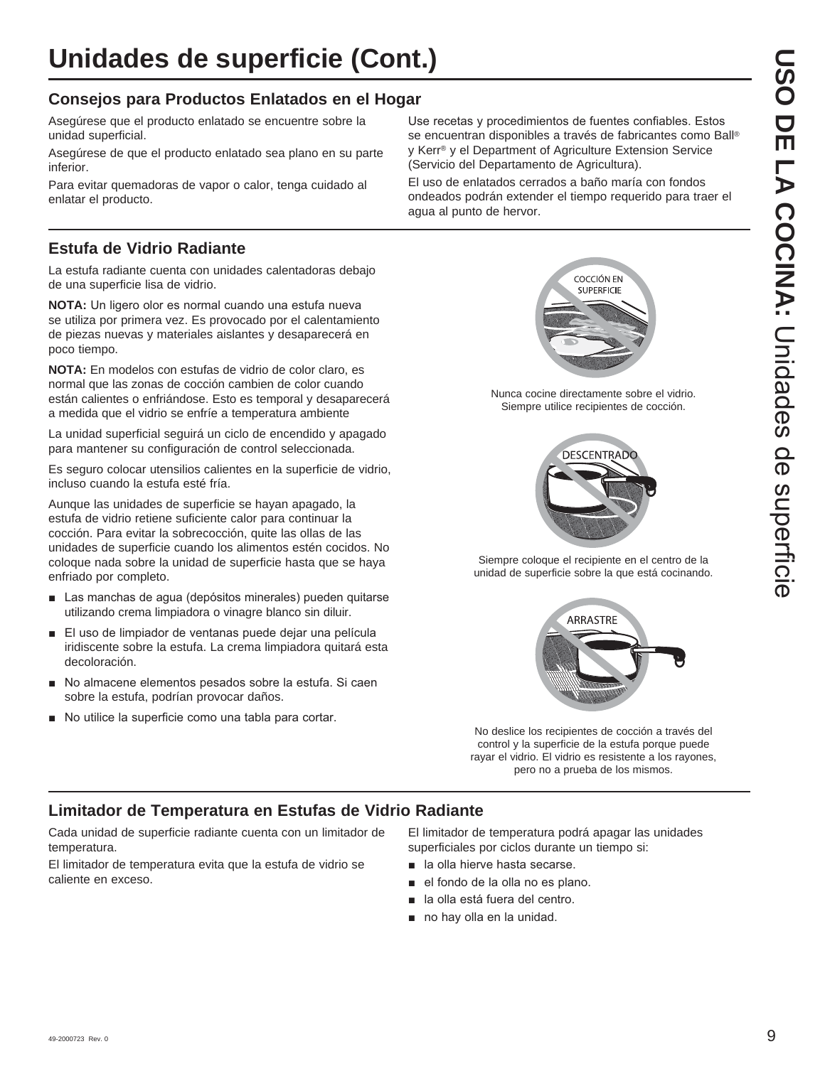# Unidades de superficie (Cont.)

## Consejos para Productos Enlatados en el Hogar

Asegúrese que el producto enlatado se encuentre sobre la unidad superficial.

Asegúrese de que el producto enlatado sea plano en su parte inferior.

Para evitar quemadoras de vapor o calor, tenga cuidado al enlatar el producto.

Use recetas y procedimientos de fuentes confiables. Estos se encuentran disponibles a través de fabricantes como Ball® y Kerr® y el Department of Agriculture Extension Service (Servicio del Departamento de Agricultura).

El uso de enlatados cerrados a baño maría con fondos ondeados podrán extender el tiempo requerido para traer el agua al punto de hervor.

## Estufa de Vidrio Radiante

La estufa radiante cuenta con unidades calentadoras debajo de una superficie lisa de vidrio.

**NOTA:** Un ligero olor es normal cuando una estufa nueva se utiliza por primera vez. Es provocado por el calentamiento de piezas nuevas y materiales aislantes y desaparecerá en poco tiempo.

**NOTA:** En modelos con estufas de vidrio de color claro, es normal que las zonas de cocción cambien de color cuando están calientes o enfriándose. Esto es temporal y desaparecerá a medida que el vidrio se enfríe a temperatura ambiente

La unidad superficial seguirá un ciclo de encendido y apagado para mantener su configuración de control seleccionada.

Es seguro colocar utensilios calientes en la superficie de vidrio, incluso cuando la estufa esté fría.

Aunque las unidades de superficie se hayan apagado, la estufa de vidrio retiene suficiente calor para continuar la cocción. Para evitar la sobrecocción, quite las ollas de las unidades de superficie cuando los alimentos estén cocidos. No coloque nada sobre la unidad de superficie hasta que se haya enfriado por completo.

- Las manchas de agua (depósitos minerales) pueden quitarse utilizando crema limpiadora o vinagre blanco sin diluir.
- El uso de limpiador de ventanas puede dejar una película iridiscente sobre la estufa. La crema limpiadora quitará esta decoloración.
- No almacene elementos pesados sobre la estufa. Si caen sobre la estufa, podrían provocar daños.
- No utilice la superficie como una tabla para cortar.

COCCIÓN EN SUPERFICIE

Nunca cocine directamente sobre el vidrio. Siempre utilice recipientes de cocción.

DESCENTRADO

Siempre coloque el recipiente en el centro de la unidad de superficie sobre la que está cocinando.

ARRASTRE

No deslice los recipientes de cocción a través del control y la superficie de la estufa porque puede rayar el vidrio. El vidrio es resistente a los rayones, pero no a prueba de los mismos.

## Limitador de Temperatura en Estufas de Vidrio Radiante

Cada unidad de superficie radiante cuenta con un limitador de temperatura.

El limitador de temperatura evita que la estufa de vidrio se caliente en exceso.

El limitador de temperatura podrá apagar las unidades superficiales por ciclos durante un tiempo si:

- la olla hierve hasta secarse.
- el fondo de la olla no es plano.
- la olla está fuera del centro.
- no hay olla en la unidad.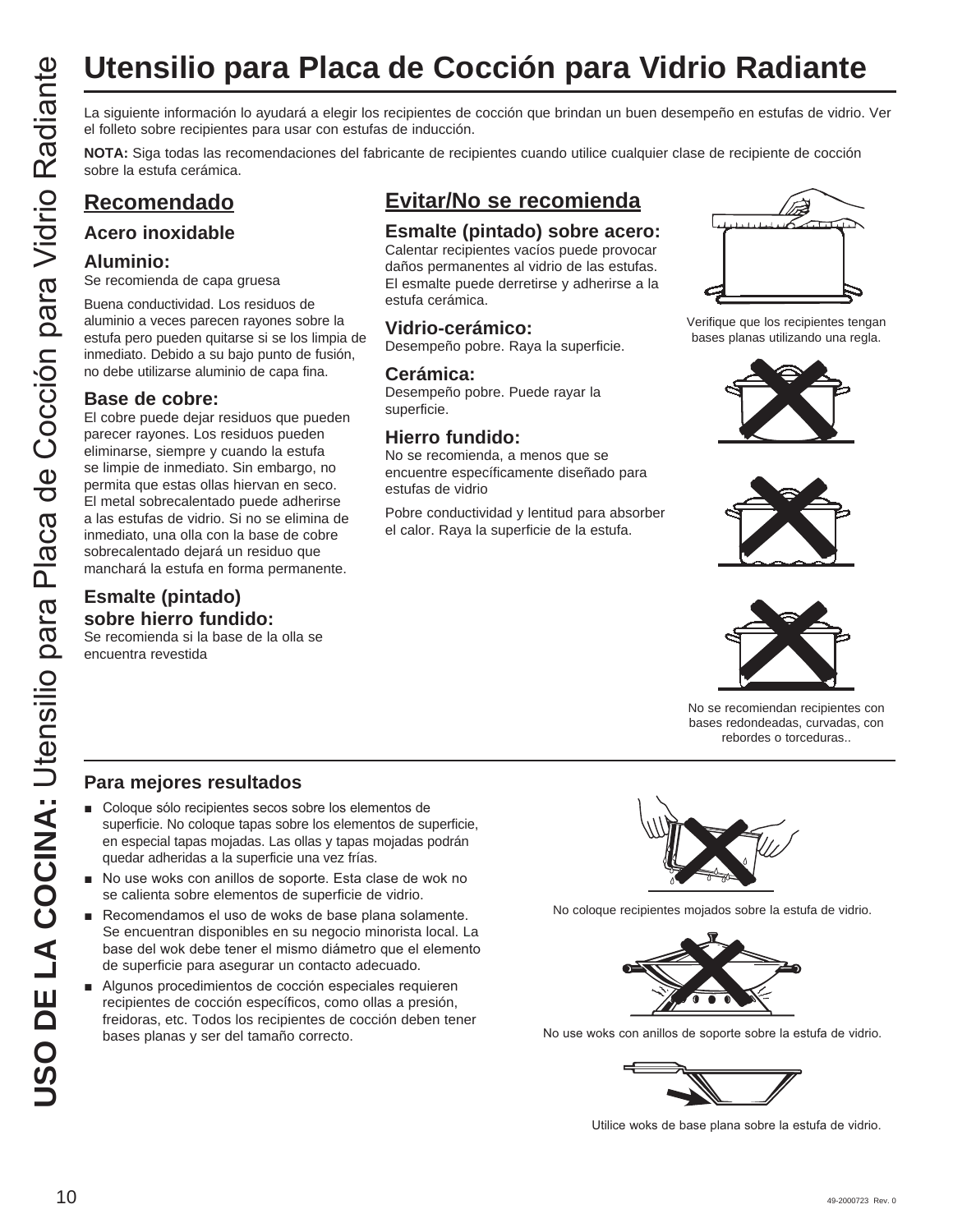# Utensilio para Placa de Cocción para Vidrio Radiante

La siguiente información lo ayudará a elegir los recipientes de cocción que brindan un buen desempeño en estufas de vidrio. Ver el folleto sobre recipientes para usar con estufas de inducción.

**NOTA:** Siga todas las recomendaciones del fabricante de recipientes cuando utilice cualquier clase de recipiente de cocción sobre la estufa cerámica.

## Recomendado

### Acero inoxidable

### Aluminio:

Se recomienda de capa gruesa

Buena conductividad. Los residuos de aluminio a veces parecen rayones sobre la estufa pero pueden quitarse si se los limpia de inmediato. Debido a su bajo punto de fusión, no debe utilizarse aluminio de capa fina.

### Base de cobre:

El cobre puede dejar residuos que pueden parecer rayones. Los residuos pueden eliminarse, siempre y cuando la estufa se limpie de inmediato. Sin embargo, no permita que estas ollas hiervan en seco. El metal sobrecalentado puede adherirse a las estufas de vidrio. Si no se elimina de inmediato, una olla con la base de cobre sobrecalentado dejará un residuo que manchará la estufa en forma permanente.

### Esmalte (pintado) sobre hierro fundido:

Se recomienda si la base de la olla se encuentra revestida

## Evitar/No se recomienda

### Esmalte (pintado) sobre acero:

Calentar recipientes vacíos puede provocar daños permanentes al vidrio de las estufas. El esmalte puede derretirse y adherirse a la estufa cerámica.

### Vidrio-cerámico:

Desempeño pobre. Raya la superficie.

### Cerámica:

Desempeño pobre. Puede rayar la superficie.

### Hierro fundido:

No se recomienda, a menos que se encuentre específicamente diseñado para estufas de vidrio

Pobre conductividad y lentitud para absorber el calor. Raya la superficie de la estufa.

Verifique que los recipientes tengan bases planas utilizando una regla.

No se recomiendan recipientes con bases redondeadas, curvadas, con rebordes o torceduras..

### Para mejores resultados

- Coloque sólo recipientes secos sobre los elementos de superficie. No coloque tapas sobre los elementos de superficie, en especial tapas mojadas. Las ollas y tapas mojadas podrán quedar adheridas a la superficie una vez frías.
- No use woks con anillos de soporte. Esta clase de wok no se calienta sobre elementos de superficie de vidrio.
- Recomendamos el uso de woks de base plana solamente. Se encuentran disponibles en su negocio minorista local. La base del wok debe tener el mismo diámetro que el elemento de superficie para asegurar un contacto adecuado.
- Algunos procedimientos de cocción especiales requieren recipientes de cocción específicos, como ollas a presión, freidoras, etc. Todos los recipientes de cocción deben tener bases planas y ser del tamaño correcto.

No coloque recipientes mojados sobre la estufa de vidrio.

No use woks con anillos de soporte sobre la estufa de vidrio.

Utilice woks de base plana sobre la estufa de vidrio.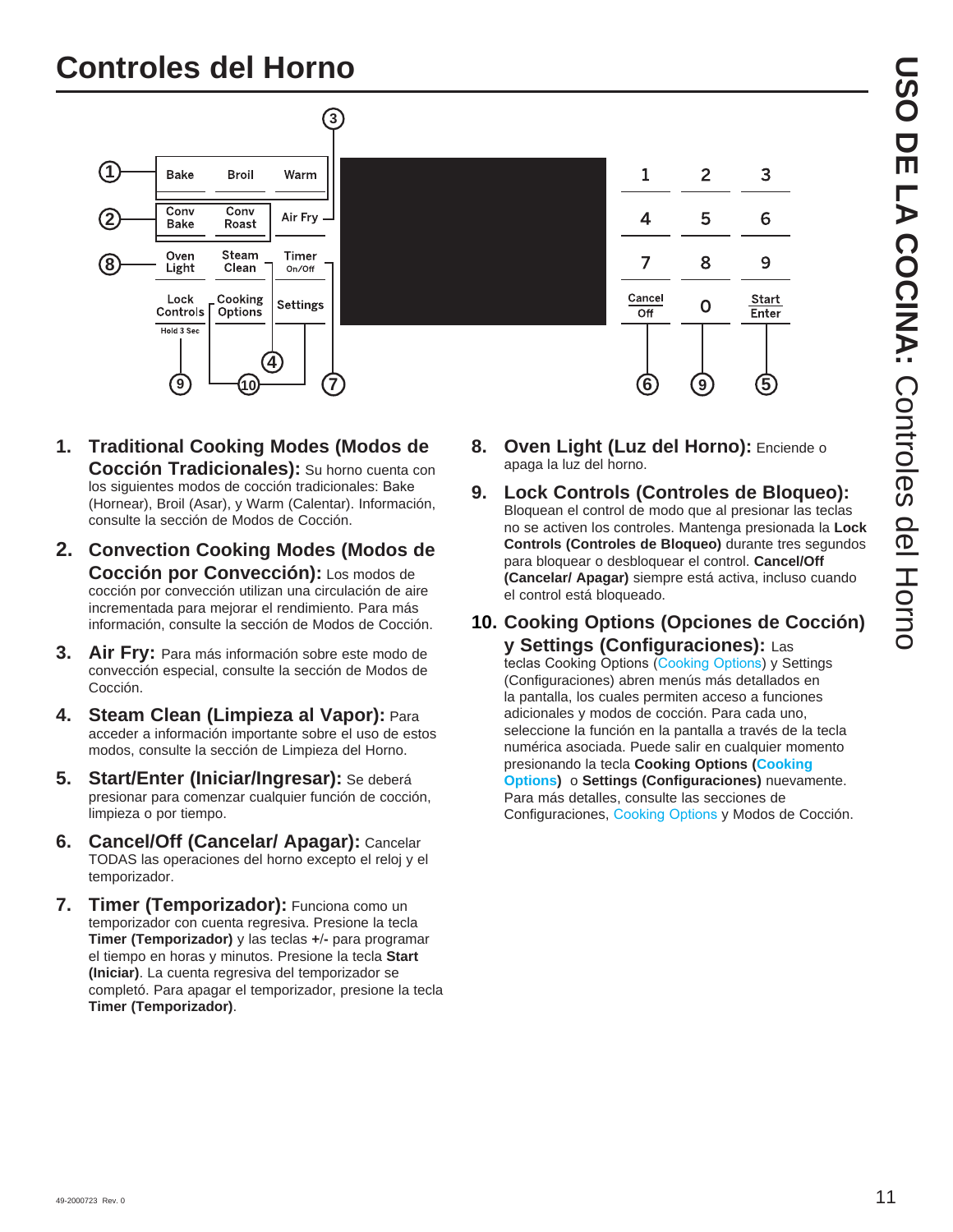# Controles del Horno

1. **Traditional Cooking Modes (Modos de Cocción Tradicionales):** Su horno cuenta con los siguientes modos de cocción tradicionales: Bake (Hornear), Broil (Asar), y Warm (Calentar). Información, consulte la sección de Modos de Cocción.

2. **Convection Cooking Modes (Modos de Cocción por Convección):** Los modos de cocción por convección utilizan una circulación de aire incrementada para mejorar el rendimiento. Para más información, consulte la sección de Modos de Cocción.

3. **Air Fry:** Para más información sobre este modo de convección especial, consulte la sección de Modos de Cocción.

4. **Steam Clean (Limpieza al Vapor):** Para acceder a información importante sobre el uso de estos modos, consulte la sección de Limpieza del Horno.

5. **Start/Enter (Iniciar/Ingresar):** Se deberá presionar para comenzar cualquier función de cocción, limpieza o por tiempo.

6. **Cancel/Off (Cancelar/ Apagar):** Cancelar TODAS las operaciones del horno excepto el reloj y el temporizador.

7. **Timer (Temporizador):** Funciona como un temporizador con cuenta regresiva. Presione la tecla **Timer (Temporizador)** y las teclas **+/-** para programar el tiempo en horas y minutos. Presione la tecla **Start (Iniciar)**. La cuenta regresiva del temporizador se completó. Para apagar el temporizador, presione la tecla **Timer (Temporizador)**.

8. **Oven Light (Luz del Horno):** Enciende o apaga la luz del horno.

9. **Lock Controls (Controles de Bloqueo):** Bloquean el control de modo que al presionar las teclas no se activen los controles. Mantenga presionada la **Lock Controls (Controles de Bloqueo)** durante tres segundos para bloquear o desbloquear el control. **Cancel/Off (Cancelar/ Apagar)** siempre está activa, incluso cuando el control está bloqueado.

10. **Cooking Options (Opciones de Cocción) y Settings (Configuraciones):** Las teclas Cooking Options (Cooking Options) y Settings (Configuraciones) abren menús más detallados en la pantalla, los cuales permiten acceso a funciones adicionales y modos de cocción. Para cada uno, seleccione la función en la pantalla a través de la tecla numérica asociada. Puede salir en cualquier momento presionando la tecla **Cooking Options (Cooking Options)** o **Settings (Configuraciones)** nuevamente. Para más detalles, consulte las secciones de Configuraciones, Cooking Options y Modos de Cocción.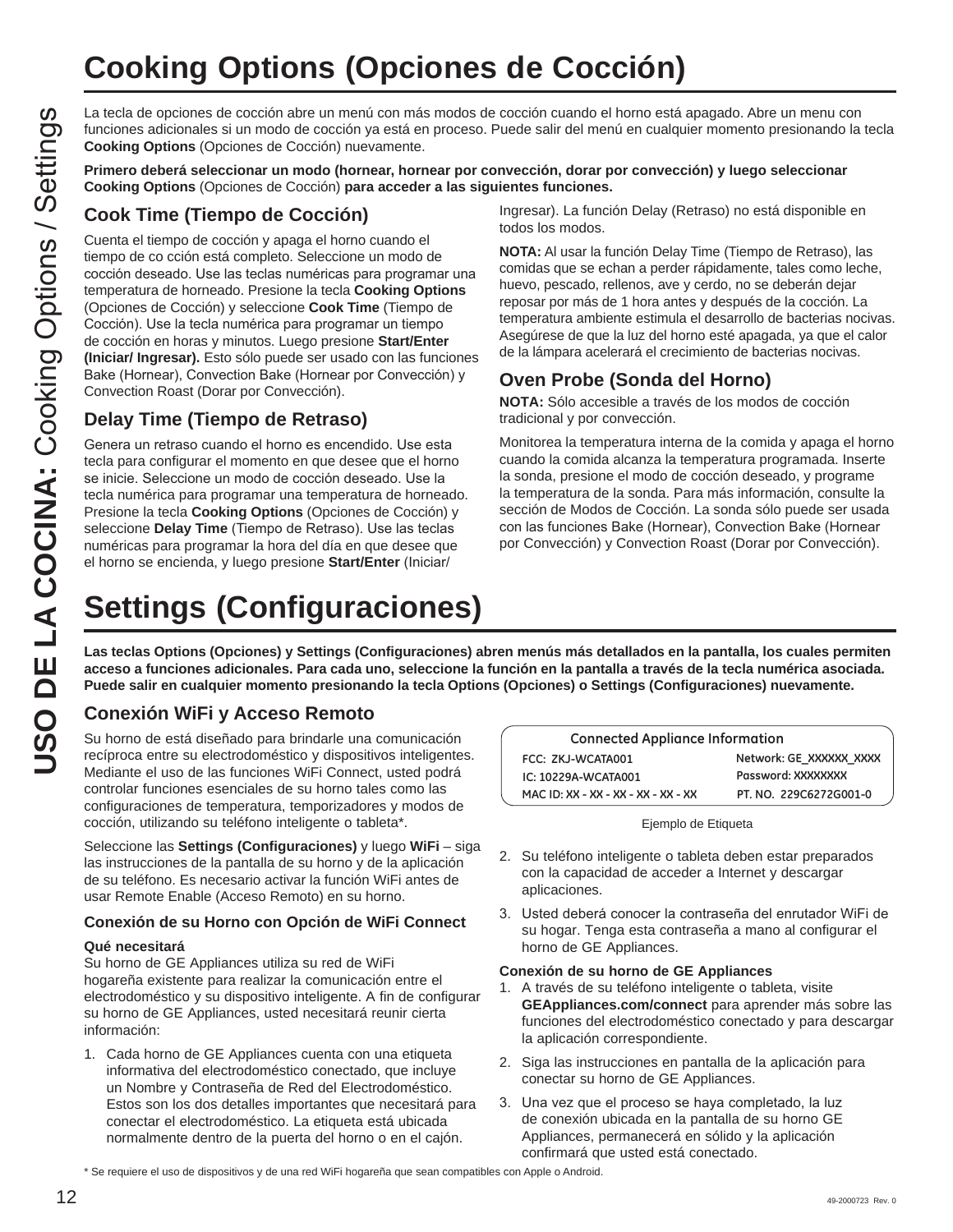# Cooking Options (Opciones de Cocción)

La tecla de opciones de cocción abre un menú con más modos de cocción cuando el horno está apagado. Abre un menu con funciones adicionales si un modo de cocción ya está en proceso. Puede salir del menú en cualquier momento presionando la tecla **Cooking Options** (Opciones de Cocción) nuevamente.

**Primero deberá seleccionar un modo (hornear, hornear por convección, dorar por convección) y luego seleccionar Cooking Options** (Opciones de Cocción) **para acceder a las siguientes funciones.**

## Cook Time (Tiempo de Cocción)

Cuenta el tiempo de cocción y apaga el horno cuando el tiempo de co cción está completo. Seleccione un modo de cocción deseado. Use las teclas numéricas para programar una temperatura de horneado. Presione la tecla **Cooking Options** (Opciones de Cocción) y seleccione **Cook Time** (Tiempo de Cocción). Use la tecla numérica para programar un tiempo de cocción en horas y minutos. Luego presione **Start/Enter (Iniciar/ Ingresar).** Esto sólo puede ser usado con las funciones Bake (Hornear), Convection Bake (Hornear por Convección) y Convection Roast (Dorar por Convección).

## Delay Time (Tiempo de Retraso)

Genera un retraso cuando el horno es encendido. Use esta tecla para configurar el momento en que desee que el horno se inicie. Seleccione un modo de cocción deseado. Use la tecla numérica para programar una temperatura de horneado. Presione la tecla **Cooking Options** (Opciones de Cocción) y seleccione **Delay Time** (Tiempo de Retraso). Use las teclas numéricas para programar la hora del día en que desee que el horno se encienda, y luego presione **Start/Enter** (Iniciar/ Ingresar). La función Delay (Retraso) no está disponible en todos los modos.

**NOTA:** Al usar la función Delay Time (Tiempo de Retraso), las comidas que se echan a perder rápidamente, tales como leche, huevo, pescado, rellenos, ave y cerdo, no se deberán dejar reposar por más de 1 hora antes y después de la cocción. La temperatura ambiente estimula el desarrollo de bacterias nocivas. Asegúrese de que la luz del horno esté apagada, ya que el calor de la lámpara acelerará el crecimiento de bacterias nocivas.

## Oven Probe (Sonda del Horno)

**NOTA:** Sólo accesible a través de los modos de cocción tradicional y por convección.

Monitorea la temperatura interna de la comida y apaga el horno cuando la comida alcanza la temperatura programada. Inserte la sonda, presione el modo de cocción deseado, y programe la temperatura de la sonda. Para más información, consulte la sección de Modos de Cocción. La sonda sólo puede ser usada con las funciones Bake (Hornear), Convection Bake (Hornear por Convección) y Convection Roast (Dorar por Convección).

# Settings (Configuraciones)

**Las teclas Options (Opciones) y Settings (Configuraciones) abren menús más detallados en la pantalla, los cuales permiten acceso a funciones adicionales. Para cada uno, seleccione la función en la pantalla a través de la tecla numérica asociada. Puede salir en cualquier momento presionando la tecla Options (Opciones) o Settings (Configuraciones) nuevamente.**

## Conexión WiFi y Acceso Remoto

Su horno de está diseñado para brindarle una comunicación recíproca entre su electrodoméstico y dispositivos inteligentes. Mediante el uso de las funciones WiFi Connect, usted podrá controlar funciones esenciales de su horno tales como las configuraciones de temperatura, temporizadores y modos de cocción, utilizando su teléfono inteligente o tableta*.

Seleccione las **Settings (Configuraciones)** y luego **WiFi** – siga las instrucciones de la pantalla de su horno y de la aplicación de su teléfono. Es necesario activar la función WiFi antes de usar Remote Enable (Acceso Remoto) en su horno.

### Conexión de su Horno con Opción de WiFi Connect

**Qué necesitará**
Su horno de GE Appliances utiliza su red de WiFi hogareña existente para realizar la comunicación entre el electrodoméstico y su dispositivo inteligente. A fin de configurar su horno de GE Appliances, usted necesitará reunir cierta información:

1. Cada horno de GE Appliances cuenta con una etiqueta informativa del electrodoméstico conectado, que incluye un Nombre y Contraseña de Red del Electrodoméstico. Estos son los dos detalles importantes que necesitará para conectar el electrodoméstico. La etiqueta está ubicada normalmente dentro de la puerta del horno o en el cajón.

| Connected Appliance Information | |
|---|---|
| FCC: ZKJ-WCATA001 | Network: GE_XXXXXX_XXXX |
| IC: 10229A-WCATA001 | Password: XXXXXXXX |
| MAC ID: XX - XX - XX - XX - XX - XX | PT. NO. 229C6272G001-0 |

Ejemplo de Etiqueta

2. Su teléfono inteligente o tableta deben estar preparados con la capacidad de acceder a Internet y descargar aplicaciones.
3. Usted deberá conocer la contraseña del enrutador WiFi de su hogar. Tenga esta contraseña a mano al configurar el horno de GE Appliances.

**Conexión de su horno de GE Appliances**

1. A través de su teléfono inteligente o tableta, visite **GEAppliances.com/connect** para aprender más sobre las funciones del electrodoméstico conectado y para descargar la aplicación correspondiente.
2. Siga las instrucciones en pantalla de la aplicación para conectar su horno de GE Appliances.
3. Una vez que el proceso se haya completado, la luz de conexión ubicada en la pantalla de su horno GE Appliances, permanecerá en sólido y la aplicación confirmará que usted está conectado.

\* Se requiere el uso de dispositivos y de una red WiFi hogareña que sean compatibles con Apple o Android.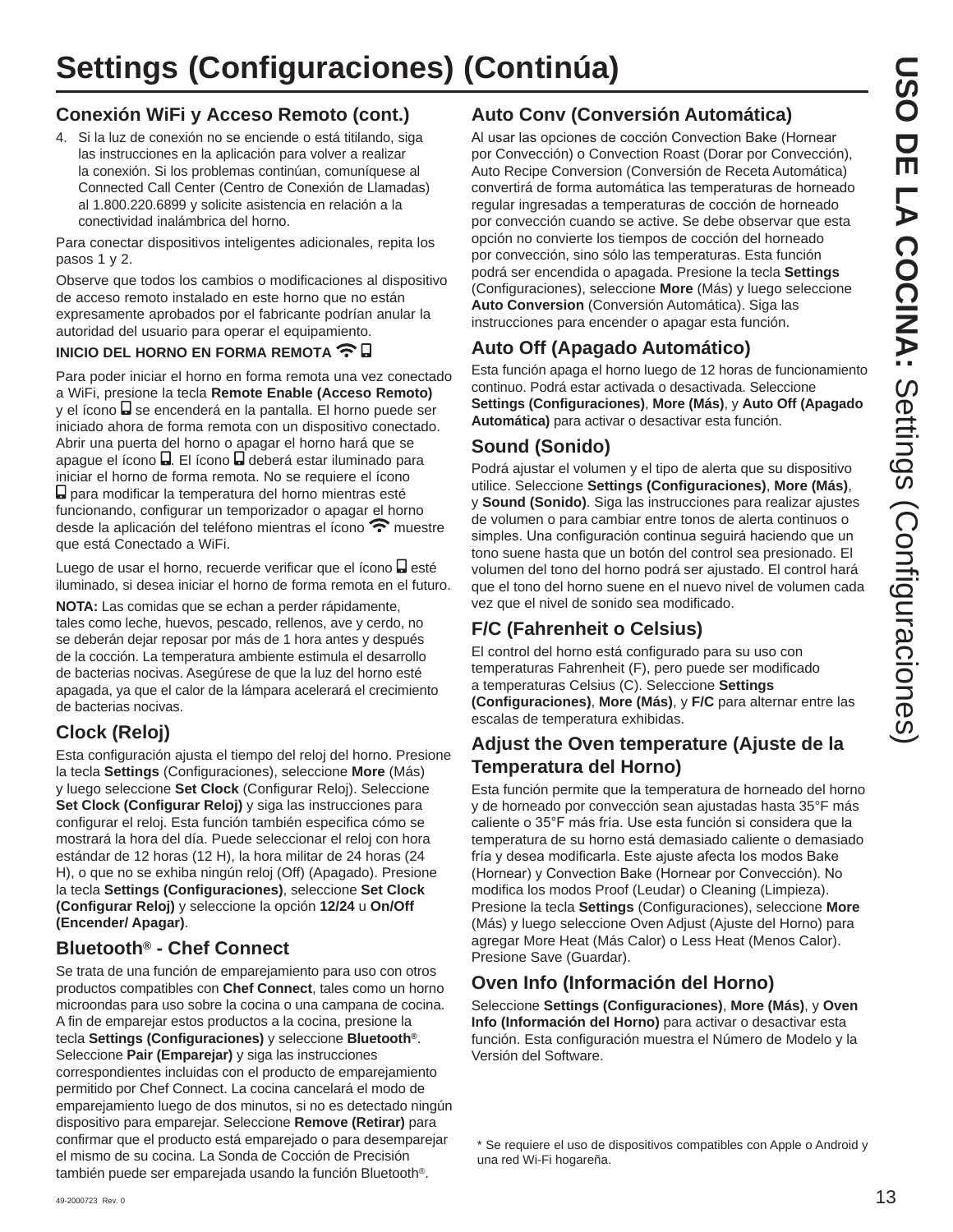# Settings (Configuraciones) (Continúa)

## Conexión WiFi y Acceso Remoto (cont.)

4. Si la luz de conexión no se enciende o está titilando, siga las instrucciones en la aplicación para volver a realizar la conexión. Si los problemas continúan, comuníquese al Connected Call Center (Centro de Conexión de Llamadas) al 1.800.220.6899 y solicite asistencia en relación a la conectividad inalámbrica del horno.

Para conectar dispositivos inteligentes adicionales, repita los pasos 1 y 2.

Observe que todos los cambios o modificaciones al dispositivo de acceso remoto instalado en este horno que no están expresamente aprobados por el fabricante podrían anular la autoridad del usuario para operar el equipamiento.

**INICIO DEL HORNO EN FORMA REMOTA**

Para poder iniciar el horno en forma remota una vez conectado a WiFi, presione la tecla **Remote Enable (Acceso Remoto)** y el ícono se encenderá en la pantalla. El horno puede ser iniciado ahora de forma remota con un dispositivo conectado. Abrir una puerta del horno o apagar el horno hará que se apague el ícono . El ícono deberá estar iluminado para iniciar el horno de forma remota. No se requiere el ícono para modificar la temperatura del horno mientras esté funcionando, configurar un temporizador o apagar el horno desde la aplicación del teléfono mientras el ícono muestre que está Conectado a WiFi.

Luego de usar el horno, recuerde verificar que el ícono esté iluminado, si desea iniciar el horno de forma remota en el futuro.

**NOTA:** Las comidas que se echan a perder rápidamente, tales como leche, huevos, pescado, rellenos, ave y cerdo, no se deberán dejar reposar por más de 1 hora antes y después de la cocción. La temperatura ambiente estimula el desarrollo de bacterias nocivas. Asegúrese de que la luz del horno esté apagada, ya que el calor de la lámpara acelerará el crecimiento de bacterias nocivas.

## Clock (Reloj)

Esta configuración ajusta el tiempo del reloj del horno. Presione la tecla **Settings** (Configuraciones), seleccione **More** (Más) y luego seleccione **Set Clock** (Configurar Reloj). Seleccione **Set Clock (Configurar Reloj)** y siga las instrucciones para configurar el reloj. Esta función también especifica cómo se mostrará la hora del día. Puede seleccionar el reloj con hora estándar de 12 horas (12 H), la hora militar de 24 horas (24 H), o que no se exhiba ningún reloj (Off) (Apagado). Presione la tecla **Settings (Configuraciones)**, seleccione **Set Clock (Configurar Reloj)** y seleccione la opción **12/24** u **On/Off (Encender/ Apagar)**.

## Bluetooth® - Chef Connect

Se trata de una función de emparejamiento para uso con otros productos compatibles con **Chef Connect**, tales como un horno microondas para uso sobre la cocina o una campana de cocina. A fin de emparejar estos productos a la cocina, presione la tecla **Settings (Configuraciones)** y seleccione **Bluetooth®**. Seleccione **Pair (Emparejar)** y siga las instrucciones correspondientes incluidas con el producto de emparejamiento permitido por Chef Connect. La cocina cancelará el modo de emparejamiento luego de dos minutos, si no es detectado ningún dispositivo para emparejar. Seleccione **Remove (Retirar)** para confirmar que el producto está emparejado o para desemparejar el mismo de su cocina. La Sonda de Cocción de Precisión también puede ser emparejada usando la función Bluetooth®.

## Auto Conv (Conversión Automática)

Al usar las opciones de cocción Convection Bake (Hornear por Convección) o Convection Roast (Dorar por Convección), Auto Recipe Conversion (Conversión de Receta Automática) convertirá de forma automática las temperaturas de horneado regular ingresadas a temperaturas de cocción de horneado por convección cuando se active. Se debe observar que esta opción no convierte los tiempos de cocción del horneado por convección, sino sólo las temperaturas. Esta función podrá ser encendida o apagada. Presione la tecla **Settings** (Configuraciones), seleccione **More** (Más) y luego seleccione **Auto Conversion** (Conversión Automática). Siga las instrucciones para encender o apagar esta función.

## Auto Off (Apagado Automático)

Esta función apaga el horno luego de 12 horas de funcionamiento continuo. Podrá estar activada o desactivada. Seleccione **Settings (Configuraciones)**, **More (Más)**, y **Auto Off (Apagado Automática)** para activar o desactivar esta función.

## Sound (Sonido)

Podrá ajustar el volumen y el tipo de alerta que su dispositivo utilice. Seleccione **Settings (Configuraciones)**, **More (Más)**, y **Sound (Sonido)**. Siga las instrucciones para realizar ajustes de volumen o para cambiar entre tonos de alerta continuos o simples. Una configuración continua seguirá haciendo que un tono suene hasta que un botón del control sea presionado. El volumen del tono del horno podrá ser ajustado. El control hará que el tono del horno suene en el nuevo nivel de volumen cada vez que el nivel de sonido sea modificado.

## F/C (Fahrenheit o Celsius)

El control del horno está configurado para su uso con temperaturas Fahrenheit (F), pero puede ser modificado a temperaturas Celsius (C). Seleccione **Settings (Configuraciones)**, **More (Más)**, y **F/C** para alternar entre las escalas de temperatura exhibidas.

## Adjust the Oven temperature (Ajuste de la Temperatura del Horno)

Esta función permite que la temperatura de horneado del horno y de horneado por convección sean ajustadas hasta 35°F más caliente o 35°F más fría. Use esta función si considera que la temperatura de su horno está demasiado caliente o demasiado fría y desea modificarla. Este ajuste afecta los modos Bake (Hornear) y Convection Bake (Hornear por Convección). No modifica los modos Proof (Leudar) o Cleaning (Limpieza). Presione la tecla **Settings** (Configuraciones), seleccione **More** (Más) y luego seleccione Oven Adjust (Ajuste del Horno) para agregar More Heat (Más Calor) o Less Heat (Menos Calor). Presione Save (Guardar).

## Oven Info (Información del Horno)

Seleccione **Settings (Configuraciones)**, **More (Más)**, y **Oven Info (Información del Horno)** para activar o desactivar esta función. Esta configuración muestra el Número de Modelo y la Versión del Software.

* Se requiere el uso de dispositivos compatibles con Apple o Android y una red Wi-Fi hogareña.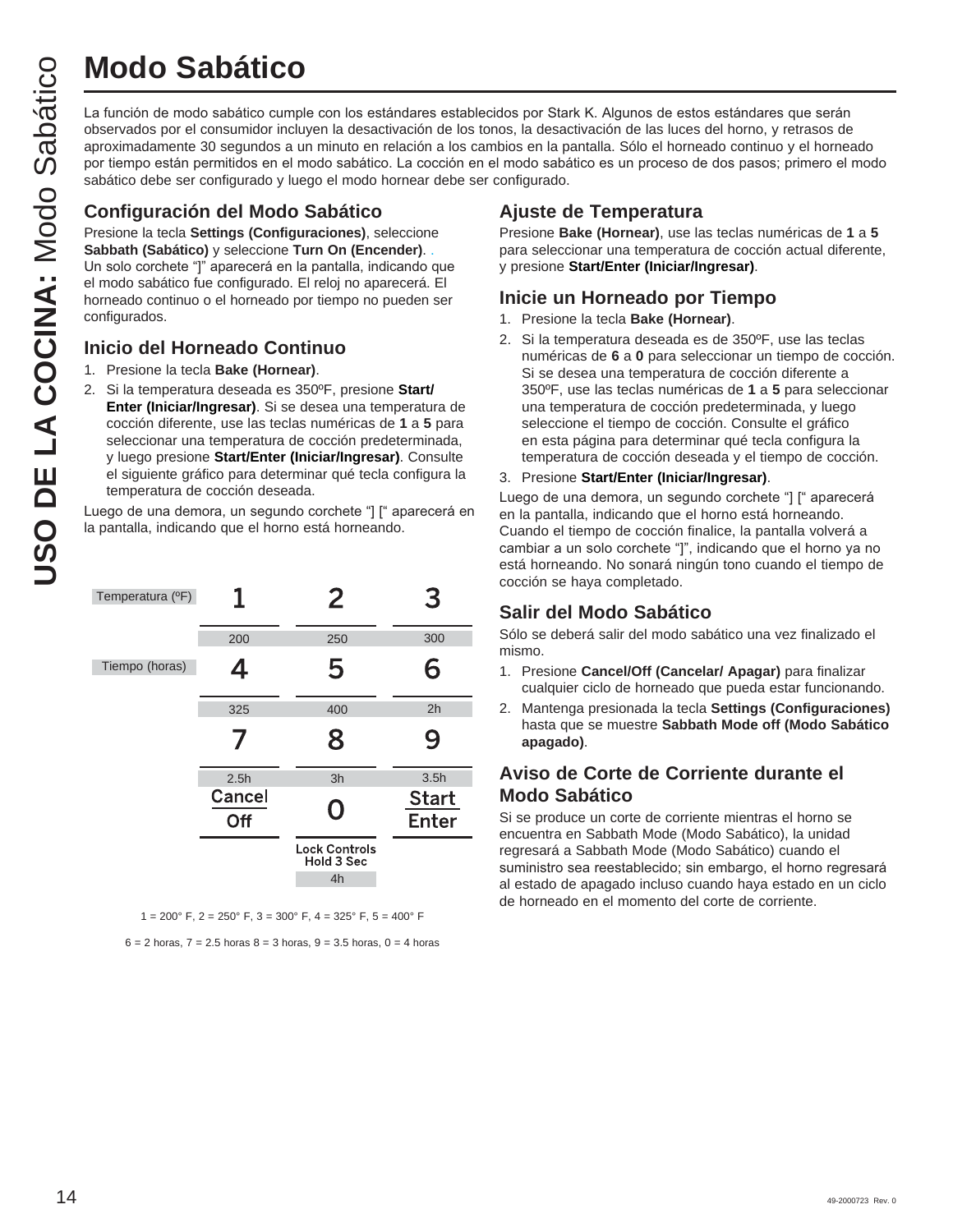# Modo Sabático

La función de modo sabático cumple con los estándares establecidos por Stark K. Algunos de estos estándares que serán observados por el consumidor incluyen la desactivación de los tonos, la desactivación de las luces del horno, y retrasos de aproximadamente 30 segundos a un minuto en relación a los cambios en la pantalla. Sólo el horneado continuo y el horneado por tiempo están permitidos en el modo sabático. La cocción en el modo sabático es un proceso de dos pasos; primero el modo sabático debe ser configurado y luego el modo hornear debe ser configurado.

## Configuración del Modo Sabático

Presione la tecla **Settings (Configuraciones)**, seleccione **Sabbath (Sabático)** y seleccione **Turn On (Encender)**. . Un solo corchete "]" aparecerá en la pantalla, indicando que el modo sabático fue configurado. El reloj no aparecerá. El horneado continuo o el horneado por tiempo no pueden ser configurados.

## Inicio del Horneado Continuo

1. Presione la tecla **Bake (Hornear)**.
2. Si la temperatura deseada es 350ºF, presione **Start/Enter (Iniciar/Ingresar)**. Si se desea una temperatura de cocción diferente, use las teclas numéricas de **1** a **5** para seleccionar una temperatura de cocción predeterminada, y luego presione **Start/Enter (Iniciar/Ingresar)**. Consulte el siguiente gráfico para determinar qué tecla configura la temperatura de cocción deseada.

Luego de una demora, un segundo corchete "] [" aparecerá en la pantalla, indicando que el horno está horneando.

| | | | |
|---|---|---|---|
| Temperatura (ºF) | 1 | 2 | 3 |
| | 200 | 250 | 300 |
| Tiempo (horas) | 4 | 5 | 6 |
| | 325 | 400 | 2h |
| | 7 | 8 | 9 |
| | 2.5h | 3h | 3.5h |
| | Cancel Off | 0 | Start Enter |
| | | Lock Controls Hold 3 Sec | |
| | | 4h | |

1 = 200° F, 2 = 250° F, 3 = 300° F, 4 = 325° F, 5 = 400° F

6 = 2 horas, 7 = 2.5 horas 8 = 3 horas, 9 = 3.5 horas, 0 = 4 horas

## Ajuste de Temperatura

Presione **Bake (Hornear)**, use las teclas numéricas de **1** a **5** para seleccionar una temperatura de cocción actual diferente, y presione **Start/Enter (Iniciar/Ingresar)**.

## Inicie un Horneado por Tiempo

1. Presione la tecla **Bake (Hornear)**.
2. Si la temperatura deseada es de 350ºF, use las teclas numéricas de **6** a **0** para seleccionar un tiempo de cocción. Si se desea una temperatura de cocción diferente a 350ºF, use las teclas numéricas de **1** a **5** para seleccionar una temperatura de cocción predeterminada, y luego seleccione el tiempo de cocción. Consulte el gráfico en esta página para determinar qué tecla configura la temperatura de cocción deseada y el tiempo de cocción.
3. Presione **Start/Enter (Iniciar/Ingresar)**.

Luego de una demora, un segundo corchete "] [" aparecerá en la pantalla, indicando que el horno está horneando. Cuando el tiempo de cocción finalice, la pantalla volverá a cambiar a un solo corchete "]", indicando que el horno ya no está horneando. No sonará ningún tono cuando el tiempo de cocción se haya completado.

## Salir del Modo Sabático

Sólo se deberá salir del modo sabático una vez finalizado el mismo.

1. Presione **Cancel/Off (Cancelar/ Apagar)** para finalizar cualquier ciclo de horneado que pueda estar funcionando.
2. Mantenga presionada la tecla **Settings (Configuraciones)** hasta que se muestre **Sabbath Mode off (Modo Sabático apagado)**.

## Aviso de Corte de Corriente durante el Modo Sabático

Si se produce un corte de corriente mientras el horno se encuentra en Sabbath Mode (Modo Sabático), la unidad regresará a Sabbath Mode (Modo Sabático) cuando el suministro sea reestablecido; sin embargo, el horno regresará al estado de apagado incluso cuando haya estado en un ciclo de horneado en el momento del corte de corriente.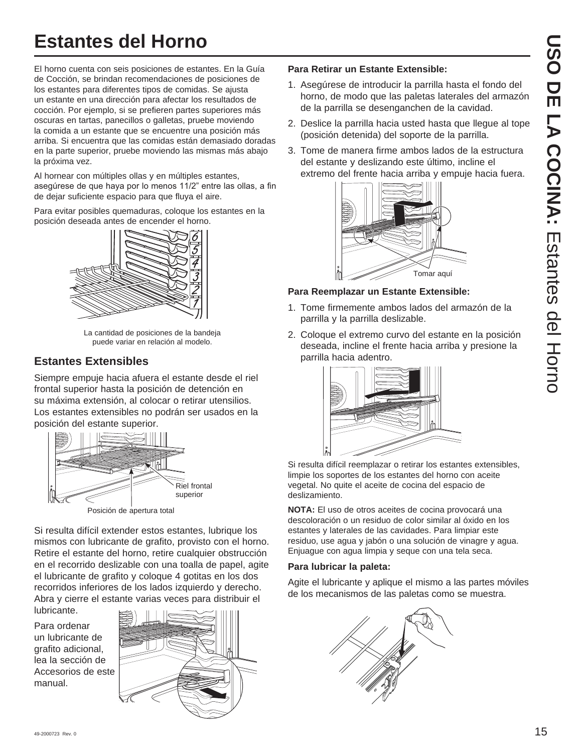# Estantes del Horno

El horno cuenta con seis posiciones de estantes. En la Guía de Cocción, se brindan recomendaciones de posiciones de los estantes para diferentes tipos de comidas. Se ajusta un estante en una dirección para afectar los resultados de cocción. Por ejemplo, si se prefieren partes superiores más oscuras en tartas, panecillos o galletas, pruebe moviendo la comida a un estante que se encuentre una posición más arriba. Si encuentra que las comidas están demasiado doradas en la parte superior, pruebe moviendo las mismas más abajo la próxima vez.

Al hornear con múltiples ollas y en múltiples estantes, asegúrese de que haya por lo menos 11/2" entre las ollas, a fin de dejar suficiente espacio para que fluya el aire.

Para evitar posibles quemaduras, coloque los estantes en la posición deseada antes de encender el horno.

La cantidad de posiciones de la bandeja puede variar en relación al modelo.

## Estantes Extensibles

Siempre empuje hacia afuera el estante desde el riel frontal superior hasta la posición de detención en su máxima extensión, al colocar o retirar utensilios. Los estantes extensibles no podrán ser usados en la posición del estante superior.

Riel frontal superior

Posición de apertura total

Si resulta difícil extender estos estantes, lubrique los mismos con lubricante de grafito, provisto con el horno. Retire el estante del horno, retire cualquier obstrucción en el recorrido deslizable con una toalla de papel, agite el lubricante de grafito y coloque 4 gotitas en los dos recorridos inferiores de los lados izquierdo y derecho. Abra y cierre el estante varias veces para distribuir el lubricante.

Para ordenar un lubricante de grafito adicional, lea la sección de Accesorios de este manual.

**Para Retirar un Estante Extensible:**

1. Asegúrese de introducir la parrilla hasta el fondo del horno, de modo que las paletas laterales del armazón de la parrilla se desenganchen de la cavidad.
2. Deslice la parrilla hacia usted hasta que llegue al tope (posición detenida) del soporte de la parrilla.
3. Tome de manera firme ambos lados de la estructura del estante y deslizando este último, incline el extremo del frente hacia arriba y empuje hacia fuera.

Tomar aquí

**Para Reemplazar un Estante Extensible:**

1. Tome firmemente ambos lados del armazón de la parrilla y la parrilla deslizable.
2. Coloque el extremo curvo del estante en la posición deseada, incline el frente hacia arriba y presione la parrilla hacia adentro.

Si resulta difícil reemplazar o retirar los estantes extensibles, limpie los soportes de los estantes del horno con aceite vegetal. No quite el aceite de cocina del espacio de deslizamiento.

**NOTA:** El uso de otros aceites de cocina provocará una descoloración o un residuo de color similar al óxido en los estantes y laterales de las cavidades. Para limpiar este residuo, use agua y jabón o una solución de vinagre y agua. Enjuague con agua limpia y seque con una tela seca.

**Para lubricar la paleta:**

Agite el lubricante y aplique el mismo a las partes móviles de los mecanismos de las paletas como se muestra.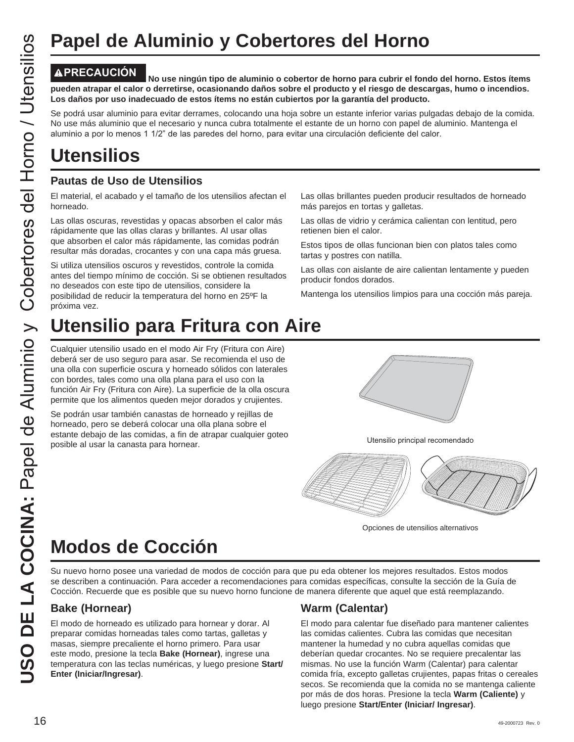# Papel de Aluminio y Cobertores del Horno

**⚠PRECAUCIÓN No use ningún tipo de aluminio o cobertor de horno para cubrir el fondo del horno. Estos ítems pueden atrapar el calor o derretirse, ocasionando daños sobre el producto y el riesgo de descargas, humo o incendios. Los daños por uso inadecuado de estos ítems no están cubiertos por la garantía del producto.**

Se podrá usar aluminio para evitar derrames, colocando una hoja sobre un estante inferior varias pulgadas debajo de la comida. No use más aluminio que el necesario y nunca cubra totalmente el estante de un horno con papel de aluminio. Mantenga el aluminio a por lo menos 1 1/2" de las paredes del horno, para evitar una circulación deficiente del calor.

# Utensilios

### Pautas de Uso de Utensilios

El material, el acabado y el tamaño de los utensilios afectan el horneado.

Las ollas oscuras, revestidas y opacas absorben el calor más rápidamente que las ollas claras y brillantes. Al usar ollas que absorben el calor más rápidamente, las comidas podrán resultar más doradas, crocantes y con una capa más gruesa.

Si utiliza utensilios oscuros y revestidos, controle la comida antes del tiempo mínimo de cocción. Si se obtienen resultados no deseados con este tipo de utensilios, considere la posibilidad de reducir la temperatura del horno en 25ºF la próxima vez.

Las ollas brillantes pueden producir resultados de horneado más parejos en tortas y galletas.

Las ollas de vidrio y cerámica calientan con lentitud, pero retienen bien el calor.

Estos tipos de ollas funcionan bien con platos tales como tartas y postres con natilla.

Las ollas con aislante de aire calientan lentamente y pueden producir fondos dorados.

Mantenga los utensilios limpios para una cocción más pareja.

# Utensilio para Fritura con Aire

Cualquier utensilio usado en el modo Air Fry (Fritura con Aire) deberá ser de uso seguro para asar. Se recomienda el uso de una olla con superficie oscura y horneado sólidos con laterales con bordes, tales como una olla plana para el uso con la función Air Fry (Fritura con Aire). La superficie de la olla oscura permite que los alimentos queden mejor dorados y crujientes.

Se podrán usar también canastas de horneado y rejillas de horneado, pero se deberá colocar una olla plana sobre el estante debajo de las comidas, a fin de atrapar cualquier goteo posible al usar la canasta para hornear.

Utensilio principal recomendado

Opciones de utensilios alternativos

# Modos de Cocción

Su nuevo horno posee una variedad de modos de cocción para que pu eda obtener los mejores resultados. Estos modos se describen a continuación. Para acceder a recomendaciones para comidas específicas, consulte la sección de la Guía de Cocción. Recuerde que es posible que su nuevo horno funcione de manera diferente que aquel que está reemplazando.

### Bake (Hornear)

El modo de horneado es utilizado para hornear y dorar. Al preparar comidas horneadas tales como tartas, galletas y masas, siempre precaliente el horno primero. Para usar este modo, presione la tecla **Bake (Hornear)**, ingrese una temperatura con las teclas numéricas, y luego presione **Start/ Enter (Iniciar/Ingresar)**.

### Warm (Calentar)

El modo para calentar fue diseñado para mantener calientes las comidas calientes. Cubra las comidas que necesitan mantener la humedad y no cubra aquellas comidas que deberían quedar crocantes. No se requiere precalentar las mismas. No use la función Warm (Calentar) para calentar comida fría, excepto galletas crujientes, papas fritas o cereales secos. Se recomienda que la comida no se mantenga caliente por más de dos horas. Presione la tecla **Warm (Caliente)** y luego presione **Start/Enter (Iniciar/ Ingresar)**.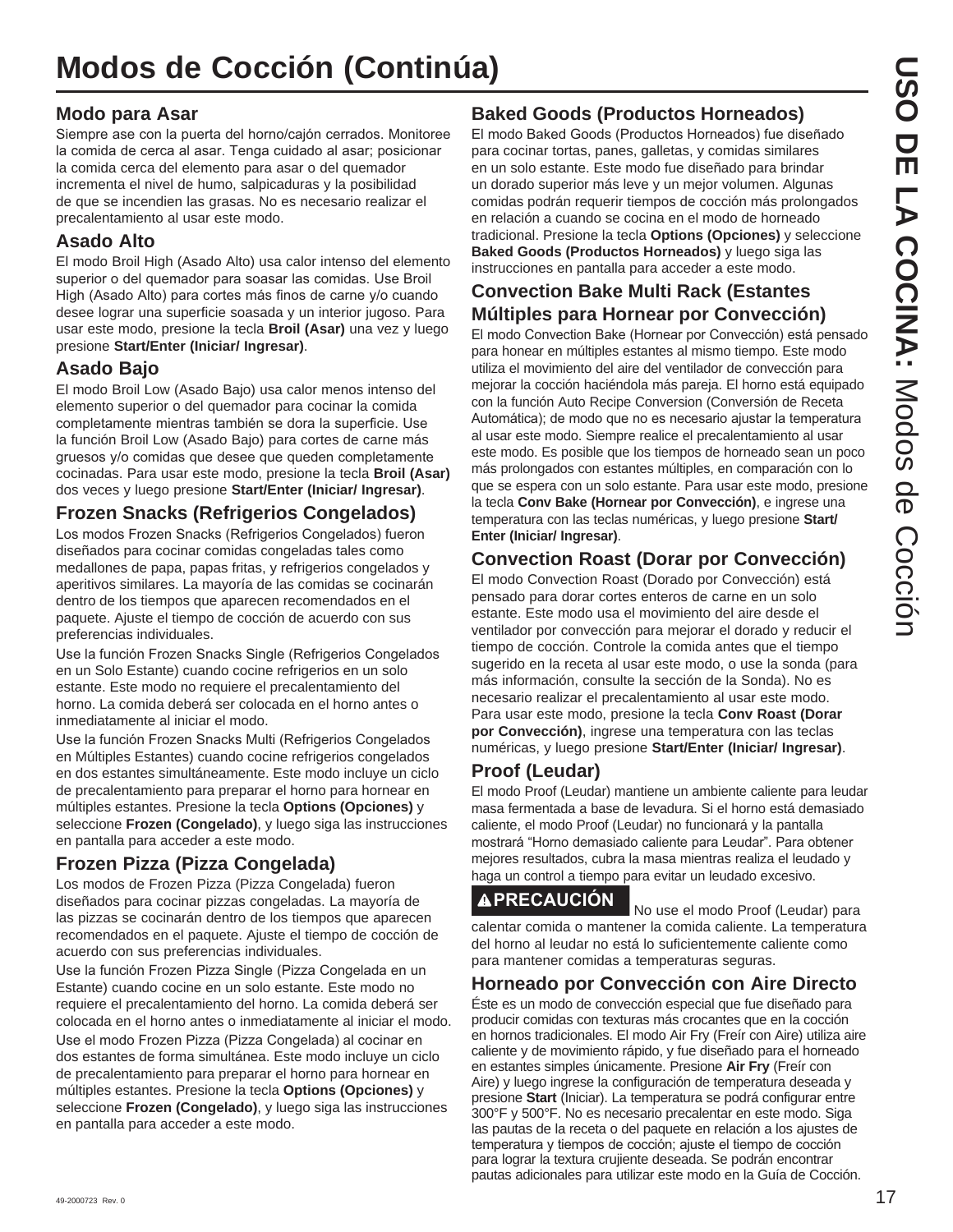# Modos de Cocción (Continúa)

## Modo para Asar

Siempre ase con la puerta del horno/cajón cerrados. Monitoree la comida de cerca al asar. Tenga cuidado al asar; posicionar la comida cerca del elemento para asar o del quemador incrementa el nivel de humo, salpicaduras y la posibilidad de que se incendien las grasas. No es necesario realizar el precalentamiento al usar este modo.

## Asado Alto

El modo Broil High (Asado Alto) usa calor intenso del elemento superior o del quemador para soasar las comidas. Use Broil High (Asado Alto) para cortes más finos de carne y/o cuando desee lograr una superficie soasada y un interior jugoso. Para usar este modo, presione la tecla **Broil (Asar)** una vez y luego presione **Start/Enter (Iniciar/ Ingresar)**.

## Asado Bajo

El modo Broil Low (Asado Bajo) usa calor menos intenso del elemento superior o del quemador para cocinar la comida completamente mientras también se dora la superficie. Use la función Broil Low (Asado Bajo) para cortes de carne más gruesos y/o comidas que desee que queden completamente cocinadas. Para usar este modo, presione la tecla **Broil (Asar)** dos veces y luego presione **Start/Enter (Iniciar/ Ingresar)**.

## Frozen Snacks (Refrigerios Congelados)

Los modos Frozen Snacks (Refrigerios Congelados) fueron diseñados para cocinar comidas congeladas tales como medallones de papa, papas fritas, y refrigerios congelados y aperitivos similares. La mayoría de las comidas se cocinarán dentro de los tiempos que aparecen recomendados en el paquete. Ajuste el tiempo de cocción de acuerdo con sus preferencias individuales.

Use la función Frozen Snacks Single (Refrigerios Congelados en un Solo Estante) cuando cocine refrigerios en un solo estante. Este modo no requiere el precalentamiento del horno. La comida deberá ser colocada en el horno antes o inmediatamente al iniciar el modo.

Use la función Frozen Snacks Multi (Refrigerios Congelados en Múltiples Estantes) cuando cocine refrigerios congelados en dos estantes simultáneamente. Este modo incluye un ciclo de precalentamiento para preparar el horno para hornear en múltiples estantes. Presione la tecla **Options (Opciones)** y seleccione **Frozen (Congelado)**, y luego siga las instrucciones en pantalla para acceder a este modo.

## Frozen Pizza (Pizza Congelada)

Los modos de Frozen Pizza (Pizza Congelada) fueron diseñados para cocinar pizzas congeladas. La mayoría de las pizzas se cocinarán dentro de los tiempos que aparecen recomendados en el paquete. Ajuste el tiempo de cocción de acuerdo con sus preferencias individuales.

Use la función Frozen Pizza Single (Pizza Congelada en un Estante) cuando cocine en un solo estante. Este modo no requiere el precalentamiento del horno. La comida deberá ser colocada en el horno antes o inmediatamente al iniciar el modo.

Use el modo Frozen Pizza (Pizza Congelada) al cocinar en dos estantes de forma simultánea. Este modo incluye un ciclo de precalentamiento para preparar el horno para hornear en múltiples estantes. Presione la tecla **Options (Opciones)** y seleccione **Frozen (Congelado)**, y luego siga las instrucciones en pantalla para acceder a este modo.

## Baked Goods (Productos Horneados)

El modo Baked Goods (Productos Horneados) fue diseñado para cocinar tortas, panes, galletas, y comidas similares en un solo estante. Este modo fue diseñado para brindar un dorado superior más leve y un mejor volumen. Algunas comidas podrán requerir tiempos de cocción más prolongados en relación a cuando se cocina en el modo de horneado tradicional. Presione la tecla **Options (Opciones)** y seleccione **Baked Goods (Productos Horneados)** y luego siga las instrucciones en pantalla para acceder a este modo.

## Convection Bake Multi Rack (Estantes Múltiples para Hornear por Convección)

El modo Convection Bake (Hornear por Convección) está pensado para honear en múltiples estantes al mismo tiempo. Este modo utiliza el movimiento del aire del ventilador de convección para mejorar la cocción haciéndola más pareja. El horno está equipado con la función Auto Recipe Conversion (Conversión de Receta Automática); de modo que no es necesario ajustar la temperatura al usar este modo. Siempre realice el precalentamiento al usar este modo. Es posible que los tiempos de horneado sean un poco más prolongados con estantes múltiples, en comparación con lo que se espera con un solo estante. Para usar este modo, presione la tecla **Conv Bake (Hornear por Convección)**, e ingrese una temperatura con las teclas numéricas, y luego presione **Start/ Enter (Iniciar/ Ingresar)**.

## Convection Roast (Dorar por Convección)

El modo Convection Roast (Dorado por Convección) está pensado para dorar cortes enteros de carne en un solo estante. Este modo usa el movimiento del aire desde el ventilador por convección para mejorar el dorado y reducir el tiempo de cocción. Controle la comida antes que el tiempo sugerido en la receta al usar este modo, o use la sonda (para más información, consulte la sección de la Sonda). No es necesario realizar el precalentamiento al usar este modo. Para usar este modo, presione la tecla **Conv Roast (Dorar por Convección)**, ingrese una temperatura con las teclas numéricas, y luego presione **Start/Enter (Iniciar/ Ingresar)**.

## Proof (Leudar)

El modo Proof (Leudar) mantiene un ambiente caliente para leudar masa fermentada a base de levadura. Si el horno está demasiado caliente, el modo Proof (Leudar) no funcionará y la pantalla mostrará "Horno demasiado caliente para Leudar". Para obtener mejores resultados, cubra la masa mientras realiza el leudado y haga un control a tiempo para evitar un leudado excesivo.

**⚠PRECAUCIÓN** No use el modo Proof (Leudar) para calentar comida o mantener la comida caliente. La temperatura del horno al leudar no está lo suficientemente caliente como para mantener comidas a temperaturas seguras.

## Horneado por Convección con Aire Directo

Éste es un modo de convección especial que fue diseñado para producir comidas con texturas más crocantes que en la cocción en hornos tradicionales. El modo Air Fry (Freír con Aire) utiliza aire caliente y de movimiento rápido, y fue diseñado para el horneado en estantes simples únicamente. Presione **Air Fry** (Freír con Aire) y luego ingrese la configuración de temperatura deseada y presione **Start** (Iniciar). La temperatura se podrá configurar entre 300°F y 500°F. No es necesario precalentar en este modo. Siga las pautas de la receta o del paquete en relación a los ajustes de temperatura y tiempos de cocción; ajuste el tiempo de cocción para lograr la textura crujiente deseada. Se podrán encontrar pautas adicionales para utilizar este modo en la Guía de Cocción.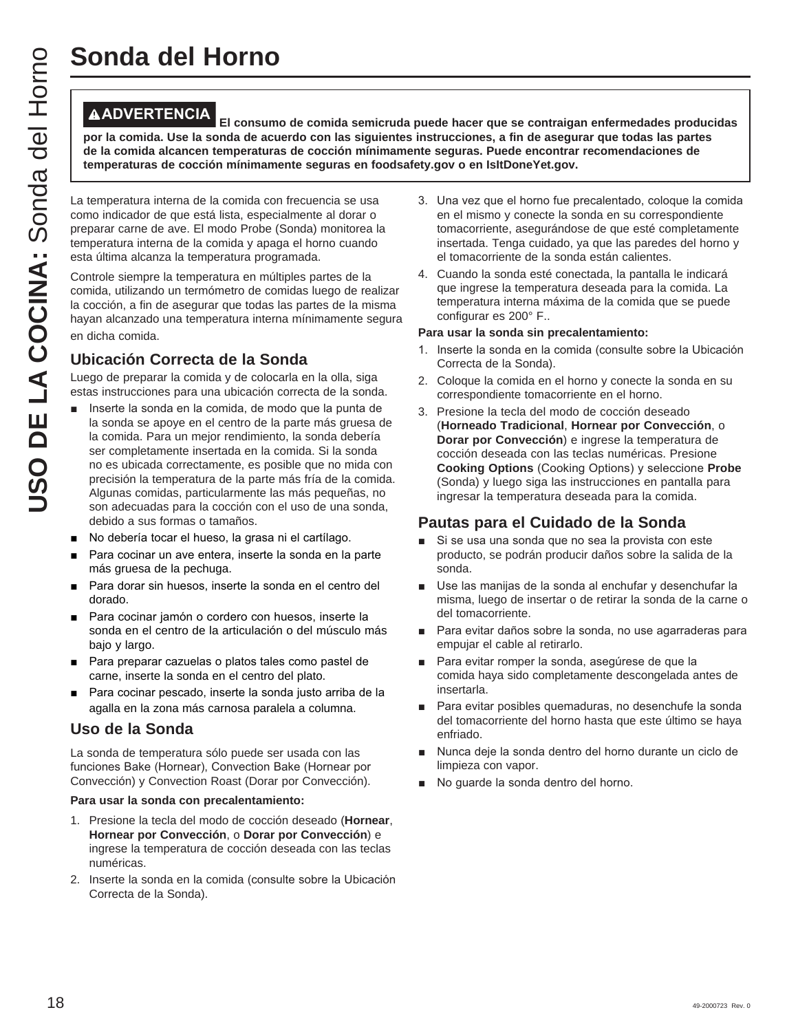# Sonda del Horno

> **⚠ADVERTENCIA** **El consumo de comida semicruda puede hacer que se contraigan enfermedades producidas por la comida. Use la sonda de acuerdo con las siguientes instrucciones, a fin de asegurar que todas las partes de la comida alcancen temperaturas de cocción mínimamente seguras. Puede encontrar recomendaciones de temperaturas de cocción mínimamente seguras en foodsafety.gov o en IsItDoneYet.gov.**

La temperatura interna de la comida con frecuencia se usa como indicador de que está lista, especialmente al dorar o preparar carne de ave. El modo Probe (Sonda) monitorea la temperatura interna de la comida y apaga el horno cuando esta última alcanza la temperatura programada.

Controle siempre la temperatura en múltiples partes de la comida, utilizando un termómetro de comidas luego de realizar la cocción, a fin de asegurar que todas las partes de la misma hayan alcanzado una temperatura interna mínimamente segura en dicha comida.

## Ubicación Correcta de la Sonda

Luego de preparar la comida y de colocarla en la olla, siga estas instrucciones para una ubicación correcta de la sonda.

- Inserte la sonda en la comida, de modo que la punta de la sonda se apoye en el centro de la parte más gruesa de la comida. Para un mejor rendimiento, la sonda debería ser completamente insertada en la comida. Si la sonda no es ubicada correctamente, es posible que no mida con precisión la temperatura de la parte más fría de la comida. Algunas comidas, particularmente las más pequeñas, no son adecuadas para la cocción con el uso de una sonda, debido a sus formas o tamaños.
- No debería tocar el hueso, la grasa ni el cartílago.
- Para cocinar un ave entera, inserte la sonda en la parte más gruesa de la pechuga.
- Para dorar sin huesos, inserte la sonda en el centro del dorado.
- Para cocinar jamón o cordero con huesos, inserte la sonda en el centro de la articulación o del músculo más bajo y largo.
- Para preparar cazuelas o platos tales como pastel de carne, inserte la sonda en el centro del plato.
- Para cocinar pescado, inserte la sonda justo arriba de la agalla en la zona más carnosa paralela a columna.

## Uso de la Sonda

La sonda de temperatura sólo puede ser usada con las funciones Bake (Hornear), Convection Bake (Hornear por Convección) y Convection Roast (Dorar por Convección).

**Para usar la sonda con precalentamiento:**

1. Presione la tecla del modo de cocción deseado (**Hornear**, **Hornear por Convección**, o **Dorar por Convección**) e ingrese la temperatura de cocción deseada con las teclas numéricas.
2. Inserte la sonda en la comida (consulte sobre la Ubicación Correcta de la Sonda).
3. Una vez que el horno fue precalentado, coloque la comida en el mismo y conecte la sonda en su correspondiente tomacorriente, asegurándose de que esté completamente insertada. Tenga cuidado, ya que las paredes del horno y el tomacorriente de la sonda están calientes.
4. Cuando la sonda esté conectada, la pantalla le indicará que ingrese la temperatura deseada para la comida. La temperatura interna máxima de la comida que se puede configurar es 200° F..

**Para usar la sonda sin precalentamiento:**

1. Inserte la sonda en la comida (consulte sobre la Ubicación Correcta de la Sonda).
2. Coloque la comida en el horno y conecte la sonda en su correspondiente tomacorriente en el horno.
3. Presione la tecla del modo de cocción deseado (**Horneado Tradicional**, **Hornear por Convección**, o **Dorar por Convección**) e ingrese la temperatura de cocción deseada con las teclas numéricas. Presione **Cooking Options** (Cooking Options) y seleccione **Probe** (Sonda) y luego siga las instrucciones en pantalla para ingresar la temperatura deseada para la comida.

## Pautas para el Cuidado de la Sonda

- Si se usa una sonda que no sea la provista con este producto, se podrán producir daños sobre la salida de la sonda.
- Use las manijas de la sonda al enchufar y desenchufar la misma, luego de insertar o de retirar la sonda de la carne o del tomacorriente.
- Para evitar daños sobre la sonda, no use agarraderas para empujar el cable al retirarlo.
- Para evitar romper la sonda, asegúrese de que la comida haya sido completamente descongelada antes de insertarla.
- Para evitar posibles quemaduras, no desenchufe la sonda del tomacorriente del horno hasta que este último se haya enfriado.
- Nunca deje la sonda dentro del horno durante un ciclo de limpieza con vapor.
- No guarde la sonda dentro del horno.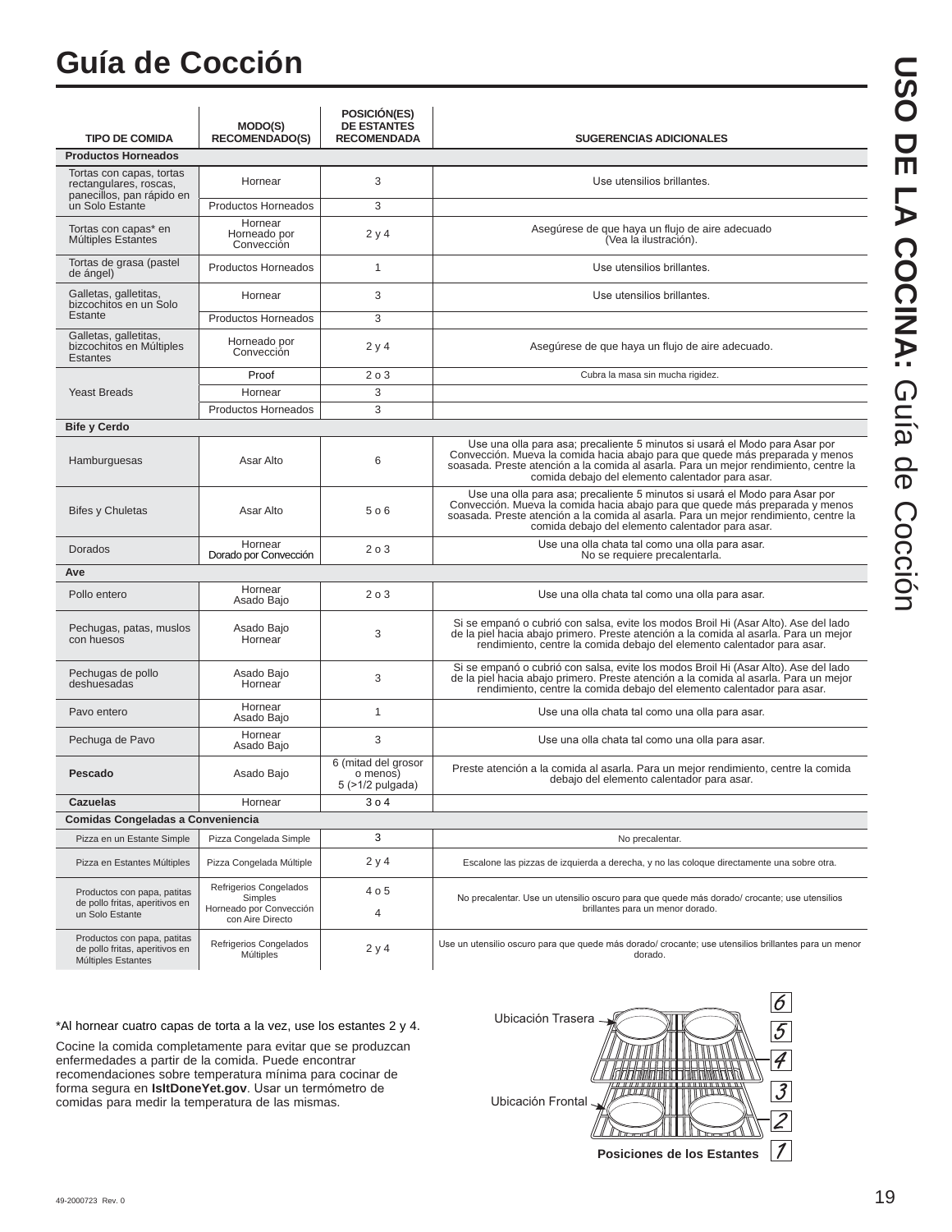# Guía de Cocción

| TIPO DE COMIDA | MODO(S) RECOMENDADO(S) | POSICIÓN(ES) DE ESTANTES RECOMENDADA | SUGERENCIAS ADICIONALES |
|---|---|---|---|
| **Productos Horneados** | | | |
| Tortas con capas, tortas rectangulares, roscas, panecillos, pan rápido en un Solo Estante | Hornear | 3 | Use utensilios brillantes. |
| | Productos Horneados | 3 | |
| Tortas con capas* en Múltiples Estantes | Hornear Horneado por Convección | 2 y 4 | Asegúrese de que haya un flujo de aire adecuado (Vea la ilustración). |
| Tortas de grasa (pastel de ángel) | Productos Horneados | 1 | Use utensilios brillantes. |
| Galletas, galletitas, bizcochitos en un Solo Estante | Hornear | 3 | Use utensilios brillantes. |
| | Productos Horneados | 3 | |
| Galletas, galletitas, bizcochitos en Múltiples Estantes | Horneado por Convección | 2 y 4 | Asegúrese de que haya un flujo de aire adecuado. |
| Yeast Breads | Proof | 2 o 3 | Cubra la masa sin mucha rigidez. |
| | Hornear | 3 | |
| | Productos Horneados | 3 | |
| **Bife y Cerdo** | | | |
| Hamburguesas | Asar Alto | 6 | Use una olla para asa; precaliente 5 minutos si usará el Modo para Asar por Convección. Mueva la comida hacia abajo para que quede más preparada y menos soasada. Preste atención a la comida al asarla. Para un mejor rendimiento, centre la comida debajo del elemento calentador para asar. |
| Bifes y Chuletas | Asar Alto | 5 o 6 | Use una olla para asa; precaliente 5 minutos si usará el Modo para Asar por Convección. Mueva la comida hacia abajo para que quede más preparada y menos soasada. Preste atención a la comida al asarla. Para un mejor rendimiento, centre la comida debajo del elemento calentador para asar. |
| Dorados | Hornear Dorado por Convección | 2 o 3 | Use una olla chata tal como una olla para asar. No se requiere precalentarla. |
| **Ave** | | | |
| Pollo entero | Hornear Asado Bajo | 2 o 3 | Use una olla chata tal como una olla para asar. |
| Pechugas, patas, muslos con huesos | Asado Bajo Hornear | 3 | Si se empanó o cubrió con salsa, evite los modos Broil Hi (Asar Alto). Ase del lado de la piel hacia abajo primero. Preste atención a la comida al asarla. Para un mejor rendimiento, centre la comida debajo del elemento calentador para asar. |
| Pechugas de pollo deshuesadas | Asado Bajo Hornear | 3 | Si se empanó o cubrió con salsa, evite los modos Broil Hi (Asar Alto). Ase del lado de la piel hacia abajo primero. Preste atención a la comida al asarla. Para un mejor rendimiento, centre la comida debajo del elemento calentador para asar. |
| Pavo entero | Hornear Asado Bajo | 1 | Use una olla chata tal como una olla para asar. |
| Pechuga de Pavo | Hornear Asado Bajo | 3 | Use una olla chata tal como una olla para asar. |
| **Pescado** | Asado Bajo | 6 (mitad del grosor o menos) 5 (>1/2 pulgada) | Preste atención a la comida al asarla. Para un mejor rendimiento, centre la comida debajo del elemento calentador para asar. |
| **Cazuelas** | Hornear | 3 o 4 | |
| **Comidas Congeladas a Conveniencia** | | | |
| Pizza en un Estante Simple | Pizza Congelada Simple | 3 | No precalentar. |
| Pizza en Estantes Múltiples | Pizza Congelada Múltiple | 2 y 4 | Escalone las pizzas de izquierda a derecha, y no las coloque directamente una sobre otra. |
| Productos con papa, patitas de pollo fritas, aperitivos en un Solo Estante | Refrigerios Congelados Simples Horneado por Convección con Aire Directo | 4 o 5 4 | No precalentar. Use un utensilio oscuro para que quede más dorado/ crocante; use utensilios brillantes para un menor dorado. |
| Productos con papa, patitas de pollo fritas, aperitivos en Múltiples Estantes | Refrigerios Congelados Múltiples | 2 y 4 | Use un utensilio oscuro para que quede más dorado/ crocante; use utensilios brillantes para un menor dorado. |

*Al hornear cuatro capas de torta a la vez, use los estantes 2 y 4.

Cocine la comida completamente para evitar que se produzcan enfermedades a partir de la comida. Puede encontrar recomendaciones sobre temperatura mínima para cocinar de forma segura en **IsItDoneYet.gov**. Usar un termómetro de comidas para medir la temperatura de las mismas.

Ubicación Trasera

Ubicación Frontal

6 5 4 3 2 1

**Posiciones de los Estantes**

49-2000723 Rev. 0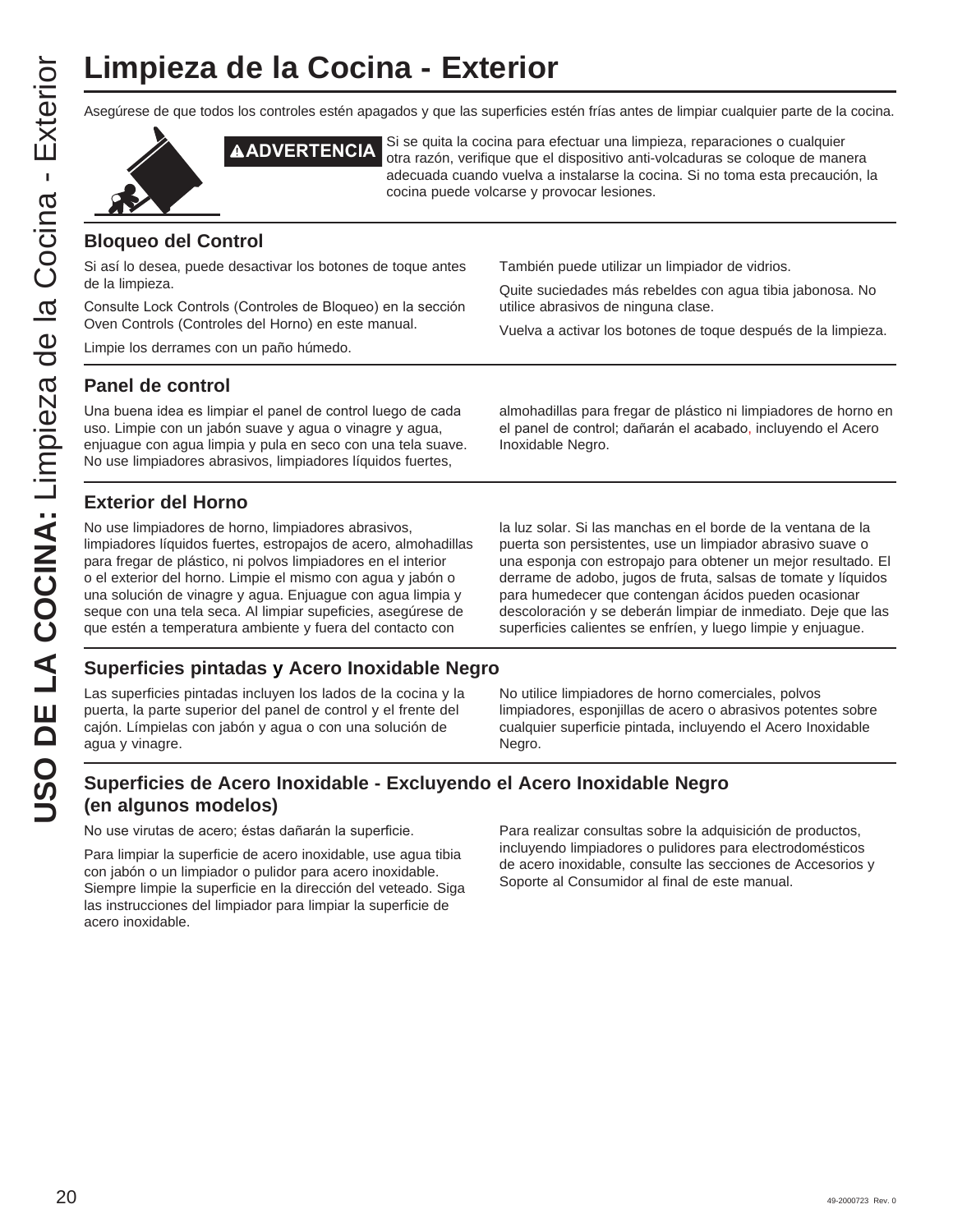# Limpieza de la Cocina - Exterior

Asegúrese de que todos los controles estén apagados y que las superficies estén frías antes de limpiar cualquier parte de la cocina.

**⚠ADVERTENCIA** Si se quita la cocina para efectuar una limpieza, reparaciones o cualquier otra razón, verifique que el dispositivo anti-volcaduras se coloque de manera adecuada cuando vuelva a instalarse la cocina. Si no toma esta precaución, la cocina puede volcarse y provocar lesiones.

## Bloqueo del Control

Si así lo desea, puede desactivar los botones de toque antes de la limpieza.

Consulte Lock Controls (Controles de Bloqueo) en la sección Oven Controls (Controles del Horno) en este manual.

Limpie los derrames con un paño húmedo.

También puede utilizar un limpiador de vidrios.

Quite suciedades más rebeldes con agua tibia jabonosa. No utilice abrasivos de ninguna clase.

Vuelva a activar los botones de toque después de la limpieza.

## Panel de control

Una buena idea es limpiar el panel de control luego de cada uso. Limpie con un jabón suave y agua o vinagre y agua, enjuague con agua limpia y pula en seco con una tela suave. No use limpiadores abrasivos, limpiadores líquidos fuertes, almohadillas para fregar de plástico ni limpiadores de horno en el panel de control; dañarán el acabado, incluyendo el Acero Inoxidable Negro.

## Exterior del Horno

No use limpiadores de horno, limpiadores abrasivos, limpiadores líquidos fuertes, estropajos de acero, almohadillas para fregar de plástico, ni polvos limpiadores en el interior o el exterior del horno. Limpie el mismo con agua y jabón o una solución de vinagre y agua. Enjuague con agua limpia y seque con una tela seca. Al limpiar supeficies, asegúrese de que estén a temperatura ambiente y fuera del contacto con la luz solar. Si las manchas en el borde de la ventana de la puerta son persistentes, use un limpiador abrasivo suave o una esponja con estropajo para obtener un mejor resultado. El derrame de adobo, jugos de fruta, salsas de tomate y líquidos para humedecer que contengan ácidos pueden ocasionar descoloración y se deberán limpiar de inmediato. Deje que las superficies calientes se enfríen, y luego limpie y enjuague.

## Superficies pintadas y Acero Inoxidable Negro

Las superficies pintadas incluyen los lados de la cocina y la puerta, la parte superior del panel de control y el frente del cajón. Límpielas con jabón y agua o con una solución de agua y vinagre.

No utilice limpiadores de horno comerciales, polvos limpiadores, esponjillas de acero o abrasivos potentes sobre cualquier superficie pintada, incluyendo el Acero Inoxidable Negro.

## Superficies de Acero Inoxidable - Excluyendo el Acero Inoxidable Negro (en algunos modelos)

No use virutas de acero; éstas dañarán la superficie.

Para limpiar la superficie de acero inoxidable, use agua tibia con jabón o un limpiador o pulidor para acero inoxidable. Siempre limpie la superficie en la dirección del veteado. Siga las instrucciones del limpiador para limpiar la superficie de acero inoxidable.

Para realizar consultas sobre la adquisición de productos, incluyendo limpiadores o pulidores para electrodomésticos de acero inoxidable, consulte las secciones de Accesorios y Soporte al Consumidor al final de este manual.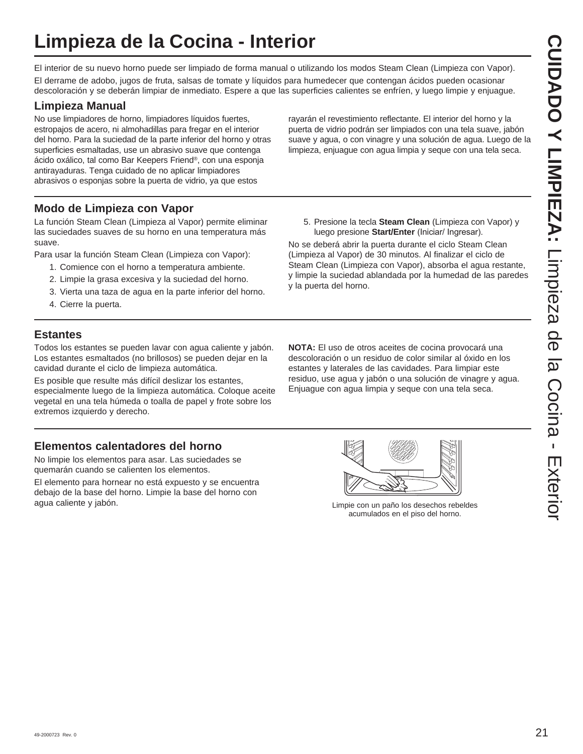# Limpieza de la Cocina - Interior

El interior de su nuevo horno puede ser limpiado de forma manual o utilizando los modos Steam Clean (Limpieza con Vapor).

El derrame de adobo, jugos de fruta, salsas de tomate y líquidos para humedecer que contengan ácidos pueden ocasionar descoloración y se deberán limpiar de inmediato. Espere a que las superficies calientes se enfríen, y luego limpie y enjuague.

## Limpieza Manual

No use limpiadores de horno, limpiadores líquidos fuertes, estropajos de acero, ni almohadillas para fregar en el interior del horno. Para la suciedad de la parte inferior del horno y otras superficies esmaltadas, use un abrasivo suave que contenga ácido oxálico, tal como Bar Keepers Friend®, con una esponja antirayaduras. Tenga cuidado de no aplicar limpiadores abrasivos o esponjas sobre la puerta de vidrio, ya que estos rayarán el revestimiento reflectante. El interior del horno y la puerta de vidrio podrán ser limpiados con una tela suave, jabón suave y agua, o con vinagre y una solución de agua. Luego de la limpieza, enjuague con agua limpia y seque con una tela seca.

## Modo de Limpieza con Vapor

La función Steam Clean (Limpieza al Vapor) permite eliminar las suciedades suaves de su horno en una temperatura más suave.

Para usar la función Steam Clean (Limpieza con Vapor):

1. Comience con el horno a temperatura ambiente.
2. Limpie la grasa excesiva y la suciedad del horno.
3. Vierta una taza de agua en la parte inferior del horno.
4. Cierre la puerta.
5. Presione la tecla **Steam Clean** (Limpieza con Vapor) y luego presione **Start/Enter** (Iniciar/ Ingresar).

No se deberá abrir la puerta durante el ciclo Steam Clean (Limpieza al Vapor) de 30 minutos. Al finalizar el ciclo de Steam Clean (Limpieza con Vapor), absorba el agua restante, y limpie la suciedad ablandada por la humedad de las paredes y la puerta del horno.

## Estantes

Todos los estantes se pueden lavar con agua caliente y jabón. Los estantes esmaltados (no brillosos) se pueden dejar en la cavidad durante el ciclo de limpieza automática.

Es posible que resulte más difícil deslizar los estantes, especialmente luego de la limpieza automática. Coloque aceite vegetal en una tela húmeda o toalla de papel y frote sobre los extremos izquierdo y derecho.

**NOTA:** El uso de otros aceites de cocina provocará una descoloración o un residuo de color similar al óxido en los estantes y laterales de las cavidades. Para limpiar este residuo, use agua y jabón o una solución de vinagre y agua. Enjuague con agua limpia y seque con una tela seca.

## Elementos calentadores del horno

No limpie los elementos para asar. Las suciedades se quemarán cuando se calienten los elementos.

El elemento para hornear no está expuesto y se encuentra debajo de la base del horno. Limpie la base del horno con agua caliente y jabón.

Limpie con un paño los desechos rebeldes acumulados en el piso del horno.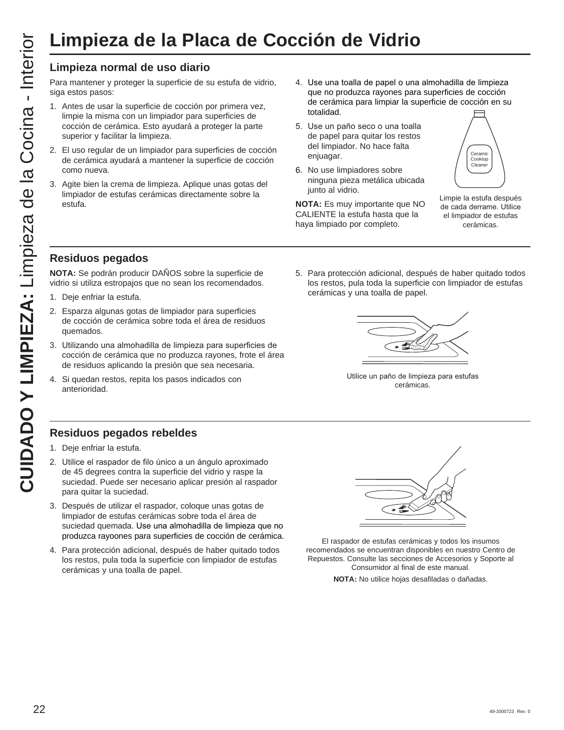# Limpieza de la Placa de Cocción de Vidrio

## Limpieza normal de uso diario

Para mantener y proteger la superficie de su estufa de vidrio, siga estos pasos:

1. Antes de usar la superficie de cocción por primera vez, limpie la misma con un limpiador para superficies de cocción de cerámica. Esto ayudará a proteger la parte superior y facilitar la limpieza.
2. El uso regular de un limpiador para superficies de cocción de cerámica ayudará a mantener la superficie de cocción como nueva.
3. Agite bien la crema de limpieza. Aplique unas gotas del limpiador de estufas cerámicas directamente sobre la estufa.
4. Use una toalla de papel o una almohadilla de limpieza que no produzca rayones para superficies de cocción de cerámica para limpiar la superficie de cocción en su totalidad.
5. Use un paño seco o una toalla de papel para quitar los restos del limpiador. No hace falta enjuagar.
6. No use limpiadores sobre ninguna pieza metálica ubicada junto al vidrio.

**NOTA:** Es muy importante que NO CALIENTE la estufa hasta que la haya limpiado por completo.

Ceramic Cooktop Cleaner

Limpie la estufa después de cada derrame. Utilice el limpiador de estufas cerámicas.

## Residuos pegados

**NOTA:** Se podrán producir DAÑOS sobre la superficie de vidrio si utiliza estropajos que no sean los recomendados.

1. Deje enfriar la estufa.
2. Esparza algunas gotas de limpiador para superficies de cocción de cerámica sobre toda el área de residuos quemados.
3. Utilizando una almohadilla de limpieza para superficies de cocción de cerámica que no produzca rayones, frote el área de residuos aplicando la presión que sea necesaria.
4. Si quedan restos, repita los pasos indicados con anterioridad.
5. Para protección adicional, después de haber quitado todos los restos, pula toda la superficie con limpiador de estufas cerámicas y una toalla de papel.

Utilice un paño de limpieza para estufas cerámicas.

## Residuos pegados rebeldes

1. Deje enfriar la estufa.
2. Utilice el raspador de filo único a un ángulo aproximado de 45 degrees contra la superficie del vidrio y raspe la suciedad. Puede ser necesario aplicar presión al raspador para quitar la suciedad.
3. Después de utilizar el raspador, coloque unas gotas de limpiador de estufas cerámicas sobre toda el área de suciedad quemada. Use una almohadilla de limpieza que no produzca rayoones para superficies de cocción de cerámica.
4. Para protección adicional, después de haber quitado todos los restos, pula toda la superficie con limpiador de estufas cerámicas y una toalla de papel.

El raspador de estufas cerámicas y todos los insumos recomendados se encuentran disponibles en nuestro Centro de Repuestos. Consulte las secciones de Accesorios y Soporte al Consumidor al final de este manual.

**NOTA:** No utilice hojas desafiladas o dañadas.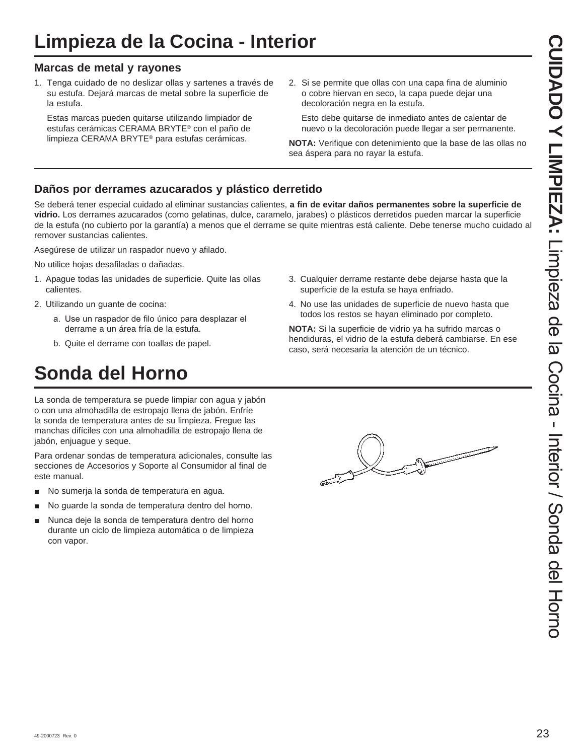# Limpieza de la Cocina - Interior

### Marcas de metal y rayones

1. Tenga cuidado de no deslizar ollas y sartenes a través de su estufa. Dejará marcas de metal sobre la superficie de la estufa.

   Estas marcas pueden quitarse utilizando limpiador de estufas cerámicas CERAMA BRYTE® con el paño de limpieza CERAMA BRYTE® para estufas cerámicas.

2. Si se permite que ollas con una capa fina de aluminio o cobre hiervan en seco, la capa puede dejar una decoloración negra en la estufa.

   Esto debe quitarse de inmediato antes de calentar de nuevo o la decoloración puede llegar a ser permanente.

**NOTA:** Verifique con detenimiento que la base de las ollas no sea áspera para no rayar la estufa.

### Daños por derrames azucarados y plástico derretido

Se deberá tener especial cuidado al eliminar sustancias calientes, **a fin de evitar daños permanentes sobre la superficie de vidrio.** Los derrames azucarados (como gelatinas, dulce, caramelo, jarabes) o plásticos derretidos pueden marcar la superficie de la estufa (no cubierto por la garantía) a menos que el derrame se quite mientras está caliente. Debe tenerse mucho cuidado al remover sustancias calientes.

Asegúrese de utilizar un raspador nuevo y afilado.

No utilice hojas desafiladas o dañadas.

1. Apague todas las unidades de superficie. Quite las ollas calientes.
2. Utilizando un guante de cocina:
   a. Use un raspador de filo único para desplazar el derrame a un área fría de la estufa.
   b. Quite el derrame con toallas de papel.
3. Cualquier derrame restante debe dejarse hasta que la superficie de la estufa se haya enfriado.
4. No use las unidades de superficie de nuevo hasta que todos los restos se hayan eliminado por completo.

**NOTA:** Si la superficie de vidrio ya ha sufrido marcas o hendiduras, el vidrio de la estufa deberá cambiarse. En ese caso, será necesaria la atención de un técnico.

# Sonda del Horno

La sonda de temperatura se puede limpiar con agua y jabón o con una almohadilla de estropajo llena de jabón. Enfríe la sonda de temperatura antes de su limpieza. Fregue las manchas difíciles con una almohadilla de estropajo llena de jabón, enjuague y seque.

Para ordenar sondas de temperatura adicionales, consulte las secciones de Accesorios y Soporte al Consumidor al final de este manual.

- No sumerja la sonda de temperatura en agua.
- No guarde la sonda de temperatura dentro del horno.
- Nunca deje la sonda de temperatura dentro del horno durante un ciclo de limpieza automática o de limpieza con vapor.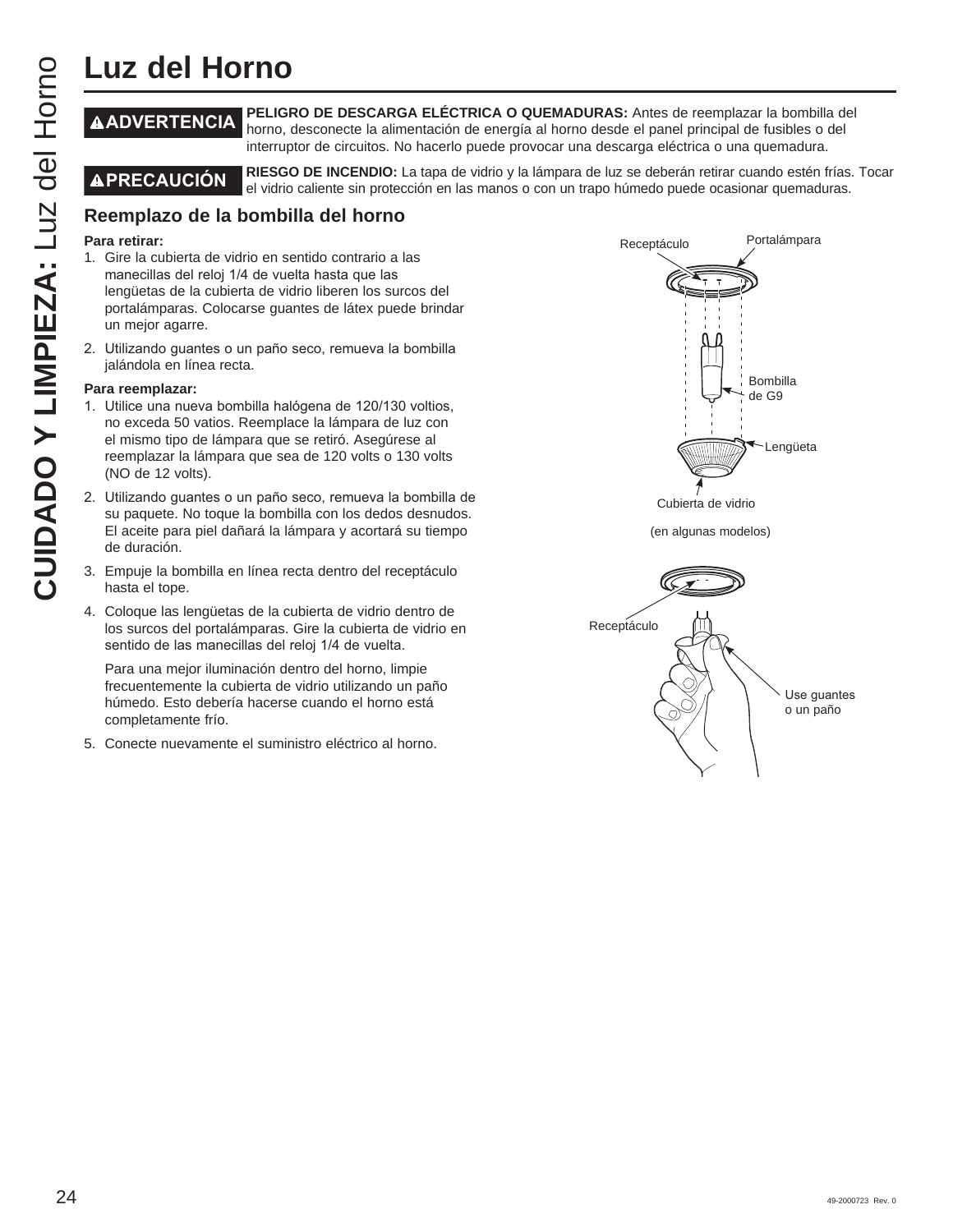# Luz del Horno

**⚠ADVERTENCIA** **PELIGRO DE DESCARGA ELÉCTRICA O QUEMADURAS:** Antes de reemplazar la bombilla del horno, desconecte la alimentación de energía al horno desde el panel principal de fusibles o del interruptor de circuitos. No hacerlo puede provocar una descarga eléctrica o una quemadura.

**⚠PRECAUCIÓN** **RIESGO DE INCENDIO:** La tapa de vidrio y la lámpara de luz se deberán retirar cuando estén frías. Tocar el vidrio caliente sin protección en las manos o con un trapo húmedo puede ocasionar quemaduras.

## Reemplazo de la bombilla del horno

**Para retirar:**

1. Gire la cubierta de vidrio en sentido contrario a las manecillas del reloj 1/4 de vuelta hasta que las lengüetas de la cubierta de vidrio liberen los surcos del portalámparas. Colocarse guantes de látex puede brindar un mejor agarre.
2. Utilizando guantes o un paño seco, remueva la bombilla jalándola en línea recta.

**Para reemplazar:**

1. Utilice una nueva bombilla halógena de 120/130 voltios, no exceda 50 vatios. Reemplace la lámpara de luz con el mismo tipo de lámpara que se retiró. Asegúrese al reemplazar la lámpara que sea de 120 volts o 130 volts (NO de 12 volts).
2. Utilizando guantes o un paño seco, remueva la bombilla de su paquete. No toque la bombilla con los dedos desnudos. El aceite para piel dañará la lámpara y acortará su tiempo de duración.
3. Empuje la bombilla en línea recta dentro del receptáculo hasta el tope.
4. Coloque las lengüetas de la cubierta de vidrio dentro de los surcos del portalámparas. Gire la cubierta de vidrio en sentido de las manecillas del reloj 1/4 de vuelta.

   Para una mejor iluminación dentro del horno, limpie frecuentemente la cubierta de vidrio utilizando un paño húmedo. Esto debería hacerse cuando el horno está completamente frío.
5. Conecte nuevamente el suministro eléctrico al horno.

Receptáculo · Portalámpara · Bombilla de G9 · Lengüeta · Cubierta de vidrio

(en algunas modelos)

Receptáculo · Use guantes o un paño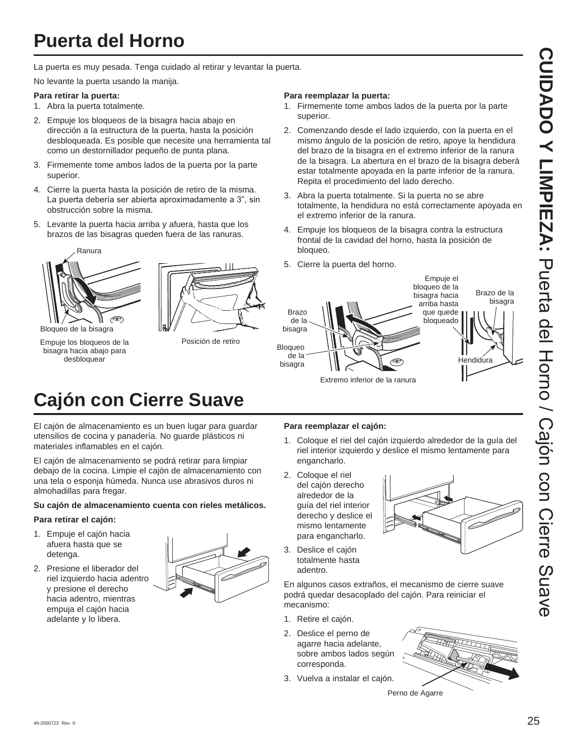# Puerta del Horno

La puerta es muy pesada. Tenga cuidado al retirar y levantar la puerta.

No levante la puerta usando la manija.

**Para retirar la puerta:**

1. Abra la puerta totalmente.
2. Empuje los bloqueos de la bisagra hacia abajo en dirección a la estructura de la puerta, hasta la posición desbloqueada. Es posible que necesite una herramienta tal como un destornillador pequeño de punta plana.
3. Firmemente tome ambos lados de la puerta por la parte superior.
4. Cierre la puerta hasta la posición de retiro de la misma. La puerta debería ser abierta aproximadamente a 3", sin obstrucción sobre la misma.
5. Levante la puerta hacia arriba y afuera, hasta que los brazos de las bisagras queden fuera de las ranuras.

Ranura

Bloqueo de la bisagra

Empuje los bloqueos de la bisagra hacia abajo para desbloquear

Posición de retiro

**Para reemplazar la puerta:**

1. Firmemente tome ambos lados de la puerta por la parte superior.
2. Comenzando desde el lado izquierdo, con la puerta en el mismo ángulo de la posición de retiro, apoye la hendidura del brazo de la bisagra en el extremo inferior de la ranura de la bisagra. La abertura en el brazo de la bisagra deberá estar totalmente apoyada en la parte inferior de la ranura. Repita el procedimiento del lado derecho.
3. Abra la puerta totalmente. Si la puerta no se abre totalmente, la hendidura no está correctamente apoyada en el extremo inferior de la ranura.
4. Empuje los bloqueos de la bisagra contra la estructura frontal de la cavidad del horno, hasta la posición de bloqueo.
5. Cierre la puerta del horno.

Brazo de la bisagra

Bloqueo de la bisagra

Empuje el bloqueo de la bisagra hacia arriba hasta que quede bloqueado

Extremo inferior de la ranura

Brazo de la bisagra

Hendidura

# Cajón con Cierre Suave

El cajón de almacenamiento es un buen lugar para guardar utensilios de cocina y panadería. No guarde plásticos ni materiales inflamables en el cajón.

El cajón de almacenamiento se podrá retirar para limpiar debajo de la cocina. Limpie el cajón de almacenamiento con una tela o esponja húmeda. Nunca use abrasivos duros ni almohadillas para fregar.

**Su cajón de almacenamiento cuenta con rieles metálicos.**

**Para retirar el cajón:**

1. Empuje el cajón hacia afuera hasta que se detenga.
2. Presione el liberador del riel izquierdo hacia adentro y presione el derecho hacia adentro, mientras empuja el cajón hacia adelante y lo libera.

**Para reemplazar el cajón:**

1. Coloque el riel del cajón izquierdo alrededor de la guía del riel interior izquierdo y deslice el mismo lentamente para engancharlo.
2. Coloque el riel del cajón derecho alrededor de la guía del riel interior derecho y deslice el mismo lentamente para engancharlo.
3. Deslice el cajón totalmente hasta adentro.

En algunos casos extraños, el mecanismo de cierre suave podrá quedar desacoplado del cajón. Para reiniciar el mecanismo:

1. Retire el cajón.
2. Deslice el perno de agarre hacia adelante, sobre ambos lados según corresponda.
3. Vuelva a instalar el cajón.

Perno de Agarre

49-2000723 Rev. 0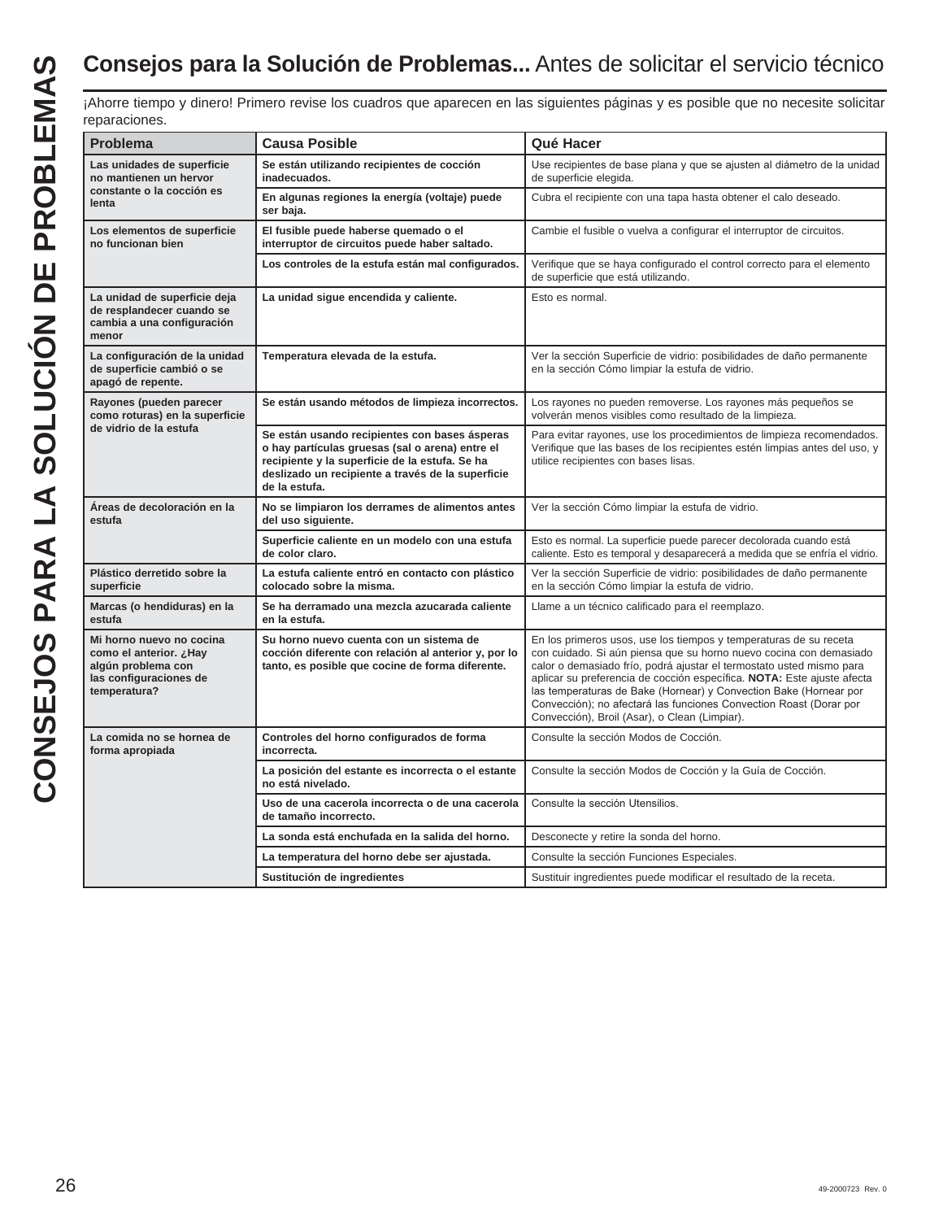# **Consejos para la Solución de Problemas...** Antes de solicitar el servicio técnico

¡Ahorre tiempo y dinero! Primero revise los cuadros que aparecen en las siguientes páginas y es posible que no necesite solicitar reparaciones.

| Problema | Causa Posible | Qué Hacer |
|---|---|---|
| **Las unidades de superficie no mantienen un hervor constante o la cocción es lenta** | **Se están utilizando recipientes de cocción inadecuados.** | Use recipientes de base plana y que se ajusten al diámetro de la unidad de superficie elegida. |
| | **En algunas regiones la energía (voltaje) puede ser baja.** | Cubra el recipiente con una tapa hasta obtener el calo deseado. |
| **Los elementos de superficie no funcionan bien** | **El fusible puede haberse quemado o el interruptor de circuitos puede haber saltado.** | Cambie el fusible o vuelva a configurar el interruptor de circuitos. |
| | **Los controles de la estufa están mal configurados.** | Verifique que se haya configurado el control correcto para el elemento de superficie que está utilizando. |
| **La unidad de superficie deja de resplandecer cuando se cambia a una configuración menor** | **La unidad sigue encendida y caliente.** | Esto es normal. |
| **La configuración de la unidad de superficie cambió o se apagó de repente.** | **Temperatura elevada de la estufa.** | Ver la sección Superficie de vidrio: posibilidades de daño permanente en la sección Cómo limpiar la estufa de vidrio. |
| **Rayones (pueden parecer como roturas) en la superficie de vidrio de la estufa** | **Se están usando métodos de limpieza incorrectos.** | Los rayones no pueden removerse. Los rayones más pequeños se volverán menos visibles como resultado de la limpieza. |
| | **Se están usando recipientes con bases ásperas o hay partículas gruesas (sal o arena) entre el recipiente y la superficie de la estufa. Se ha deslizado un recipiente a través de la superficie de la estufa.** | Para evitar rayones, use los procedimientos de limpieza recomendados. Verifique que las bases de los recipientes estén limpias antes del uso, y utilice recipientes con bases lisas. |
| **Áreas de decoloración en la estufa** | **No se limpiaron los derrames de alimentos antes del uso siguiente.** | Ver la sección Cómo limpiar la estufa de vidrio. |
| | **Superficie caliente en un modelo con una estufa de color claro.** | Esto es normal. La superficie puede parecer decolorada cuando está caliente. Esto es temporal y desaparecerá a medida que se enfría el vidrio. |
| **Plástico derretido sobre la superficie** | **La estufa caliente entró en contacto con plástico colocado sobre la misma.** | Ver la sección Superficie de vidrio: posibilidades de daño permanente en la sección Cómo limpiar la estufa de vidrio. |
| **Marcas (o hendiduras) en la estufa** | **Se ha derramado una mezcla azucarada caliente en la estufa.** | Llame a un técnico calificado para el reemplazo. |
| **Mi horno nuevo no cocina como el anterior. ¿Hay algún problema con las configuraciones de temperatura?** | **Su horno nuevo cuenta con un sistema de cocción diferente con relación al anterior y, por lo tanto, es posible que cocine de forma diferente.** | En los primeros usos, use los tiempos y temperaturas de su receta con cuidado. Si aún piensa que su horno nuevo cocina con demasiado calor o demasiado frío, podrá ajustar el termostato usted mismo para aplicar su preferencia de cocción específica. **NOTA:** Este ajuste afecta las temperaturas de Bake (Hornear) y Convection Bake (Hornear por Convección); no afectará las funciones Convection Roast (Dorar por Convección), Broil (Asar), o Clean (Limpiar). |
| **La comida no se hornea de forma apropiada** | **Controles del horno configurados de forma incorrecta.** | Consulte la sección Modos de Cocción. |
| | **La posición del estante es incorrecta o el estante no está nivelado.** | Consulte la sección Modos de Cocción y la Guía de Cocción. |
| | **Uso de una cacerola incorrecta o de una cacerola de tamaño incorrecto.** | Consulte la sección Utensilios. |
| | **La sonda está enchufada en la salida del horno.** | Desconecte y retire la sonda del horno. |
| | **La temperatura del horno debe ser ajustada.** | Consulte la sección Funciones Especiales. |
| | **Sustitución de ingredientes** | Sustituir ingredientes puede modificar el resultado de la receta. |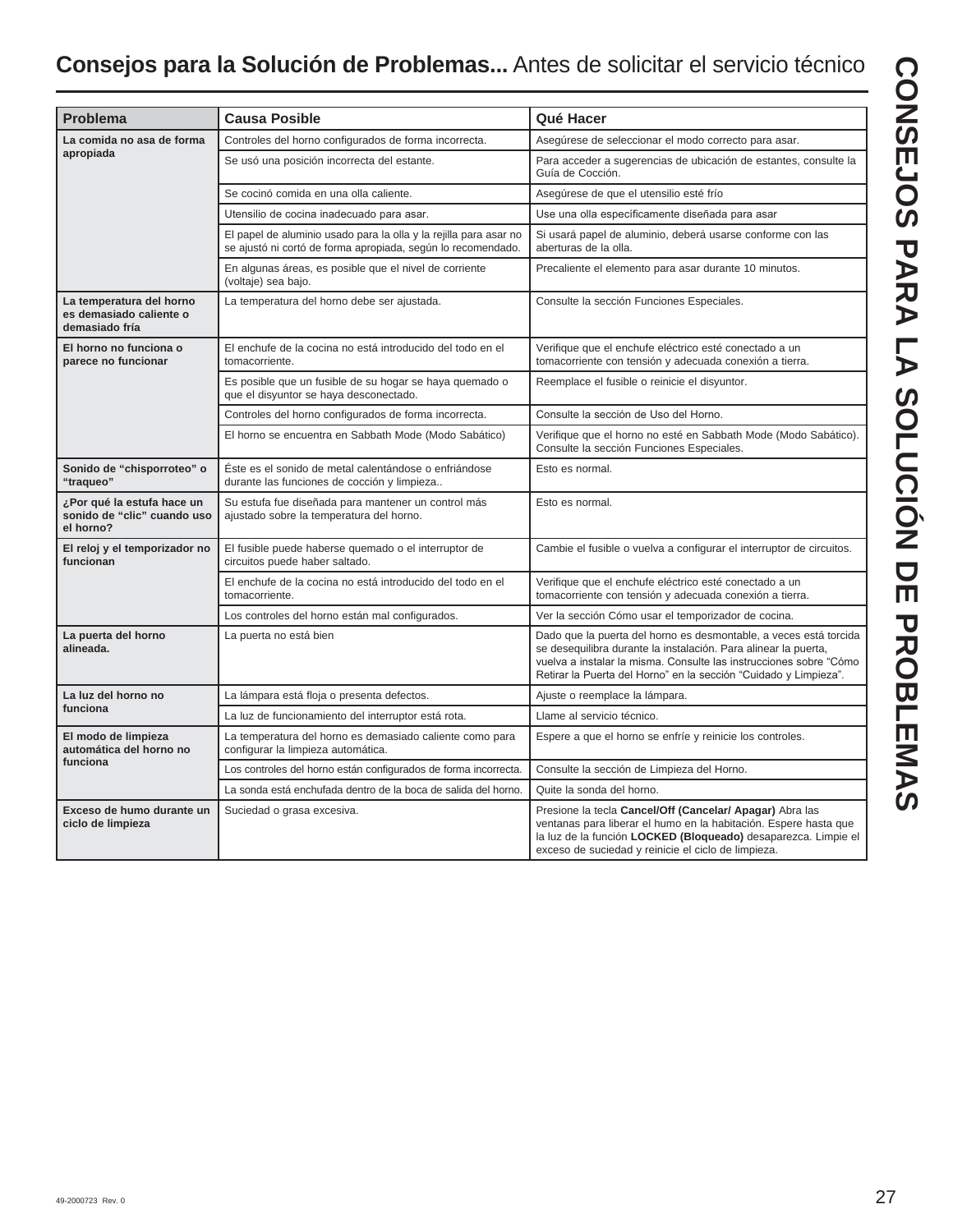# Consejos para la Solución de Problemas... Antes de solicitar el servicio técnico

| Problema | Causa Posible | Qué Hacer |
|---|---|---|
| **La comida no asa de forma apropiada** | Controles del horno configurados de forma incorrecta. | Asegúrese de seleccionar el modo correcto para asar. |
| | Se usó una posición incorrecta del estante. | Para acceder a sugerencias de ubicación de estantes, consulte la Guía de Cocción. |
| | Se cocinó comida en una olla caliente. | Asegúrese de que el utensilio esté frío |
| | Utensilio de cocina inadecuado para asar. | Use una olla específicamente diseñada para asar |
| | El papel de aluminio usado para la olla y la rejilla para asar no se ajustó ni cortó de forma apropiada, según lo recomendado. | Si usará papel de aluminio, deberá usarse conforme con las aberturas de la olla. |
| | En algunas áreas, es posible que el nivel de corriente (voltaje) sea bajo. | Precaliente el elemento para asar durante 10 minutos. |
| **La temperatura del horno es demasiado caliente o demasiado fría** | La temperatura del horno debe ser ajustada. | Consulte la sección Funciones Especiales. |
| **El horno no funciona o parece no funcionar** | El enchufe de la cocina no está introducido del todo en el tomacorriente. | Verifique que el enchufe eléctrico esté conectado a un tomacorriente con tensión y adecuada conexión a tierra. |
| | Es posible que un fusible de su hogar se haya quemado o que el disyuntor se haya desconectado. | Reemplace el fusible o reinicie el disyuntor. |
| | Controles del horno configurados de forma incorrecta. | Consulte la sección de Uso del Horno. |
| | El horno se encuentra en Sabbath Mode (Modo Sabático) | Verifique que el horno no esté en Sabbath Mode (Modo Sabático). Consulte la sección Funciones Especiales. |
| **Sonido de "chisporroteo" o "traqueo"** | Éste es el sonido de metal calentándose o enfriándose durante las funciones de cocción y limpieza.. | Esto es normal. |
| **¿Por qué la estufa hace un sonido de "clic" cuando uso el horno?** | Su estufa fue diseñada para mantener un control más ajustado sobre la temperatura del horno. | Esto es normal. |
| **El reloj y el temporizador no funcionan** | El fusible puede haberse quemado o el interruptor de circuitos puede haber saltado. | Cambie el fusible o vuelva a configurar el interruptor de circuitos. |
| | El enchufe de la cocina no está introducido del todo en el tomacorriente. | Verifique que el enchufe eléctrico esté conectado a un tomacorriente con tensión y adecuada conexión a tierra. |
| | Los controles del horno están mal configurados. | Ver la sección Cómo usar el temporizador de cocina. |
| **La puerta del horno alineada.** | La puerta no está bien | Dado que la puerta del horno es desmontable, a veces está torcida se desequilibra durante la instalación. Para alinear la puerta, vuelva a instalar la misma. Consulte las instrucciones sobre "Cómo Retirar la Puerta del Horno" en la sección "Cuidado y Limpieza". |
| **La luz del horno no funciona** | La lámpara está floja o presenta defectos. | Ajuste o reemplace la lámpara. |
| | La luz de funcionamiento del interruptor está rota. | Llame al servicio técnico. |
| **El modo de limpieza automática del horno no funciona** | La temperatura del horno es demasiado caliente como para configurar la limpieza automática. | Espere a que el horno se enfríe y reinicie los controles. |
| | Los controles del horno están configurados de forma incorrecta. | Consulte la sección de Limpieza del Horno. |
| | La sonda está enchufada dentro de la boca de salida del horno. | Quite la sonda del horno. |
| **Exceso de humo durante un ciclo de limpieza** | Suciedad o grasa excesiva. | Presione la tecla **Cancel/Off (Cancelar/ Apagar)** Abra las ventanas para liberar el humo en la habitación. Espere hasta que la luz de la función **LOCKED (Bloqueado)** desaparezca. Limpie el exceso de suciedad y reinicie el ciclo de limpieza. |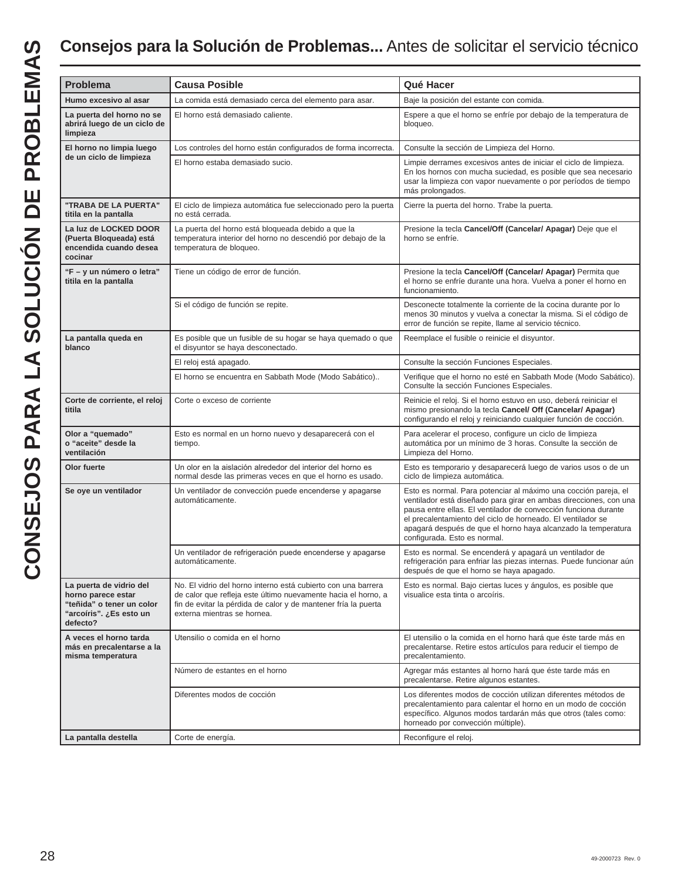# Consejos para la Solución de Problemas... Antes de solicitar el servicio técnico

| Problema | Causa Posible | Qué Hacer |
|---|---|---|
| **Humo excesivo al asar** | La comida está demasiado cerca del elemento para asar. | Baje la posición del estante con comida. |
| **La puerta del horno no se abrirá luego de un ciclo de limpieza** | El horno está demasiado caliente. | Espere a que el horno se enfríe por debajo de la temperatura de bloqueo. |
| **El horno no limpia luego de un ciclo de limpieza** | Los controles del horno están configurados de forma incorrecta. | Consulte la sección de Limpieza del Horno. |
| | El horno estaba demasiado sucio. | Limpie derrames excesivos antes de iniciar el ciclo de limpieza. En los hornos con mucha suciedad, es posible que sea necesario usar la limpieza con vapor nuevamente o por períodos de tiempo más prolongados. |
| **"TRABA DE LA PUERTA" titila en la pantalla** | El ciclo de limpieza automática fue seleccionado pero la puerta no está cerrada. | Cierre la puerta del horno. Trabe la puerta. |
| **La luz de LOCKED DOOR (Puerta Bloqueada) está encendida cuando desea cocinar** | La puerta del horno está bloqueada debido a que la temperatura interior del horno no descendió por debajo de la temperatura de bloqueo. | Presione la tecla **Cancel/Off (Cancelar/ Apagar)** Deje que el horno se enfríe. |
| **“F – y un número o letra” titila en la pantalla** | Tiene un código de error de función. | Presione la tecla **Cancel/Off (Cancelar/ Apagar)** Permita que el horno se enfríe durante una hora. Vuelva a poner el horno en funcionamiento. |
| | Si el código de función se repite. | Desconecte totalmente la corriente de la cocina durante por lo menos 30 minutos y vuelva a conectar la misma. Si el código de error de función se repite, llame al servicio técnico. |
| **La pantalla queda en blanco** | Es posible que un fusible de su hogar se haya quemado o que el disyuntor se haya desconectado. | Reemplace el fusible o reinicie el disyuntor. |
| | El reloj está apagado. | Consulte la sección Funciones Especiales. |
| | El horno se encuentra en Sabbath Mode (Modo Sabático).. | Verifique que el horno no esté en Sabbath Mode (Modo Sabático). Consulte la sección Funciones Especiales. |
| **Corte de corriente, el reloj titila** | Corte o exceso de corriente | Reinicie el reloj. Si el horno estuvo en uso, deberá reiniciar el mismo presionando la tecla **Cancel/ Off (Cancelar/ Apagar)** configurando el reloj y reiniciando cualquier función de cocción. |
| **Olor a “quemado” o “aceite” desde la ventilación** | Esto es normal en un horno nuevo y desaparecerá con el tiempo. | Para acelerar el proceso, configure un ciclo de limpieza automática por un mínimo de 3 horas. Consulte la sección de Limpieza del Horno. |
| **Olor fuerte** | Un olor en la aislación alrededor del interior del horno es normal desde las primeras veces en que el horno es usado. | Esto es temporario y desaparecerá luego de varios usos o de un ciclo de limpieza automática. |
| **Se oye un ventilador** | Un ventilador de convección puede encenderse y apagarse automáticamente. | Esto es normal. Para potenciar al máximo una cocción pareja, el ventilador está diseñado para girar en ambas direcciones, con una pausa entre ellas. El ventilador de convección funciona durante el precalentamiento del ciclo de horneado. El ventilador se apagará después de que el horno haya alcanzado la temperatura configurada. Esto es normal. |
| | Un ventilador de refrigeración puede encenderse y apagarse automáticamente. | Esto es normal. Se encenderá y apagará un ventilador de refrigeración para enfriar las piezas internas. Puede funcionar aún después de que el horno se haya apagado. |
| **La puerta de vidrio del horno parece estar “teñida” o tener un color “arcoíris”. ¿Es esto un defecto?** | No. El vidrio del horno interno está cubierto con una barrera de calor que refleja este último nuevamente hacia el horno, a fin de evitar la pérdida de calor y de mantener fría la puerta externa mientras se hornea. | Esto es normal. Bajo ciertas luces y ángulos, es posible que visualice esta tinta o arcoíris. |
| **A veces el horno tarda más en precalentarse a la misma temperatura** | Utensilio o comida en el horno | El utensilio o la comida en el horno hará que éste tarde más en precalentarse. Retire estos artículos para reducir el tiempo de precalentamiento. |
| | Número de estantes en el horno | Agregar más estantes al horno hará que éste tarde más en precalentarse. Retire algunos estantes. |
| | Diferentes modos de cocción | Los diferentes modos de cocción utilizan diferentes métodos de precalentamiento para calentar el horno en un modo de cocción específico. Algunos modos tardarán más que otros (tales como: horneado por convección múltiple). |
| **La pantalla destella** | Corte de energía. | Reconfigure el reloj. |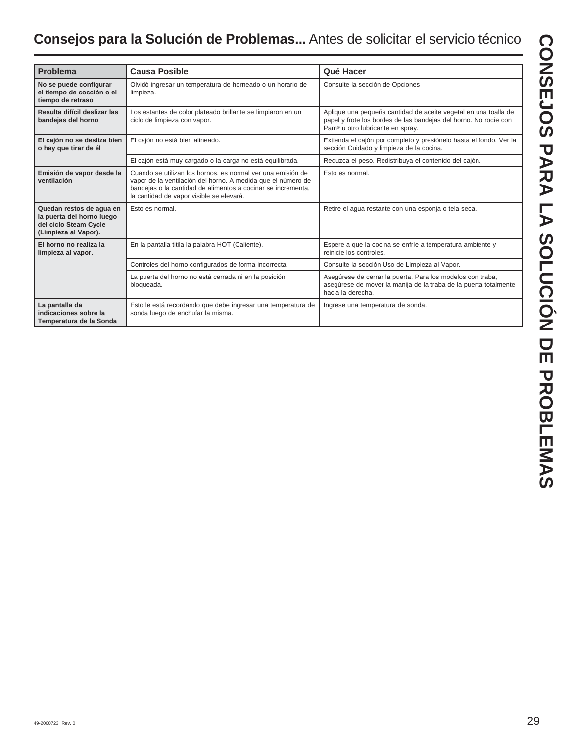# **Consejos para la Solución de Problemas...** Antes de solicitar el servicio técnico

| Problema | Causa Posible | Qué Hacer |
|---|---|---|
| **No se puede configurar el tiempo de cocción o el tiempo de retraso** | Olvidó ingresar un temperatura de horneado o un horario de limpieza. | Consulte la sección de Opciones |
| **Resulta difícil deslizar las bandejas del horno** | Los estantes de color plateado brillante se limpiaron en un ciclo de limpieza con vapor. | Aplique una pequeña cantidad de aceite vegetal en una toalla de papel y frote los bordes de las bandejas del horno. No rocíe con Pam® u otro lubricante en spray. |
| **El cajón no se desliza bien o hay que tirar de él** | El cajón no está bien alineado. | Extienda el cajón por completo y presiónelo hasta el fondo. Ver la sección Cuidado y limpieza de la cocina. |
| | El cajón está muy cargado o la carga no está equilibrada. | Reduzca el peso. Redistribuya el contenido del cajón. |
| **Emisión de vapor desde la ventilación** | Cuando se utilizan los hornos, es normal ver una emisión de vapor de la ventilación del horno. A medida que el número de bandejas o la cantidad de alimentos a cocinar se incrementa, la cantidad de vapor visible se elevará. | Esto es normal. |
| **Quedan restos de agua en la puerta del horno luego del ciclo Steam Cycle (Limpieza al Vapor).** | Esto es normal. | Retire el agua restante con una esponja o tela seca. |
| **El horno no realiza la limpieza al vapor.** | En la pantalla titila la palabra HOT (Caliente). | Espere a que la cocina se enfríe a temperatura ambiente y reinicie los controles. |
| | Controles del horno configurados de forma incorrecta. | Consulte la sección Uso de Limpieza al Vapor. |
| | La puerta del horno no está cerrada ni en la posición bloqueada. | Asegúrese de cerrar la puerta. Para los modelos con traba, asegúrese de mover la manija de la traba de la puerta totalmente hacia la derecha. |
| **La pantalla da indicaciones sobre la Temperatura de la Sonda** | Esto le está recordando que debe ingresar una temperatura de sonda luego de enchufar la misma. | Ingrese una temperatura de sonda. |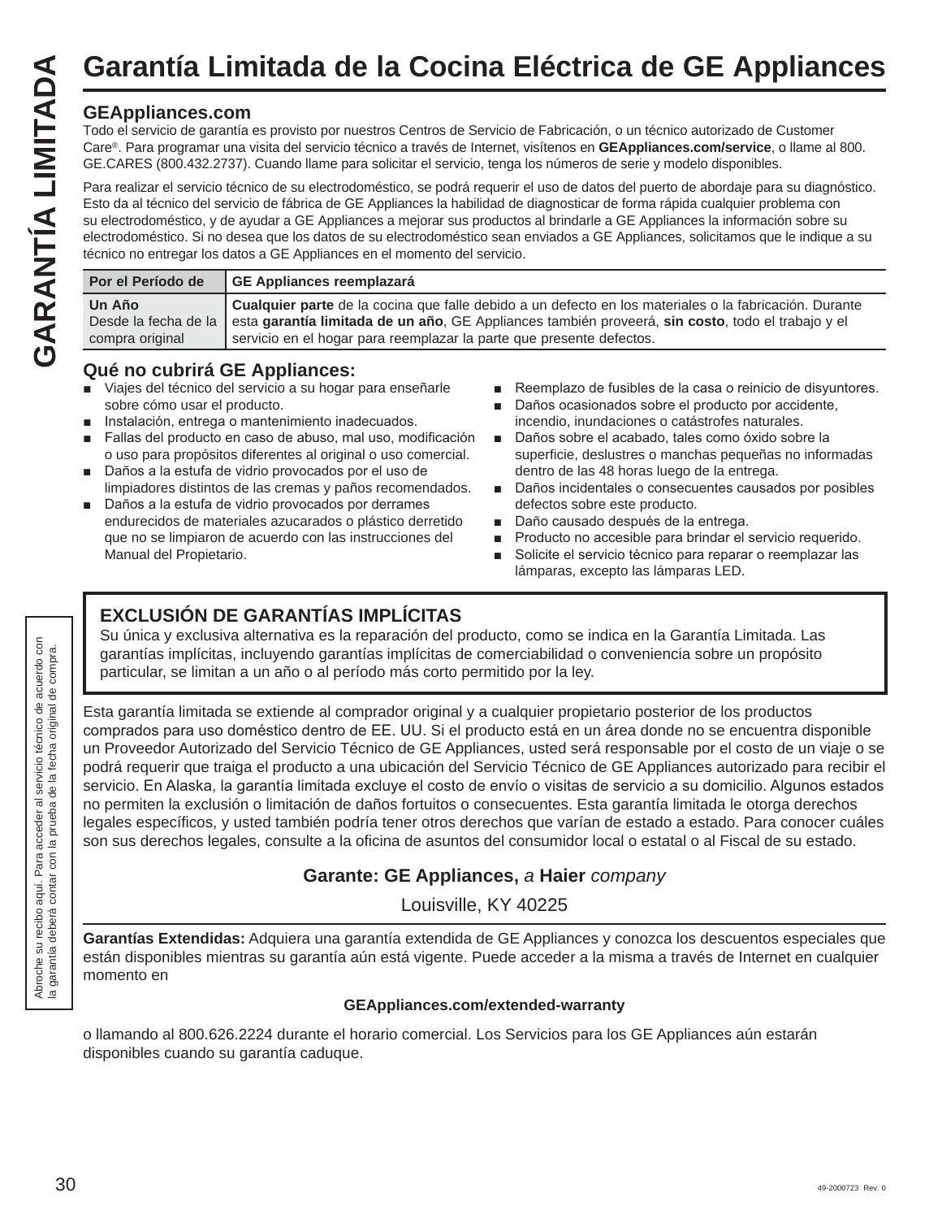# Garantía Limitada de la Cocina Eléctrica de GE Appliances

GARANTÍA LIMITADA

## GEAppliances.com

Todo el servicio de garantía es provisto por nuestros Centros de Servicio de Fabricación, o un técnico autorizado de Customer Care®. Para programar una visita del servicio técnico a través de Internet, visítenos en **GEAppliances.com/service**, o llame al 800. GE.CARES (800.432.2737). Cuando llame para solicitar el servicio, tenga los números de serie y modelo disponibles.

Para realizar el servicio técnico de su electrodoméstico, se podrá requerir el uso de datos del puerto de abordaje para su diagnóstico. Esto da al técnico del servicio de fábrica de GE Appliances la habilidad de diagnosticar de forma rápida cualquier problema con su electrodoméstico, y de ayudar a GE Appliances a mejorar sus productos al brindarle a GE Appliances la información sobre su electrodoméstico. Si no desea que los datos de su electrodoméstico sean enviados a GE Appliances, solicitamos que le indique a su técnico no entregar los datos a GE Appliances en el momento del servicio.

| Por el Período de | GE Appliances reemplazará |
|---|---|
| **Un Año** Desde la fecha de la compra original | **Cualquier parte** de la cocina que falle debido a un defecto en los materiales o la fabricación. Durante esta **garantía limitada de un año**, GE Appliances también proveerá, **sin costo**, todo el trabajo y el servicio en el hogar para reemplazar la parte que presente defectos. |

## Qué no cubrirá GE Appliances:

- Viajes del técnico del servicio a su hogar para enseñarle sobre cómo usar el producto.
- Instalación, entrega o mantenimiento inadecuados.
- Fallas del producto en caso de abuso, mal uso, modificación o uso para propósitos diferentes al original o uso comercial.
- Daños a la estufa de vidrio provocados por el uso de limpiadores distintos de las cremas y paños recomendados.
- Daños a la estufa de vidrio provocados por derrames endurecidos de materiales azucarados o plástico derretido que no se limpiaron de acuerdo con las instrucciones del Manual del Propietario.
- Reemplazo de fusibles de la casa o reinicio de disyuntores.
- Daños ocasionados sobre el producto por accidente, incendio, inundaciones o catástrofes naturales.
- Daños sobre el acabado, tales como óxido sobre la superficie, deslustres o manchas pequeñas no informadas dentro de las 48 horas luego de la entrega.
- Daños incidentales o consecuentes causados por posibles defectos sobre este producto.
- Daño causado después de la entrega.
- Producto no accesible para brindar el servicio requerido.
- Solicite el servicio técnico para reparar o reemplazar las lámparas, excepto las lámparas LED.

### EXCLUSIÓN DE GARANTÍAS IMPLÍCITAS

Su única y exclusiva alternativa es la reparación del producto, como se indica en la Garantía Limitada. Las garantías implícitas, incluyendo garantías implícitas de comerciabilidad o conveniencia sobre un propósito particular, se limitan a un año o al período más corto permitido por la ley.

Esta garantía limitada se extiende al comprador original y a cualquier propietario posterior de los productos comprados para uso doméstico dentro de EE. UU. Si el producto está en un área donde no se encuentra disponible un Proveedor Autorizado del Servicio Técnico de GE Appliances, usted será responsable por el costo de un viaje o se podrá requerir que traiga el producto a una ubicación del Servicio Técnico de GE Appliances autorizado para recibir el servicio. En Alaska, la garantía limitada excluye el costo de envío o visitas de servicio a su domicilio. Algunos estados no permiten la exclusión o limitación de daños fortuitos o consecuentes. Esta garantía limitada le otorga derechos legales específicos, y usted también podría tener otros derechos que varían de estado a estado. Para conocer cuáles son sus derechos legales, consulte a la oficina de asuntos del consumidor local o estatal o al Fiscal de su estado.

**Garante: GE Appliances,** *a* **Haier** *company*

Louisville, KY 40225

**Garantías Extendidas:** Adquiera una garantía extendida de GE Appliances y conozca los descuentos especiales que están disponibles mientras su garantía aún está vigente. Puede acceder a la misma a través de Internet en cualquier momento en

**GEAppliances.com/extended-warranty**

o llamando al 800.626.2224 durante el horario comercial. Los Servicios para los GE Appliances aún estarán disponibles cuando su garantía caduque.

Abroche su recibo aquí. Para acceder al servicio técnico de acuerdo con la garantía deberá contar con la prueba de la fecha original de compra.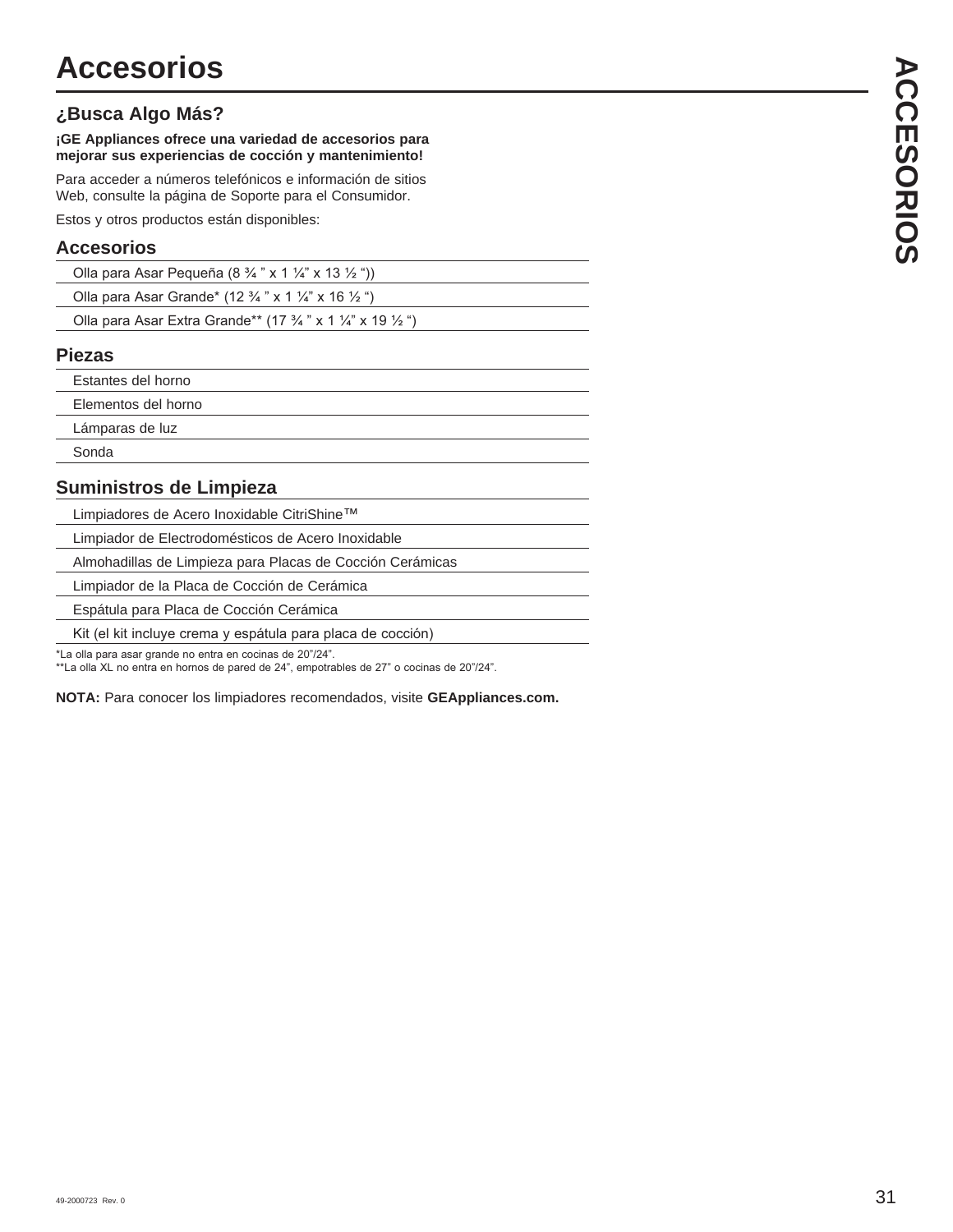# Accesorios

## ¿Busca Algo Más?

**¡GE Appliances ofrece una variedad de accesorios para mejorar sus experiencias de cocción y mantenimiento!**

Para acceder a números telefónicos e información de sitios Web, consulte la página de Soporte para el Consumidor.

Estos y otros productos están disponibles:

### Accesorios

- Olla para Asar Pequeña (8 ¾ " x 1 ¼" x 13 ½ "))
- Olla para Asar Grande* (12 ¾ " x 1 ¼" x 16 ½ ")
- Olla para Asar Extra Grande** (17 ¾ " x 1 ¼" x 19 ½ ")

### Piezas

- Estantes del horno
- Elementos del horno
- Lámparas de luz
- Sonda

### Suministros de Limpieza

- Limpiadores de Acero Inoxidable CitriShine™
- Limpiador de Electrodomésticos de Acero Inoxidable
- Almohadillas de Limpieza para Placas de Cocción Cerámicas
- Limpiador de la Placa de Cocción de Cerámica
- Espátula para Placa de Cocción Cerámica
- Kit (el kit incluye crema y espátula para placa de cocción)

*La olla para asar grande no entra en cocinas de 20"/24".
**La olla XL no entra en hornos de pared de 24", empotrables de 27" o cocinas de 20"/24".

**NOTA:** Para conocer los limpiadores recomendados, visite **GEAppliances.com.**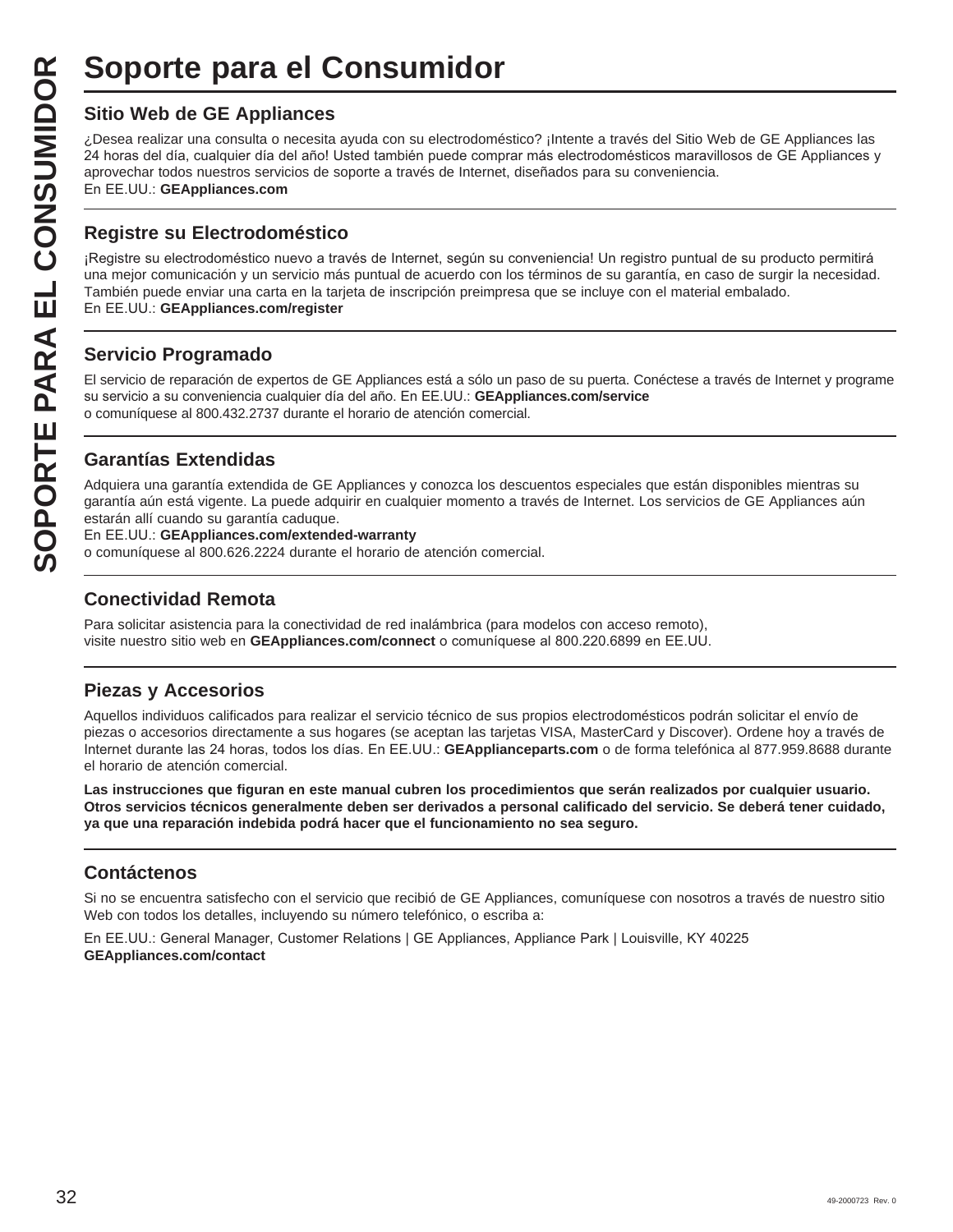# Soporte para el Consumidor

## Sitio Web de GE Appliances

¿Desea realizar una consulta o necesita ayuda con su electrodoméstico? ¡Intente a través del Sitio Web de GE Appliances las 24 horas del día, cualquier día del año! Usted también puede comprar más electrodomésticos maravillosos de GE Appliances y aprovechar todos nuestros servicios de soporte a través de Internet, diseñados para su conveniencia.
En EE.UU.: **GEAppliances.com**

## Registre su Electrodoméstico

¡Registre su electrodoméstico nuevo a través de Internet, según su conveniencia! Un registro puntual de su producto permitirá una mejor comunicación y un servicio más puntual de acuerdo con los términos de su garantía, en caso de surgir la necesidad. También puede enviar una carta en la tarjeta de inscripción preimpresa que se incluye con el material embalado.
En EE.UU.: **GEAppliances.com/register**

## Servicio Programado

El servicio de reparación de expertos de GE Appliances está a sólo un paso de su puerta. Conéctese a través de Internet y programe su servicio a su conveniencia cualquier día del año. En EE.UU.: **GEAppliances.com/service**
o comuníquese al 800.432.2737 durante el horario de atención comercial.

## Garantías Extendidas

Adquiera una garantía extendida de GE Appliances y conozca los descuentos especiales que están disponibles mientras su garantía aún está vigente. La puede adquirir en cualquier momento a través de Internet. Los servicios de GE Appliances aún estarán allí cuando su garantía caduque.
En EE.UU.: **GEAppliances.com/extended-warranty**
o comuníquese al 800.626.2224 durante el horario de atención comercial.

## Conectividad Remota

Para solicitar asistencia para la conectividad de red inalámbrica (para modelos con acceso remoto), visite nuestro sitio web en **GEAppliances.com/connect** o comuníquese al 800.220.6899 en EE.UU.

## Piezas y Accesorios

Aquellos individuos calificados para realizar el servicio técnico de sus propios electrodomésticos podrán solicitar el envío de piezas o accesorios directamente a sus hogares (se aceptan las tarjetas VISA, MasterCard y Discover). Ordene hoy a través de Internet durante las 24 horas, todos los días. En EE.UU.: **GEApplianceparts.com** o de forma telefónica al 877.959.8688 durante el horario de atención comercial.

**Las instrucciones que figuran en este manual cubren los procedimientos que serán realizados por cualquier usuario. Otros servicios técnicos generalmente deben ser derivados a personal calificado del servicio. Se deberá tener cuidado, ya que una reparación indebida podrá hacer que el funcionamiento no sea seguro.**

## Contáctenos

Si no se encuentra satisfecho con el servicio que recibió de GE Appliances, comuníquese con nosotros a través de nuestro sitio Web con todos los detalles, incluyendo su número telefónico, o escriba a:

En EE.UU.: General Manager, Customer Relations | GE Appliances, Appliance Park | Louisville, KY 40225
**GEAppliances.com/contact**